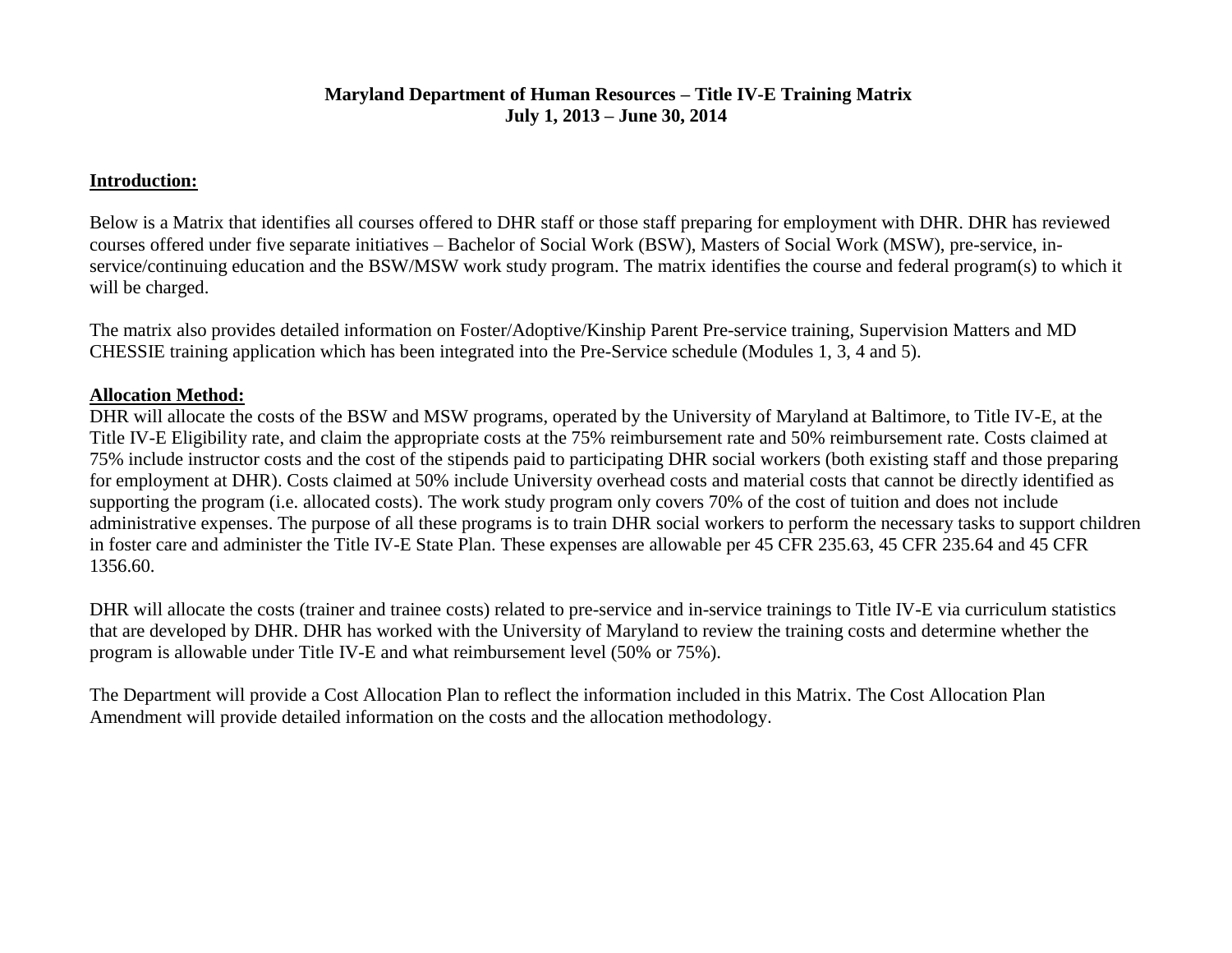# Maryland Department of Human Resources – Title IV-E Training Matrix

**July 1, 2013 – June 30, 2014**

## Introduction:

Below is a Matrix that identifies all courses offered to DHR staff or those staff preparing for employment with DHR. DHR has reviewed courses offered under five separate initiatives – Bachelor of Social Work (BSW), Masters of Social Work (MSW), pre-service, in-service/continuing education and the BSW/MSW work study program. The matrix identifies the course and federal program(s) to which it will be charged.

The matrix also provides detailed information on Foster/Adoptive/Kinship Parent Pre-service training, Supervision Matters and MD CHESSIE training application which has been integrated into the Pre-Service schedule (Modules 1, 3, 4 and 5).

## Allocation Method:

DHR will allocate the costs of the BSW and MSW programs, operated by the University of Maryland at Baltimore, to Title IV-E, at the Title IV-E Eligibility rate, and claim the appropriate costs at the 75% reimbursement rate and 50% reimbursement rate. Costs claimed at 75% include instructor costs and the cost of the stipends paid to participating DHR social workers (both existing staff and those preparing for employment at DHR). Costs claimed at 50% include University overhead costs and material costs that cannot be directly identified as supporting the program (i.e. allocated costs). The work study program only covers 70% of the cost of tuition and does not include administrative expenses. The purpose of all these programs is to train DHR social workers to perform the necessary tasks to support children in foster care and administer the Title IV-E State Plan. These expenses are allowable per 45 CFR 235.63, 45 CFR 235.64 and 45 CFR 1356.60.

DHR will allocate the costs (trainer and trainee costs) related to pre-service and in-service trainings to Title IV-E via curriculum statistics that are developed by DHR. DHR has worked with the University of Maryland to review the training costs and determine whether the program is allowable under Title IV-E and what reimbursement level (50% or 75%).

The Department will provide a Cost Allocation Plan to reflect the information included in this Matrix. The Cost Allocation Plan Amendment will provide detailed information on the costs and the allocation methodology.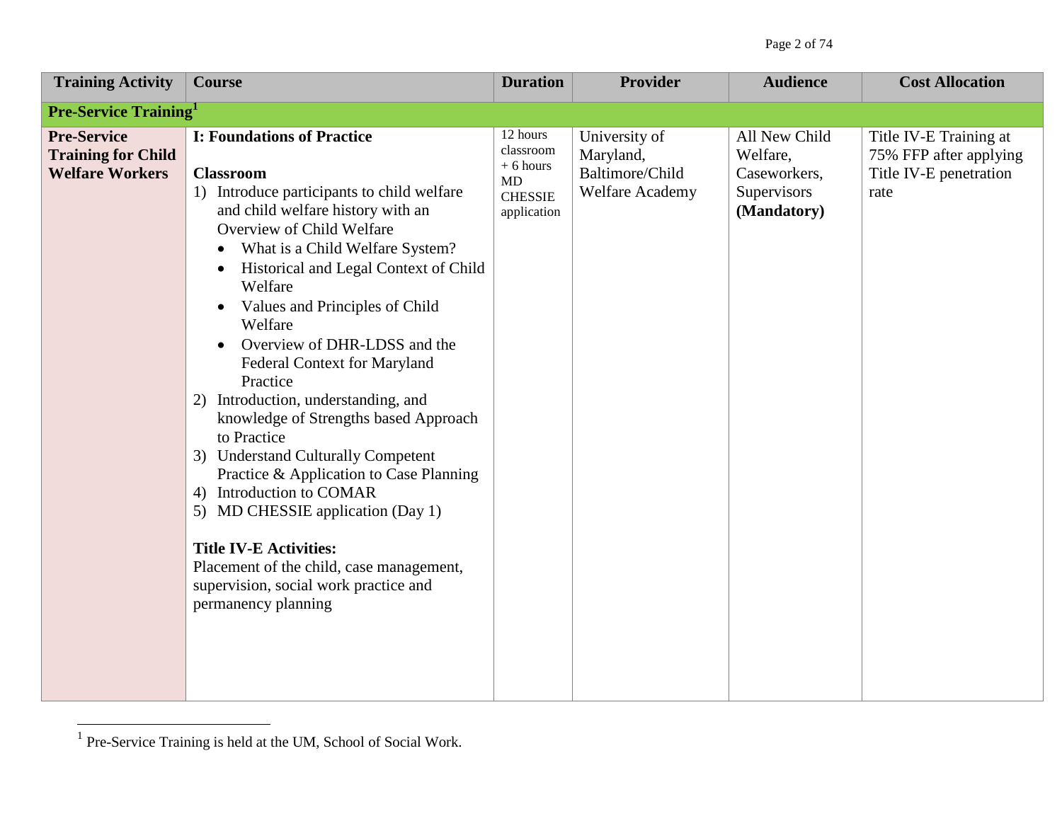| Training Activity | Course | Duration | Provider | Audience | Cost Allocation |
|---|---|---|---|---|---|
| **Pre-Service Training**[1] | | | | | |
| **Pre-Service Training for Child Welfare Workers** | **I: Foundations of Practice**<br><br>**Classroom**<br>1) Introduce participants to child welfare and child welfare history with an Overview of Child Welfare<br>• What is a Child Welfare System?<br>• Historical and Legal Context of Child Welfare<br>• Values and Principles of Child Welfare<br>• Overview of DHR-LDSS and the Federal Context for Maryland Practice<br>2) Introduction, understanding, and knowledge of Strengths based Approach to Practice<br>3) Understand Culturally Competent Practice & Application to Case Planning<br>4) Introduction to COMAR<br>5) MD CHESSIE application (Day 1)<br><br>**Title IV-E Activities:**<br>Placement of the child, case management, supervision, social work practice and permanency planning | 12 hours classroom + 6 hours MD CHESSIE application | University of Maryland, Baltimore/Child Welfare Academy | All New Child Welfare, Caseworkers, Supervisors **(Mandatory)** | Title IV-E Training at 75% FFP after applying Title IV-E penetration rate |

[1] Pre-Service Training is held at the UM, School of Social Work.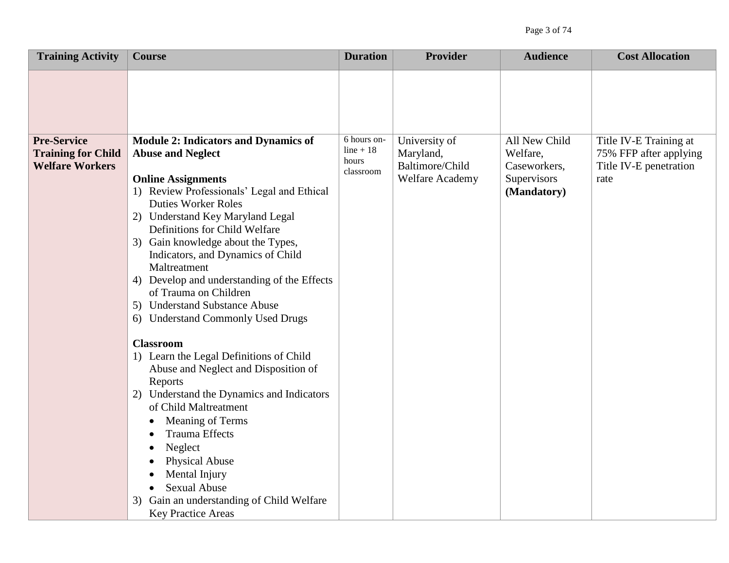| Training Activity | Course | Duration | Provider | Audience | Cost Allocation |
|---|---|---|---|---|---|
| | | | | | |
| **Pre-Service Training for Child Welfare Workers** | **Module 2: Indicators and Dynamics of Abuse and Neglect**<br><br>**Online Assignments**<br>1) Review Professionals' Legal and Ethical Duties Worker Roles<br>2) Understand Key Maryland Legal Definitions for Child Welfare<br>3) Gain knowledge about the Types, Indicators, and Dynamics of Child Maltreatment<br>4) Develop and understanding of the Effects of Trauma on Children<br>5) Understand Substance Abuse<br>6) Understand Commonly Used Drugs<br><br>**Classroom**<br>1) Learn the Legal Definitions of Child Abuse and Neglect and Disposition of Reports<br>2) Understand the Dynamics and Indicators of Child Maltreatment<br>• Meaning of Terms<br>• Trauma Effects<br>• Neglect<br>• Physical Abuse<br>• Mental Injury<br>• Sexual Abuse<br>3) Gain an understanding of Child Welfare Key Practice Areas | 6 hours on-line + 18 hours classroom | University of Maryland, Baltimore/Child Welfare Academy | All New Child Welfare, Caseworkers, Supervisors **(Mandatory)** | Title IV-E Training at 75% FFP after applying Title IV-E penetration rate |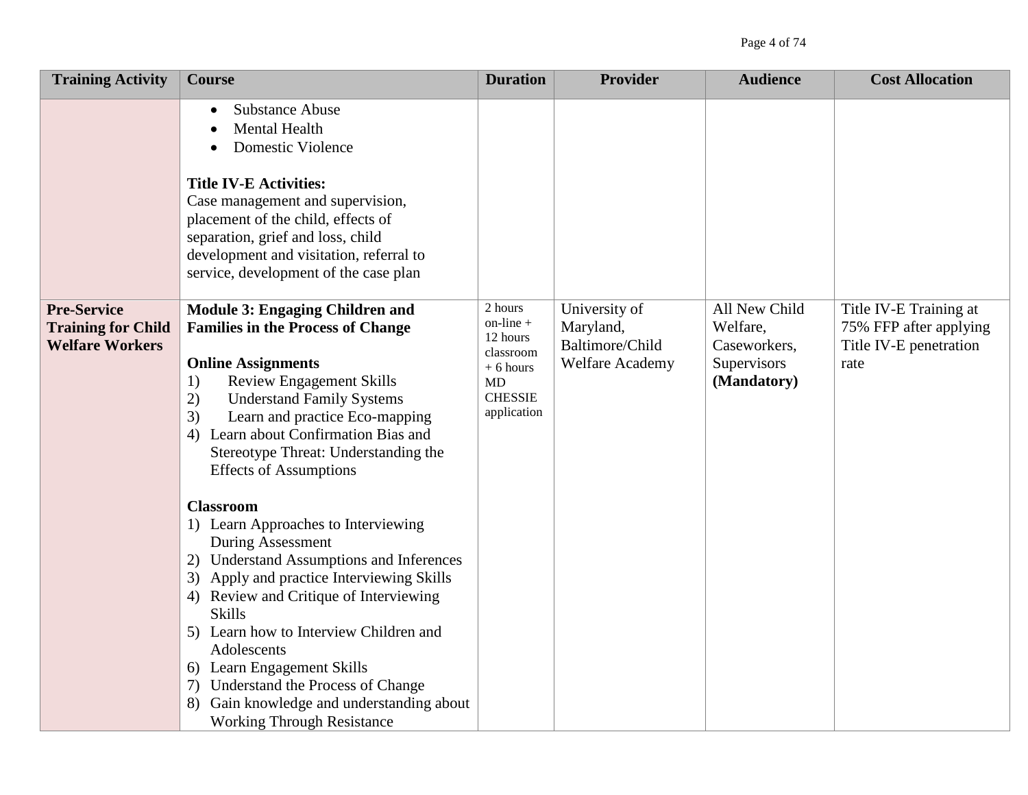| Training Activity | Course | Duration | Provider | Audience | Cost Allocation |
|---|---|---|---|---|---|
| | • Substance Abuse<br>• Mental Health<br>• Domestic Violence<br><br>**Title IV-E Activities:**<br>Case management and supervision, placement of the child, effects of separation, grief and loss, child development and visitation, referral to service, development of the case plan | | | | |
| **Pre-Service Training for Child Welfare Workers** | **Module 3: Engaging Children and Families in the Process of Change**<br><br>**Online Assignments**<br>1) Review Engagement Skills<br>2) Understand Family Systems<br>3) Learn and practice Eco-mapping<br>4) Learn about Confirmation Bias and Stereotype Threat: Understanding the Effects of Assumptions<br><br>**Classroom**<br>1) Learn Approaches to Interviewing During Assessment<br>2) Understand Assumptions and Inferences<br>3) Apply and practice Interviewing Skills<br>4) Review and Critique of Interviewing Skills<br>5) Learn how to Interview Children and Adolescents<br>6) Learn Engagement Skills<br>7) Understand the Process of Change<br>8) Gain knowledge and understanding about Working Through Resistance | 2 hours on-line + 12 hours classroom + 6 hours MD CHESSIE application | University of Maryland, Baltimore/Child Welfare Academy | All New Child Welfare, Caseworkers, Supervisors **(Mandatory)** | Title IV-E Training at 75% FFP after applying Title IV-E penetration rate |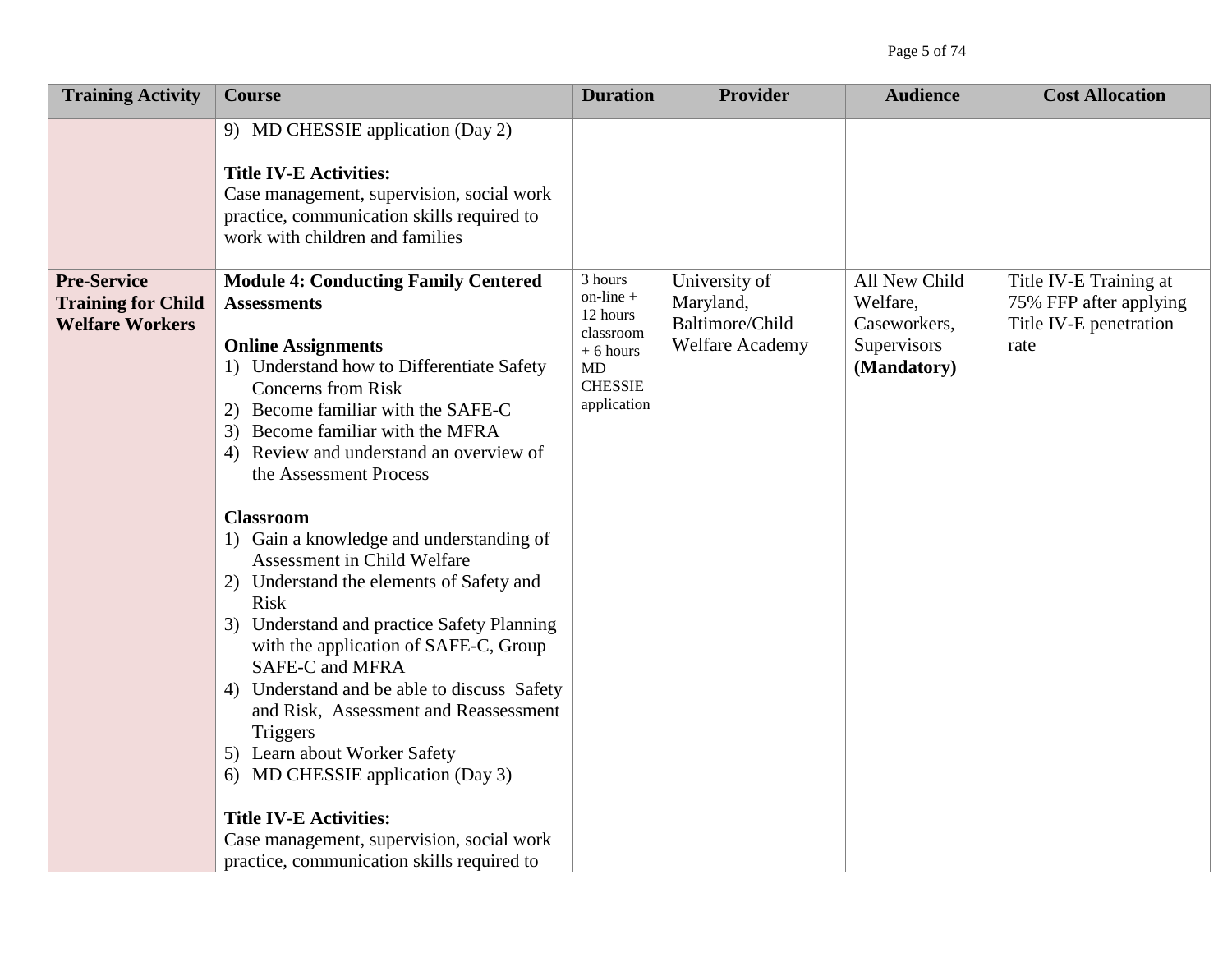| Training Activity | Course | Duration | Provider | Audience | Cost Allocation |
|---|---|---|---|---|---|
| | 9) MD CHESSIE application (Day 2)<br><br>**Title IV-E Activities:**<br>Case management, supervision, social work practice, communication skills required to work with children and families | | | | |
| **Pre-Service Training for Child Welfare Workers** | **Module 4: Conducting Family Centered Assessments**<br><br>**Online Assignments**<br>1) Understand how to Differentiate Safety Concerns from Risk<br>2) Become familiar with the SAFE-C<br>3) Become familiar with the MFRA<br>4) Review and understand an overview of the Assessment Process<br><br>**Classroom**<br>1) Gain a knowledge and understanding of Assessment in Child Welfare<br>2) Understand the elements of Safety and Risk<br>3) Understand and practice Safety Planning with the application of SAFE-C, Group SAFE-C and MFRA<br>4) Understand and be able to discuss Safety and Risk, Assessment and Reassessment Triggers<br>5) Learn about Worker Safety<br>6) MD CHESSIE application (Day 3)<br><br>**Title IV-E Activities:**<br>Case management, supervision, social work practice, communication skills required to | 3 hours on-line + 12 hours classroom + 6 hours MD CHESSIE application | University of Maryland, Baltimore/Child Welfare Academy | All New Child Welfare, Caseworkers, Supervisors **(Mandatory)** | Title IV-E Training at 75% FFP after applying Title IV-E penetration rate |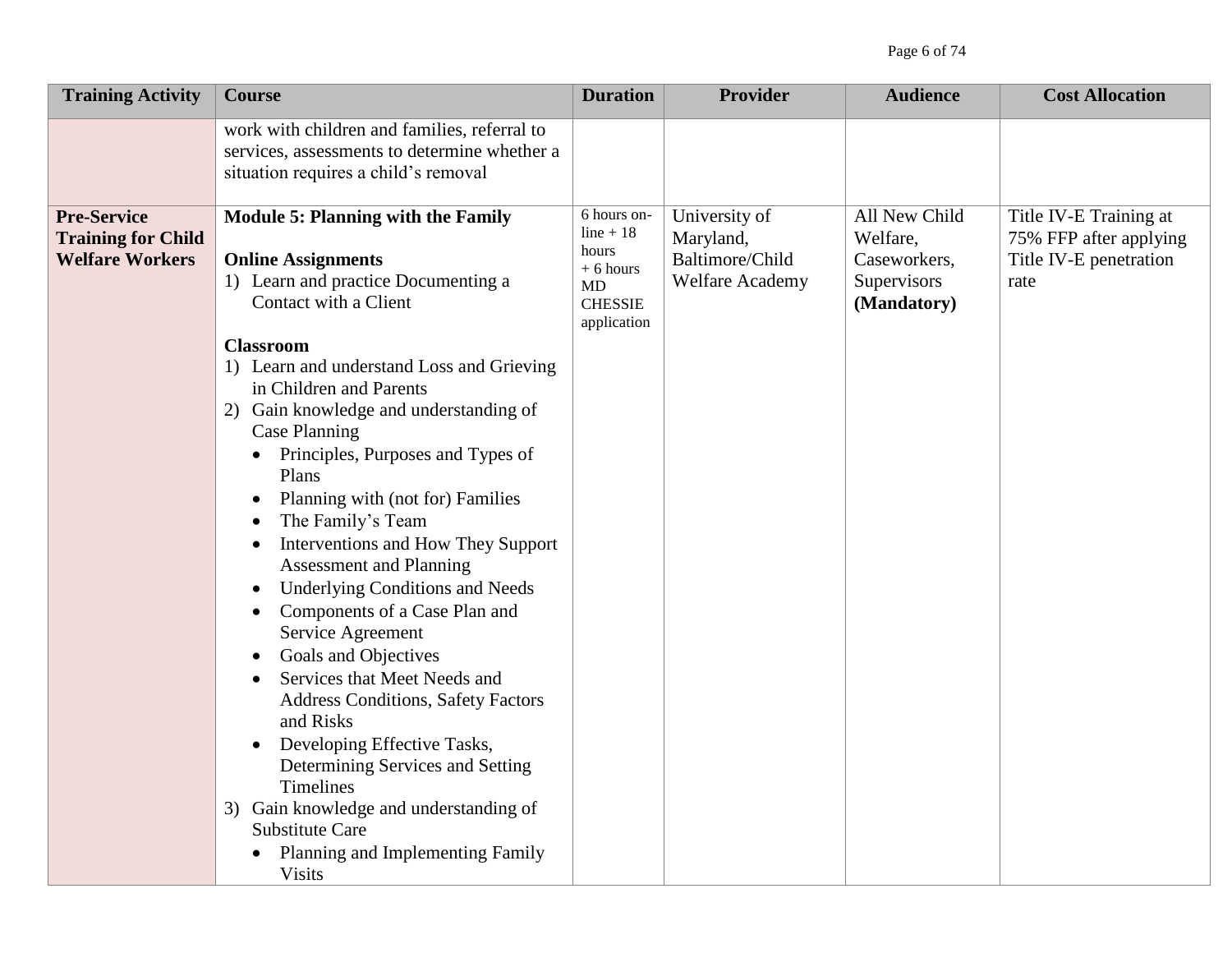| Training Activity | Course | Duration | Provider | Audience | Cost Allocation |
|---|---|---|---|---|---|
| | work with children and families, referral to services, assessments to determine whether a situation requires a child's removal | | | | |
| **Pre-Service Training for Child Welfare Workers** | **Module 5: Planning with the Family**<br><br>**Online Assignments**<br>1) Learn and practice Documenting a Contact with a Client<br><br>**Classroom**<br>1) Learn and understand Loss and Grieving in Children and Parents<br>2) Gain knowledge and understanding of Case Planning<br>• Principles, Purposes and Types of Plans<br>• Planning with (not for) Families<br>• The Family's Team<br>• Interventions and How They Support Assessment and Planning<br>• Underlying Conditions and Needs<br>• Components of a Case Plan and Service Agreement<br>• Goals and Objectives<br>• Services that Meet Needs and Address Conditions, Safety Factors and Risks<br>• Developing Effective Tasks, Determining Services and Setting Timelines<br>3) Gain knowledge and understanding of Substitute Care<br>• Planning and Implementing Family Visits | 6 hours on-line + 18 hours + 6 hours MD CHESSIE application | University of Maryland, Baltimore/Child Welfare Academy | All New Child Welfare, Caseworkers, Supervisors **(Mandatory)** | Title IV-E Training at 75% FFP after applying Title IV-E penetration rate |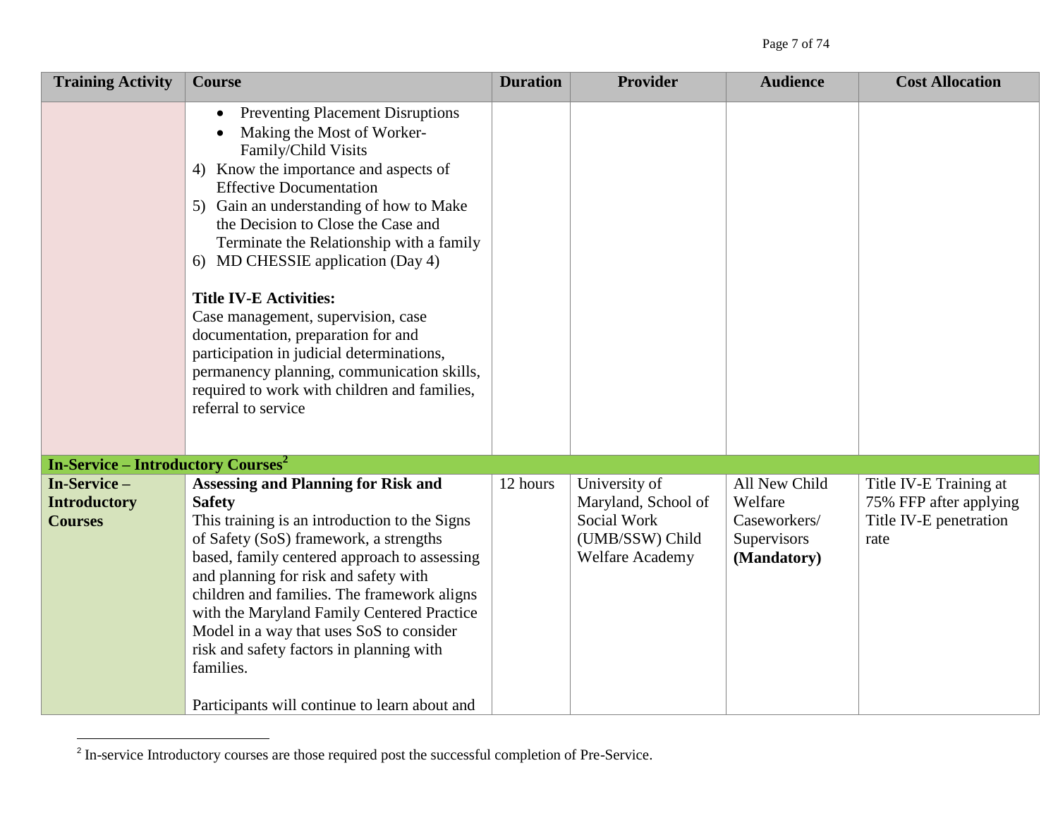| Training Activity | Course | Duration | Provider | Audience | Cost Allocation |
|---|---|---|---|---|---|
| | • Preventing Placement Disruptions<br>• Making the Most of Worker-Family/Child Visits<br>4) Know the importance and aspects of Effective Documentation<br>5) Gain an understanding of how to Make the Decision to Close the Case and Terminate the Relationship with a family<br>6) MD CHESSIE application (Day 4)<br><br>**Title IV-E Activities:**<br>Case management, supervision, case documentation, preparation for and participation in judicial determinations, permanency planning, communication skills, required to work with children and families, referral to service | | | | |
| **In-Service – Introductory Courses[2]** | | | | | |
| **In-Service – Introductory Courses** | **Assessing and Planning for Risk and Safety**<br>This training is an introduction to the Signs of Safety (SoS) framework, a strengths based, family centered approach to assessing and planning for risk and safety with children and families. The framework aligns with the Maryland Family Centered Practice Model in a way that uses SoS to consider risk and safety factors in planning with families.<br><br>Participants will continue to learn about and | 12 hours | University of Maryland, School of Social Work (UMB/SSW) Child Welfare Academy | All New Child Welfare Caseworkers/ Supervisors **(Mandatory)** | Title IV-E Training at 75% FFP after applying Title IV-E penetration rate |

[2] In-service Introductory courses are those required post the successful completion of Pre-Service.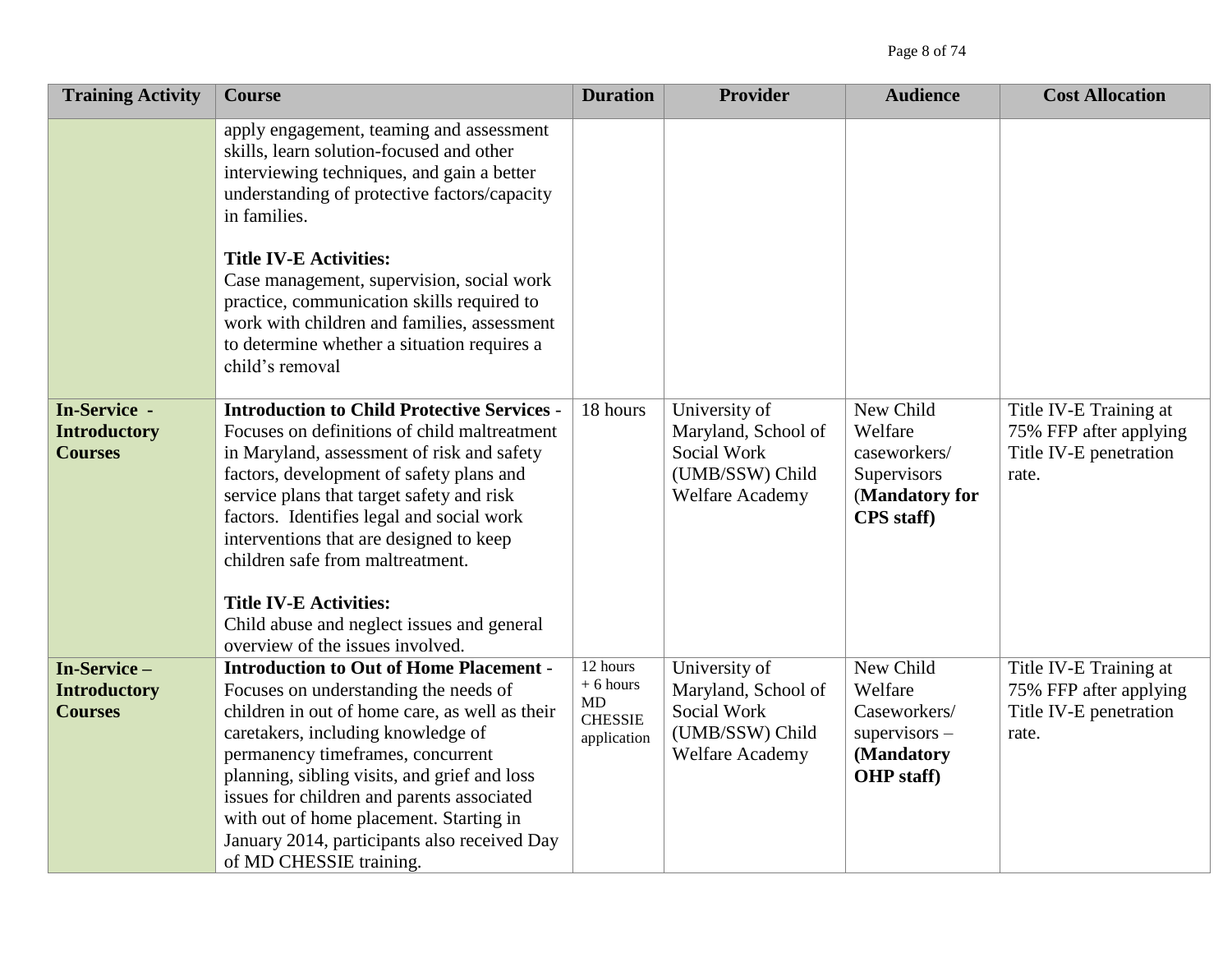| Training Activity | Course | Duration | Provider | Audience | Cost Allocation |
|---|---|---|---|---|---|
| | apply engagement, teaming and assessment skills, learn solution-focused and other interviewing techniques, and gain a better understanding of protective factors/capacity in families.<br><br>**Title IV-E Activities:**<br>Case management, supervision, social work practice, communication skills required to work with children and families, assessment to determine whether a situation requires a child's removal | | | | |
| **In-Service - Introductory Courses** | **Introduction to Child Protective Services** - Focuses on definitions of child maltreatment in Maryland, assessment of risk and safety factors, development of safety plans and service plans that target safety and risk factors. Identifies legal and social work interventions that are designed to keep children safe from maltreatment.<br><br>**Title IV-E Activities:**<br>Child abuse and neglect issues and general overview of the issues involved. | 18 hours | University of Maryland, School of Social Work (UMB/SSW) Child Welfare Academy | New Child Welfare caseworkers/ Supervisors (**Mandatory for CPS staff)** | Title IV-E Training at 75% FFP after applying Title IV-E penetration rate. |
| **In-Service – Introductory Courses** | **Introduction to Out of Home Placement** - Focuses on understanding the needs of children in out of home care, as well as their caretakers, including knowledge of permanency timeframes, concurrent planning, sibling visits, and grief and loss issues for children and parents associated with out of home placement. Starting in January 2014, participants also received Day of MD CHESSIE training. | 12 hours + 6 hours MD CHESSIE application | University of Maryland, School of Social Work (UMB/SSW) Child Welfare Academy | New Child Welfare Caseworkers/ supervisors – **(Mandatory OHP staff)** | Title IV-E Training at 75% FFP after applying Title IV-E penetration rate. |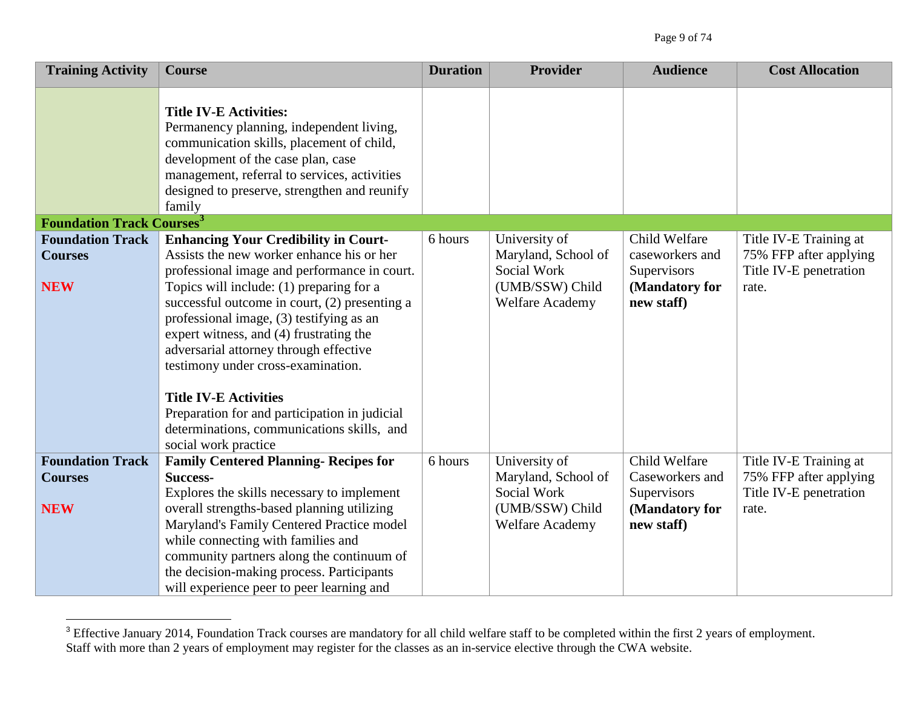| Training Activity | Course | Duration | Provider | Audience | Cost Allocation |
|---|---|---|---|---|---|
| | **Title IV-E Activities:** Permanency planning, independent living, communication skills, placement of child, development of the case plan, case management, referral to services, activities designed to preserve, strengthen and reunify family | | | | |
| **Foundation Track Courses[3]** | | | | | |
| **Foundation Track Courses** **NEW** | **Enhancing Your Credibility in Court-** Assists the new worker enhance his or her professional image and performance in court. Topics will include: (1) preparing for a successful outcome in court, (2) presenting a professional image, (3) testifying as an expert witness, and (4) frustrating the adversarial attorney through effective testimony under cross-examination. **Title IV-E Activities** Preparation for and participation in judicial determinations, communications skills, and social work practice | 6 hours | University of Maryland, School of Social Work (UMB/SSW) Child Welfare Academy | Child Welfare caseworkers and Supervisors **(Mandatory for new staff)** | Title IV-E Training at 75% FFP after applying Title IV-E penetration rate. |
| **Foundation Track Courses** **NEW** | **Family Centered Planning- Recipes for Success-** Explores the skills necessary to implement overall strengths-based planning utilizing Maryland's Family Centered Practice model while connecting with families and community partners along the continuum of the decision-making process. Participants will experience peer to peer learning and | 6 hours | University of Maryland, School of Social Work (UMB/SSW) Child Welfare Academy | Child Welfare Caseworkers and Supervisors **(Mandatory for new staff)** | Title IV-E Training at 75% FFP after applying Title IV-E penetration rate. |

[3] Effective January 2014, Foundation Track courses are mandatory for all child welfare staff to be completed within the first 2 years of employment. Staff with more than 2 years of employment may register for the classes as an in-service elective through the CWA website.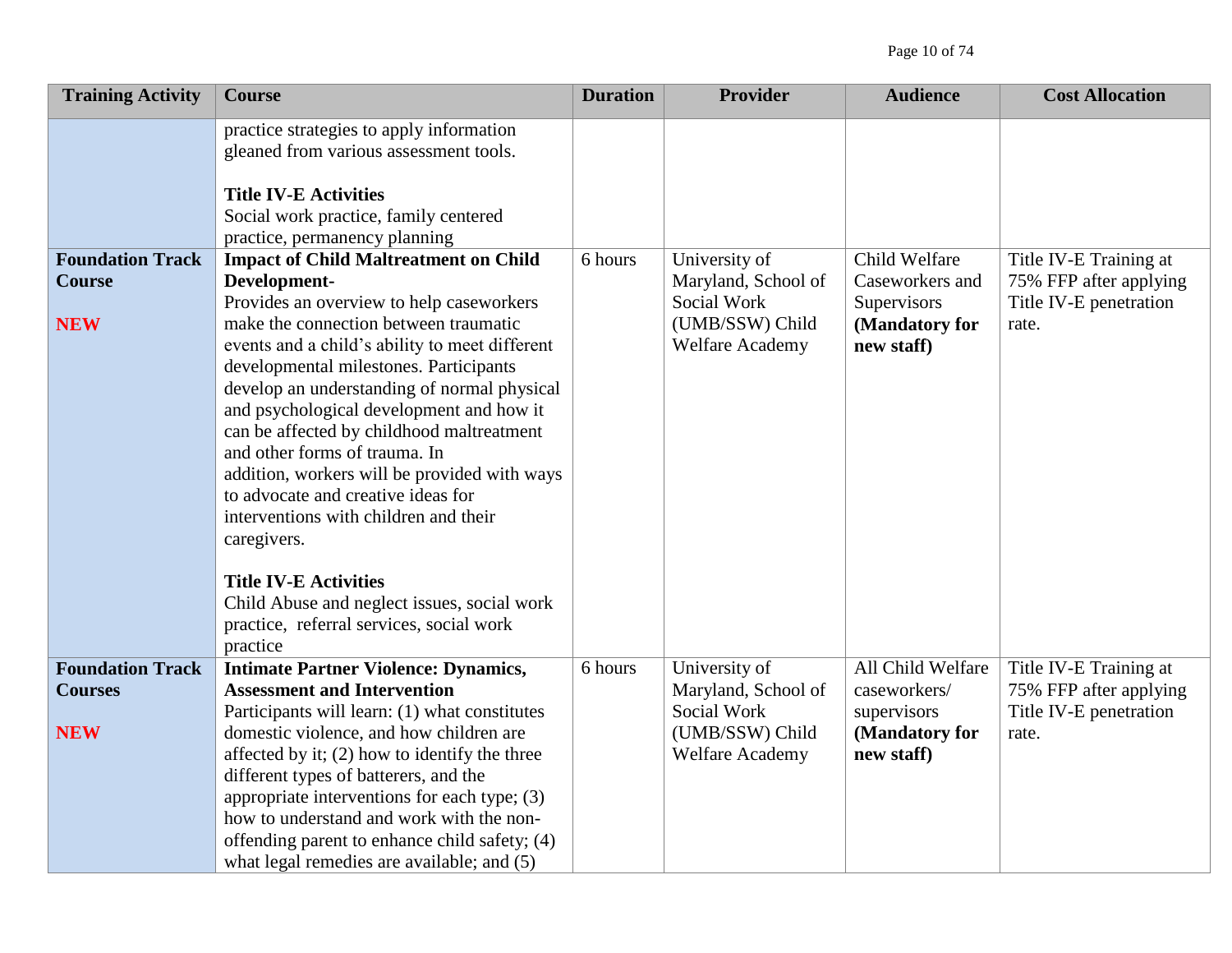| Training Activity | Course | Duration | Provider | Audience | Cost Allocation |
|---|---|---|---|---|---|
| | practice strategies to apply information gleaned from various assessment tools.<br><br>**Title IV-E Activities**<br>Social work practice, family centered practice, permanency planning | | | | |
| **Foundation Track Course**<br><br>**NEW** | **Impact of Child Maltreatment on Child Development-**<br>Provides an overview to help caseworkers make the connection between traumatic events and a child's ability to meet different developmental milestones. Participants develop an understanding of normal physical and psychological development and how it can be affected by childhood maltreatment and other forms of trauma. In addition, workers will be provided with ways to advocate and creative ideas for interventions with children and their caregivers.<br><br>**Title IV-E Activities**<br>Child Abuse and neglect issues, social work practice, referral services, social work practice | 6 hours | University of Maryland, School of Social Work (UMB/SSW) Child Welfare Academy | Child Welfare Caseworkers and Supervisors **(Mandatory for new staff)** | Title IV-E Training at 75% FFP after applying Title IV-E penetration rate. |
| **Foundation Track Courses**<br><br>**NEW** | **Intimate Partner Violence: Dynamics, Assessment and Intervention**<br>Participants will learn: (1) what constitutes domestic violence, and how children are affected by it; (2) how to identify the three different types of batterers, and the appropriate interventions for each type; (3) how to understand and work with the non-offending parent to enhance child safety; (4) what legal remedies are available; and (5) | 6 hours | University of Maryland, School of Social Work (UMB/SSW) Child Welfare Academy | All Child Welfare caseworkers/ supervisors **(Mandatory for new staff)** | Title IV-E Training at 75% FFP after applying Title IV-E penetration rate. |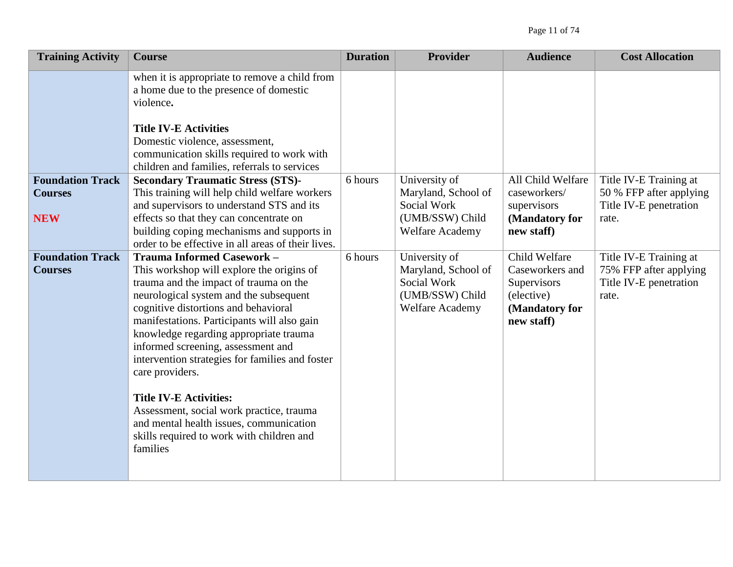| Training Activity | Course | Duration | Provider | Audience | Cost Allocation |
|---|---|---|---|---|---|
| | when it is appropriate to remove a child from a home due to the presence of domestic violence**.**<br><br>**Title IV-E Activities**<br>Domestic violence, assessment, communication skills required to work with children and families, referrals to services | | | | |
| **Foundation Track Courses**<br><br>**NEW** | **Secondary Traumatic Stress (STS)-**<br>This training will help child welfare workers and supervisors to understand STS and its effects so that they can concentrate on building coping mechanisms and supports in order to be effective in all areas of their lives. | 6 hours | University of Maryland, School of Social Work (UMB/SSW) Child Welfare Academy | All Child Welfare caseworkers/ supervisors **(Mandatory for new staff)** | Title IV-E Training at 50 % FFP after applying Title IV-E penetration rate. |
| **Foundation Track Courses** | **Trauma Informed Casework –**<br>This workshop will explore the origins of trauma and the impact of trauma on the neurological system and the subsequent cognitive distortions and behavioral manifestations. Participants will also gain knowledge regarding appropriate trauma informed screening, assessment and intervention strategies for families and foster care providers.<br><br>**Title IV-E Activities:**<br>Assessment, social work practice, trauma and mental health issues, communication skills required to work with children and families | 6 hours | University of Maryland, School of Social Work (UMB/SSW) Child Welfare Academy | Child Welfare Caseworkers and Supervisors (elective) **(Mandatory for new staff)** | Title IV-E Training at 75% FFP after applying Title IV-E penetration rate. |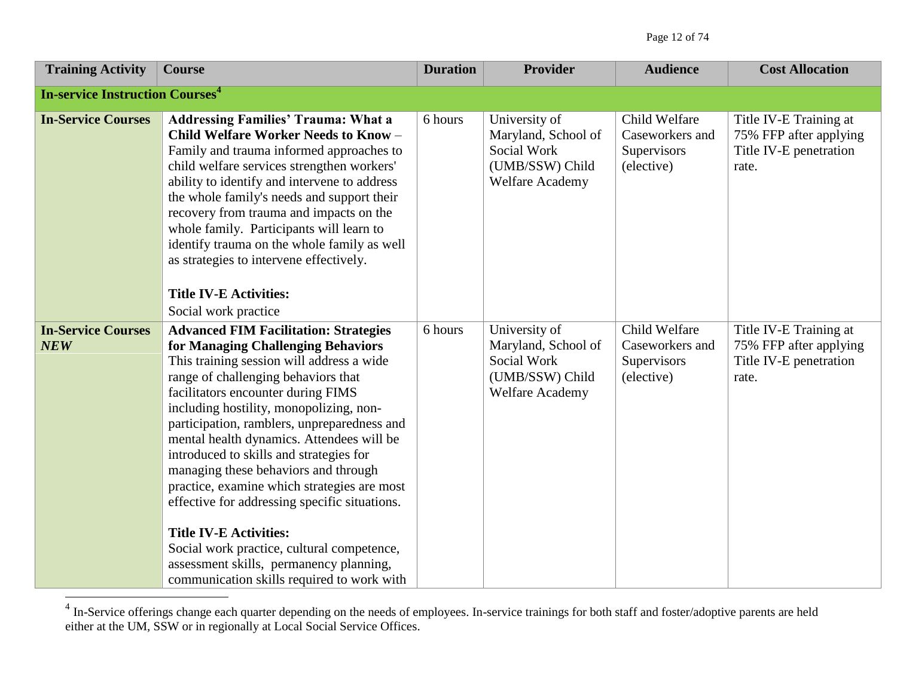| Training Activity | Course | Duration | Provider | Audience | Cost Allocation |
|---|---|---|---|---|---|
| **In-service Instruction Courses**[4] | | | | | |
| **In-Service Courses** | **Addressing Families' Trauma: What a Child Welfare Worker Needs to Know** – Family and trauma informed approaches to child welfare services strengthen workers' ability to identify and intervene to address the whole family's needs and support their recovery from trauma and impacts on the whole family. Participants will learn to identify trauma on the whole family as well as strategies to intervene effectively. <br><br> **Title IV-E Activities:** <br> Social work practice | 6 hours | University of Maryland, School of Social Work (UMB/SSW) Child Welfare Academy | Child Welfare Caseworkers and Supervisors (elective) | Title IV-E Training at 75% FFP after applying Title IV-E penetration rate. |
| **In-Service Courses** ***NEW*** | **Advanced FIM Facilitation: Strategies for Managing Challenging Behaviors** This training session will address a wide range of challenging behaviors that facilitators encounter during FIMS including hostility, monopolizing, non-participation, ramblers, unpreparedness and mental health dynamics. Attendees will be introduced to skills and strategies for managing these behaviors and through practice, examine which strategies are most effective for addressing specific situations. <br><br> **Title IV-E Activities:** <br> Social work practice, cultural competence, assessment skills, permanency planning, communication skills required to work with | 6 hours | University of Maryland, School of Social Work (UMB/SSW) Child Welfare Academy | Child Welfare Caseworkers and Supervisors (elective) | Title IV-E Training at 75% FFP after applying Title IV-E penetration rate. |

[4] In-Service offerings change each quarter depending on the needs of employees. In-service trainings for both staff and foster/adoptive parents are held either at the UM, SSW or in regionally at Local Social Service Offices.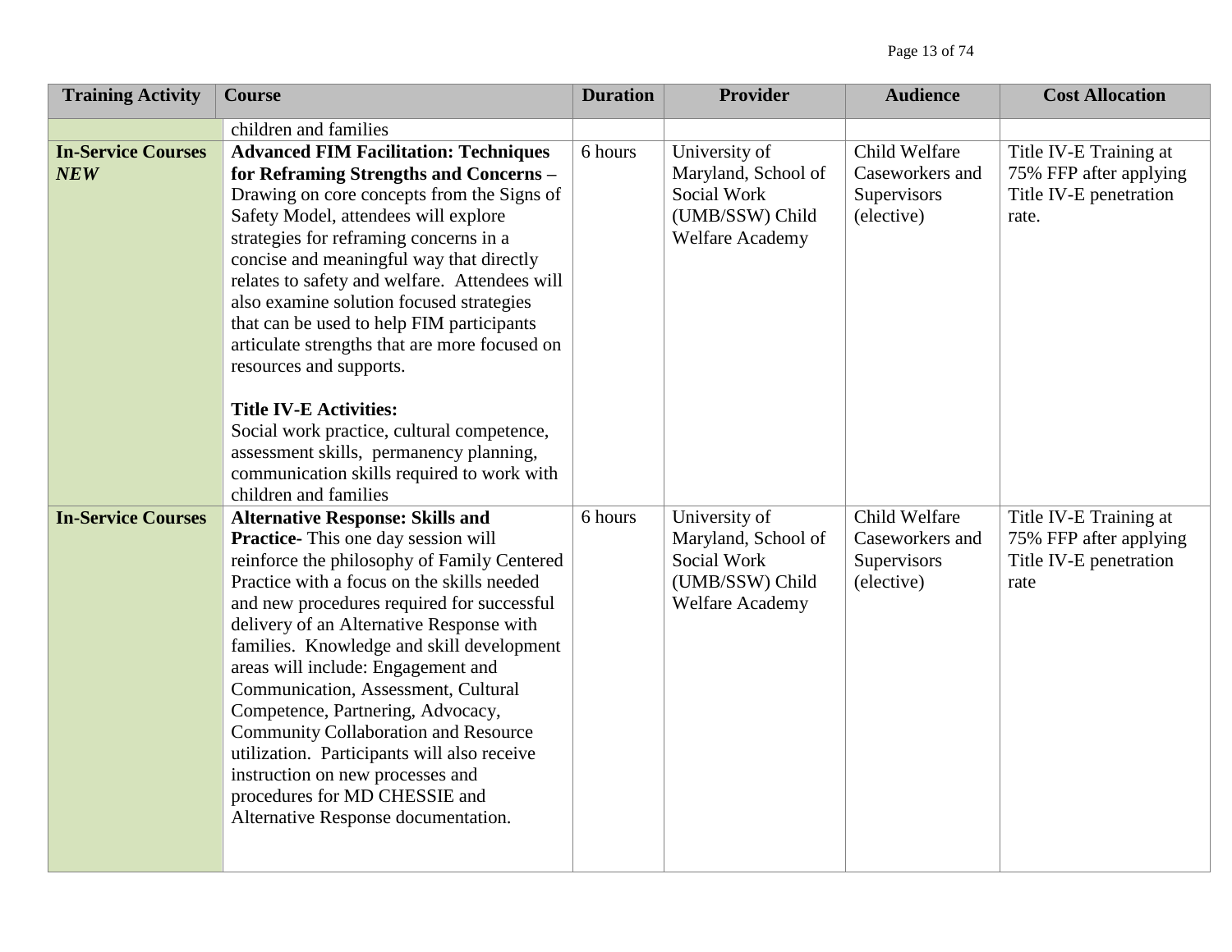| Training Activity | Course | Duration | Provider | Audience | Cost Allocation |
|---|---|---|---|---|---|
| | children and families | | | | |
| **In-Service Courses** ***NEW*** | **Advanced FIM Facilitation: Techniques for Reframing Strengths and Concerns –** Drawing on core concepts from the Signs of Safety Model, attendees will explore strategies for reframing concerns in a concise and meaningful way that directly relates to safety and welfare. Attendees will also examine solution focused strategies that can be used to help FIM participants articulate strengths that are more focused on resources and supports.<br><br>**Title IV-E Activities:**<br>Social work practice, cultural competence, assessment skills, permanency planning, communication skills required to work with children and families | 6 hours | University of Maryland, School of Social Work (UMB/SSW) Child Welfare Academy | Child Welfare Caseworkers and Supervisors (elective) | Title IV-E Training at 75% FFP after applying Title IV-E penetration rate. |
| **In-Service Courses** | **Alternative Response: Skills and Practice-** This one day session will reinforce the philosophy of Family Centered Practice with a focus on the skills needed and new procedures required for successful delivery of an Alternative Response with families. Knowledge and skill development areas will include: Engagement and Communication, Assessment, Cultural Competence, Partnering, Advocacy, Community Collaboration and Resource utilization. Participants will also receive instruction on new processes and procedures for MD CHESSIE and Alternative Response documentation. | 6 hours | University of Maryland, School of Social Work (UMB/SSW) Child Welfare Academy | Child Welfare Caseworkers and Supervisors (elective) | Title IV-E Training at 75% FFP after applying Title IV-E penetration rate |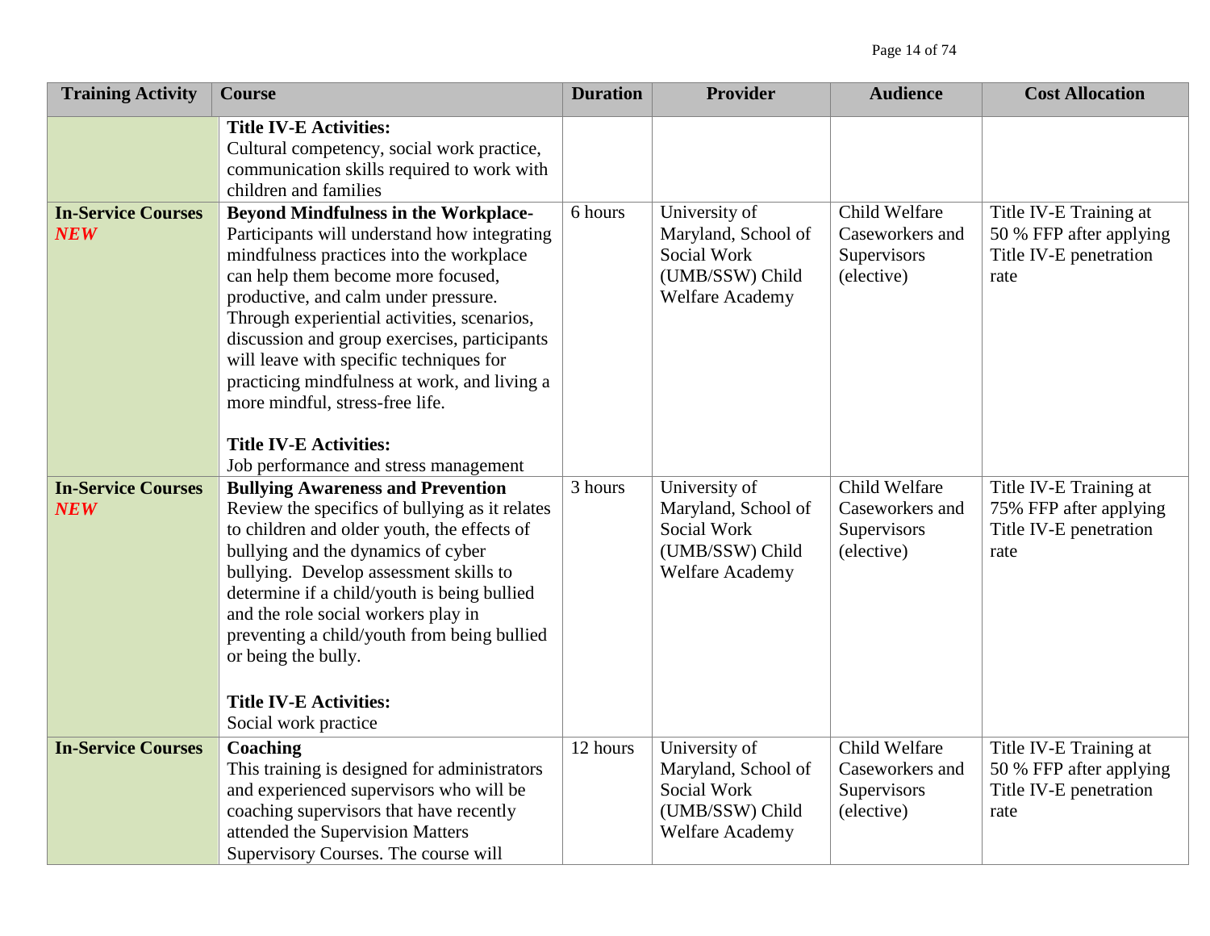| Training Activity | Course | Duration | Provider | Audience | Cost Allocation |
|---|---|---|---|---|---|
| | **Title IV-E Activities:**<br>Cultural competency, social work practice, communication skills required to work with children and families | | | | |
| **In-Service Courses** ***NEW*** | **Beyond Mindfulness in the Workplace-** Participants will understand how integrating mindfulness practices into the workplace can help them become more focused, productive, and calm under pressure. Through experiential activities, scenarios, discussion and group exercises, participants will leave with specific techniques for practicing mindfulness at work, and living a more mindful, stress-free life.<br><br>**Title IV-E Activities:**<br>Job performance and stress management | 6 hours | University of Maryland, School of Social Work (UMB/SSW) Child Welfare Academy | Child Welfare Caseworkers and Supervisors (elective) | Title IV-E Training at 50 % FFP after applying Title IV-E penetration rate |
| **In-Service Courses** ***NEW*** | **Bullying Awareness and Prevention**<br>Review the specifics of bullying as it relates to children and older youth, the effects of bullying and the dynamics of cyber bullying. Develop assessment skills to determine if a child/youth is being bullied and the role social workers play in preventing a child/youth from being bullied or being the bully.<br><br>**Title IV-E Activities:**<br>Social work practice | 3 hours | University of Maryland, School of Social Work (UMB/SSW) Child Welfare Academy | Child Welfare Caseworkers and Supervisors (elective) | Title IV-E Training at 75% FFP after applying Title IV-E penetration rate |
| **In-Service Courses** | **Coaching**<br>This training is designed for administrators and experienced supervisors who will be coaching supervisors that have recently attended the Supervision Matters Supervisory Courses. The course will | 12 hours | University of Maryland, School of Social Work (UMB/SSW) Child Welfare Academy | Child Welfare Caseworkers and Supervisors (elective) | Title IV-E Training at 50 % FFP after applying Title IV-E penetration rate |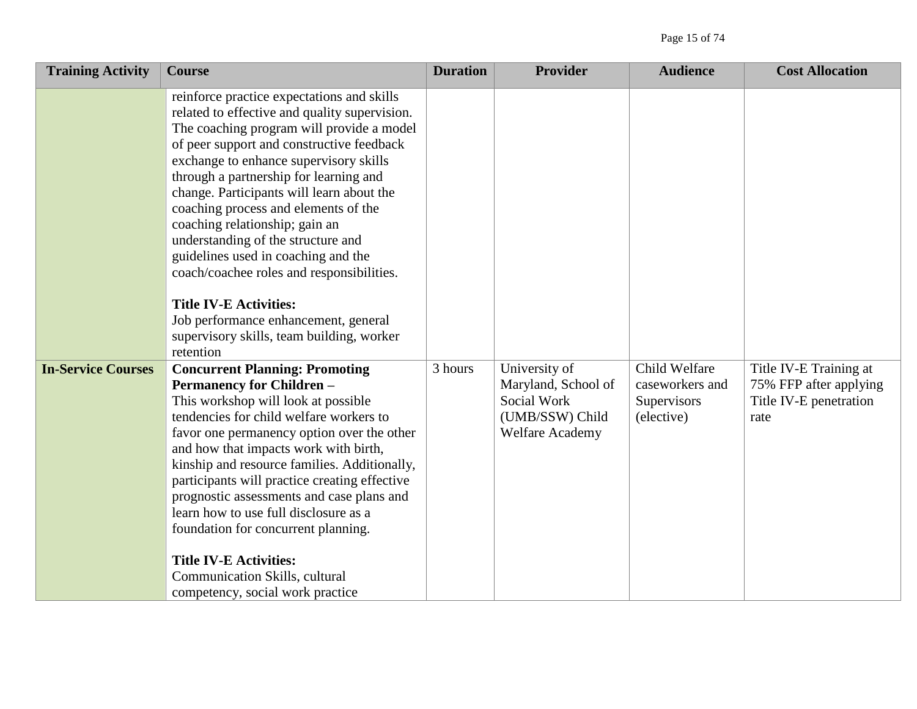| Training Activity | Course | Duration | Provider | Audience | Cost Allocation |
|---|---|---|---|---|---|
| | reinforce practice expectations and skills related to effective and quality supervision. The coaching program will provide a model of peer support and constructive feedback exchange to enhance supervisory skills through a partnership for learning and change. Participants will learn about the coaching process and elements of the coaching relationship; gain an understanding of the structure and guidelines used in coaching and the coach/coachee roles and responsibilities.<br><br>**Title IV-E Activities:**<br>Job performance enhancement, general supervisory skills, team building, worker retention | | | | |
| **In-Service Courses** | **Concurrent Planning: Promoting Permanency for Children –**<br>This workshop will look at possible tendencies for child welfare workers to favor one permanency option over the other and how that impacts work with birth, kinship and resource families. Additionally, participants will practice creating effective prognostic assessments and case plans and learn how to use full disclosure as a foundation for concurrent planning.<br><br>**Title IV-E Activities:**<br>Communication Skills, cultural competency, social work practice | 3 hours | University of Maryland, School of Social Work (UMB/SSW) Child Welfare Academy | Child Welfare caseworkers and Supervisors (elective) | Title IV-E Training at 75% FFP after applying Title IV-E penetration rate |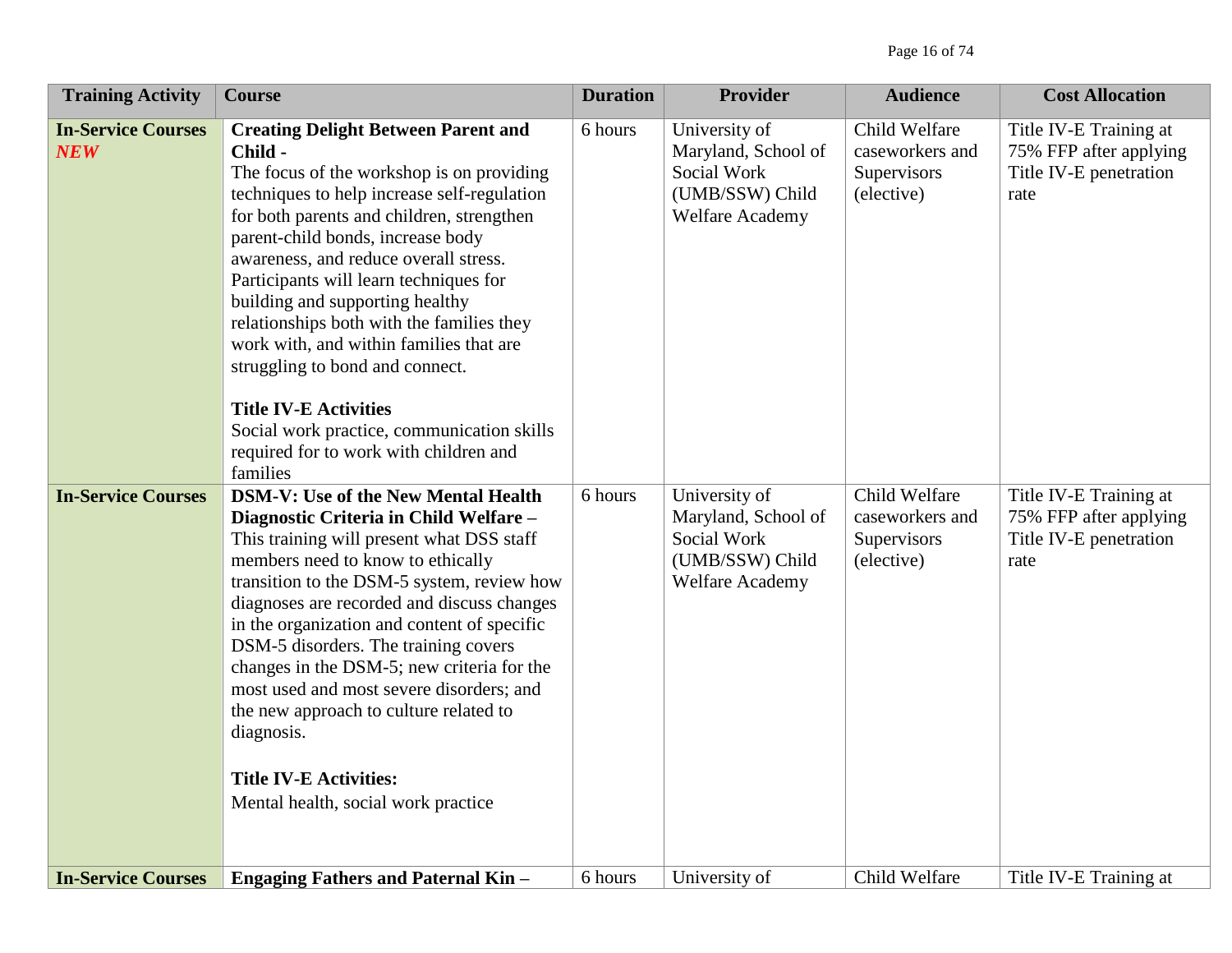| Training Activity | Course | Duration | Provider | Audience | Cost Allocation |
|---|---|---|---|---|---|
| **In-Service Courses** ***NEW*** | **Creating Delight Between Parent and Child -** The focus of the workshop is on providing techniques to help increase self-regulation for both parents and children, strengthen parent-child bonds, increase body awareness, and reduce overall stress. Participants will learn techniques for building and supporting healthy relationships both with the families they work with, and within families that are struggling to bond and connect. <br><br> **Title IV-E Activities** <br> Social work practice, communication skills required for to work with children and families | 6 hours | University of Maryland, School of Social Work (UMB/SSW) Child Welfare Academy | Child Welfare caseworkers and Supervisors (elective) | Title IV-E Training at 75% FFP after applying Title IV-E penetration rate |
| **In-Service Courses** | **DSM-V: Use of the New Mental Health Diagnostic Criteria in Child Welfare –** This training will present what DSS staff members need to know to ethically transition to the DSM-5 system, review how diagnoses are recorded and discuss changes in the organization and content of specific DSM-5 disorders. The training covers changes in the DSM-5; new criteria for the most used and most severe disorders; and the new approach to culture related to diagnosis. <br><br> **Title IV-E Activities:** <br> Mental health, social work practice | 6 hours | University of Maryland, School of Social Work (UMB/SSW) Child Welfare Academy | Child Welfare caseworkers and Supervisors (elective) | Title IV-E Training at 75% FFP after applying Title IV-E penetration rate |
| **In-Service Courses** | **Engaging Fathers and Paternal Kin –** | 6 hours | University of | Child Welfare | Title IV-E Training at |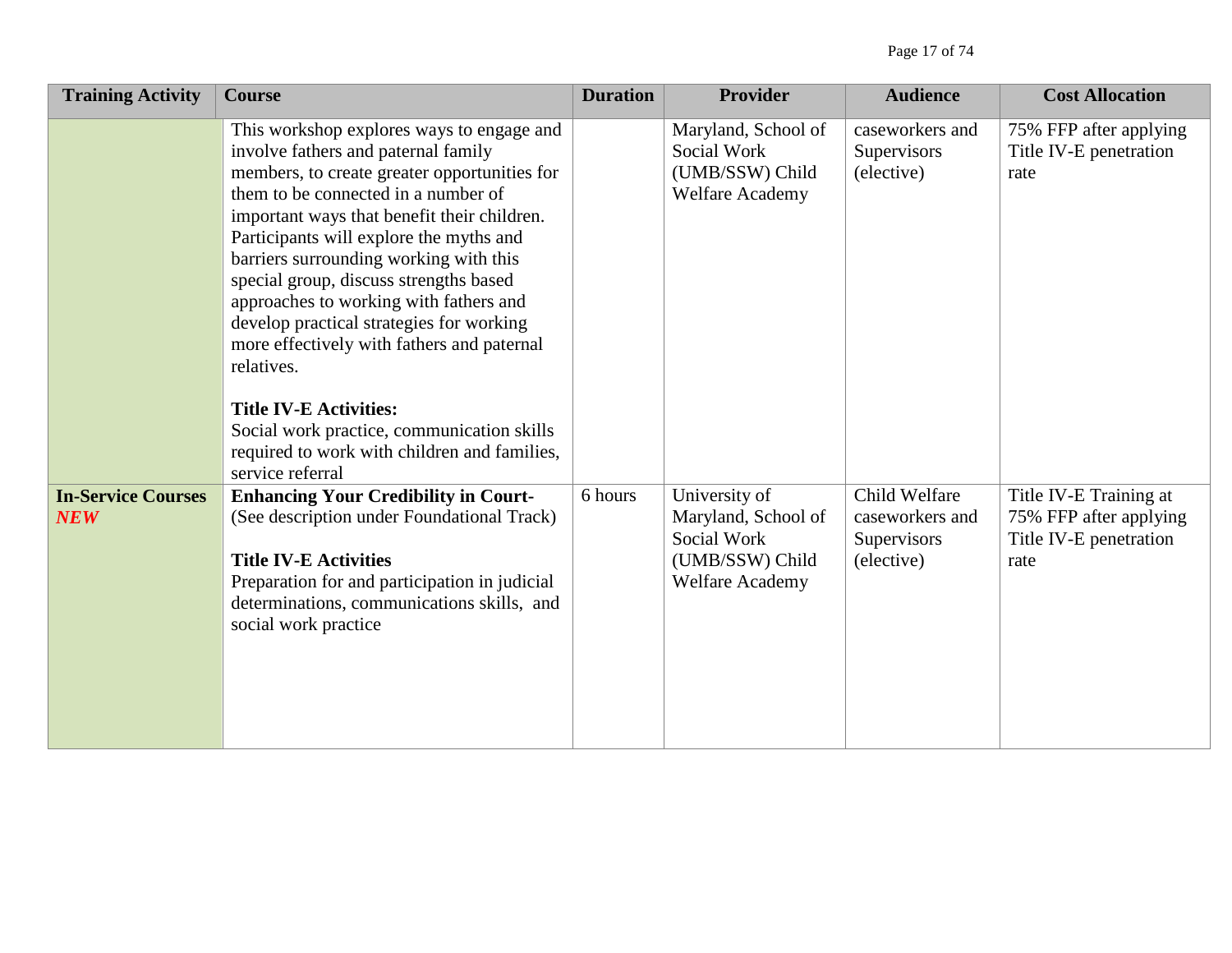| Training Activity | Course | Duration | Provider | Audience | Cost Allocation |
|---|---|---|---|---|---|
| | This workshop explores ways to engage and involve fathers and paternal family members, to create greater opportunities for them to be connected in a number of important ways that benefit their children. Participants will explore the myths and barriers surrounding working with this special group, discuss strengths based approaches to working with fathers and develop practical strategies for working more effectively with fathers and paternal relatives.<br><br>**Title IV-E Activities:**<br>Social work practice, communication skills required to work with children and families, service referral | | Maryland, School of Social Work (UMB/SSW) Child Welfare Academy | caseworkers and Supervisors (elective) | 75% FFP after applying Title IV-E penetration rate |
| **In-Service Courses** ***NEW*** | **Enhancing Your Credibility in Court-** (See description under Foundational Track)<br><br>**Title IV-E Activities**<br>Preparation for and participation in judicial determinations, communications skills, and social work practice | 6 hours | University of Maryland, School of Social Work (UMB/SSW) Child Welfare Academy | Child Welfare caseworkers and Supervisors (elective) | Title IV-E Training at 75% FFP after applying Title IV-E penetration rate |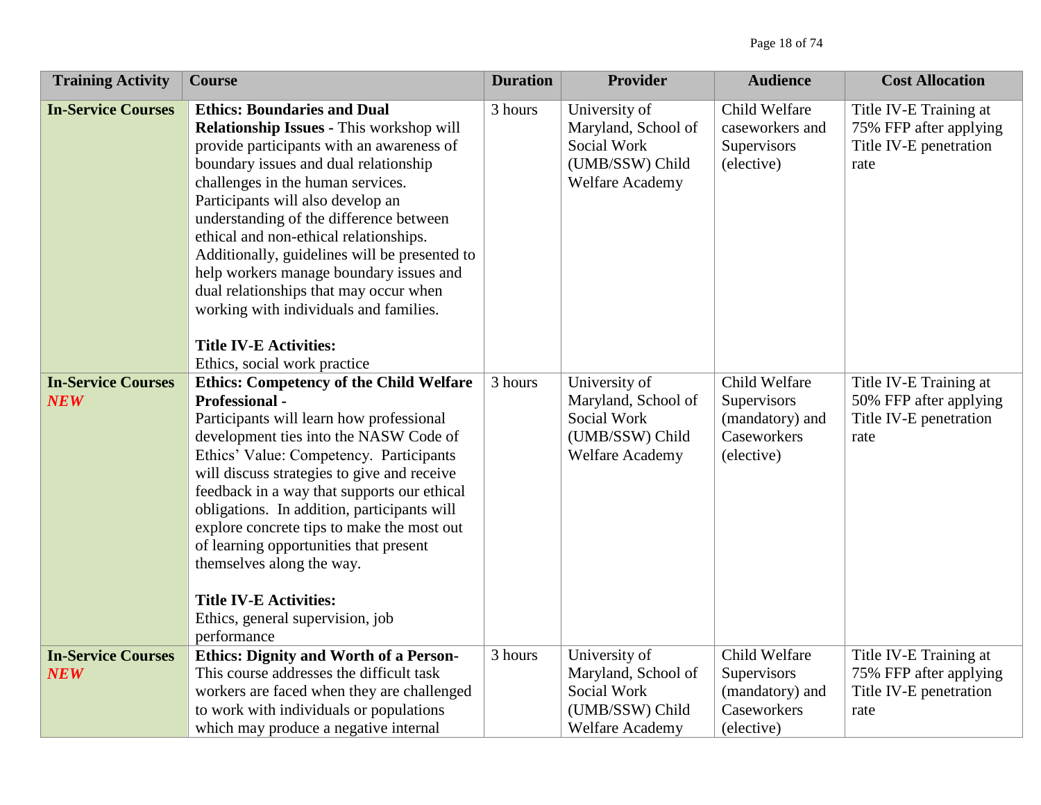| Training Activity | Course | Duration | Provider | Audience | Cost Allocation |
|---|---|---|---|---|---|
| **In-Service Courses** | **Ethics: Boundaries and Dual Relationship Issues -** This workshop will provide participants with an awareness of boundary issues and dual relationship challenges in the human services. Participants will also develop an understanding of the difference between ethical and non-ethical relationships. Additionally, guidelines will be presented to help workers manage boundary issues and dual relationships that may occur when working with individuals and families.<br><br>**Title IV-E Activities:**<br>Ethics, social work practice | 3 hours | University of Maryland, School of Social Work (UMB/SSW) Child Welfare Academy | Child Welfare caseworkers and Supervisors (elective) | Title IV-E Training at 75% FFP after applying Title IV-E penetration rate |
| **In-Service Courses** ***NEW*** | **Ethics: Competency of the Child Welfare Professional -**<br>Participants will learn how professional development ties into the NASW Code of Ethics' Value: Competency. Participants will discuss strategies to give and receive feedback in a way that supports our ethical obligations. In addition, participants will explore concrete tips to make the most out of learning opportunities that present themselves along the way.<br><br>**Title IV-E Activities:**<br>Ethics, general supervision, job performance | 3 hours | University of Maryland, School of Social Work (UMB/SSW) Child Welfare Academy | Child Welfare Supervisors (mandatory) and Caseworkers (elective) | Title IV-E Training at 50% FFP after applying Title IV-E penetration rate |
| **In-Service Courses** ***NEW*** | **Ethics: Dignity and Worth of a Person-** This course addresses the difficult task workers are faced when they are challenged to work with individuals or populations which may produce a negative internal | 3 hours | University of Maryland, School of Social Work (UMB/SSW) Child Welfare Academy | Child Welfare Supervisors (mandatory) and Caseworkers (elective) | Title IV-E Training at 75% FFP after applying Title IV-E penetration rate |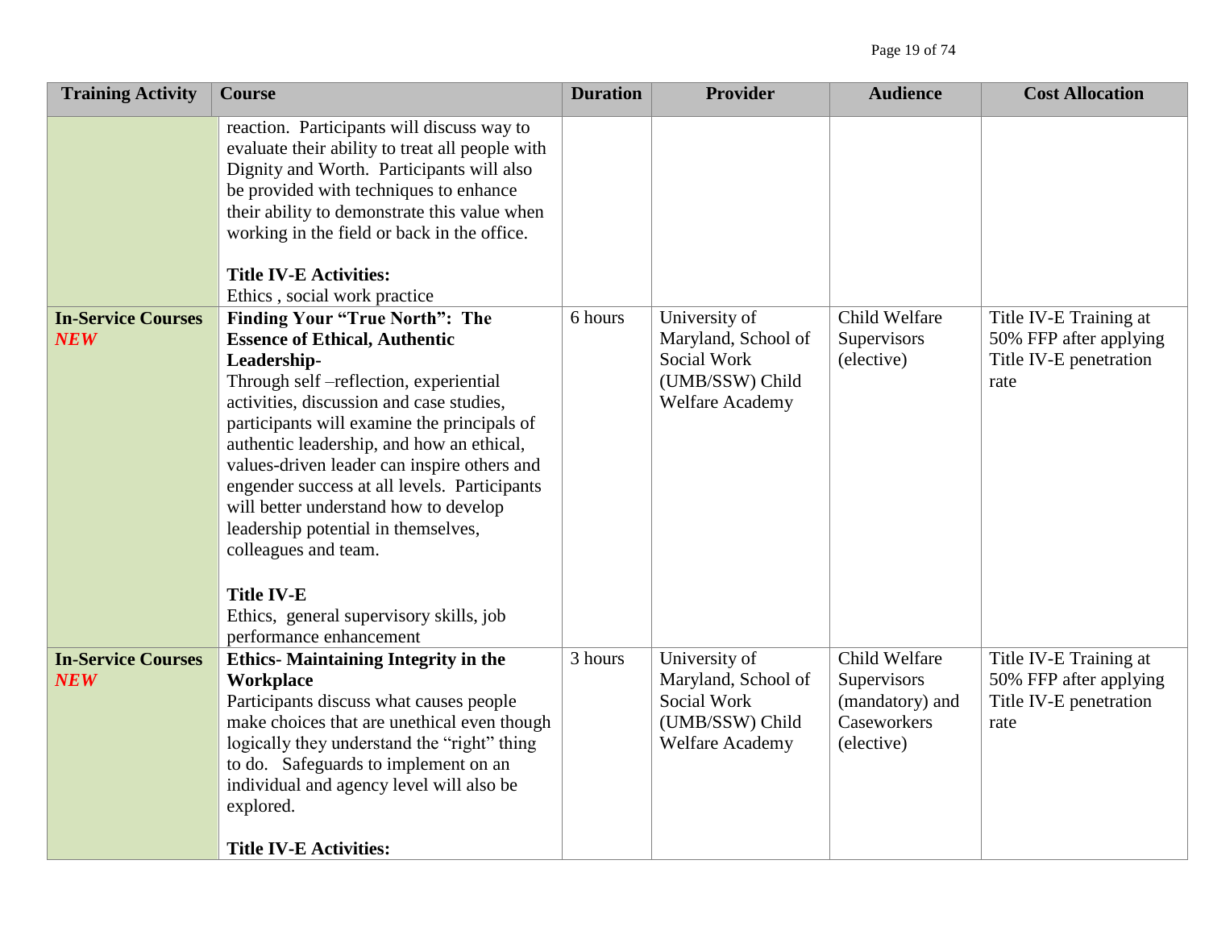| Training Activity | Course | Duration | Provider | Audience | Cost Allocation |
|---|---|---|---|---|---|
| | reaction. Participants will discuss way to evaluate their ability to treat all people with Dignity and Worth. Participants will also be provided with techniques to enhance their ability to demonstrate this value when working in the field or back in the office.<br><br>**Title IV-E Activities:**<br>Ethics , social work practice | | | | |
| **In-Service Courses** ***NEW*** | **Finding Your "True North": The Essence of Ethical, Authentic Leadership-**<br>Through self –reflection, experiential activities, discussion and case studies, participants will examine the principals of authentic leadership, and how an ethical, values-driven leader can inspire others and engender success at all levels. Participants will better understand how to develop leadership potential in themselves, colleagues and team.<br><br>**Title IV-E**<br>Ethics, general supervisory skills, job performance enhancement | 6 hours | University of Maryland, School of Social Work (UMB/SSW) Child Welfare Academy | Child Welfare Supervisors (elective) | Title IV-E Training at 50% FFP after applying Title IV-E penetration rate |
| **In-Service Courses** ***NEW*** | **Ethics- Maintaining Integrity in the Workplace**<br>Participants discuss what causes people make choices that are unethical even though logically they understand the "right" thing to do. Safeguards to implement on an individual and agency level will also be explored.<br><br>**Title IV-E Activities:** | 3 hours | University of Maryland, School of Social Work (UMB/SSW) Child Welfare Academy | Child Welfare Supervisors (mandatory) and Caseworkers (elective) | Title IV-E Training at 50% FFP after applying Title IV-E penetration rate |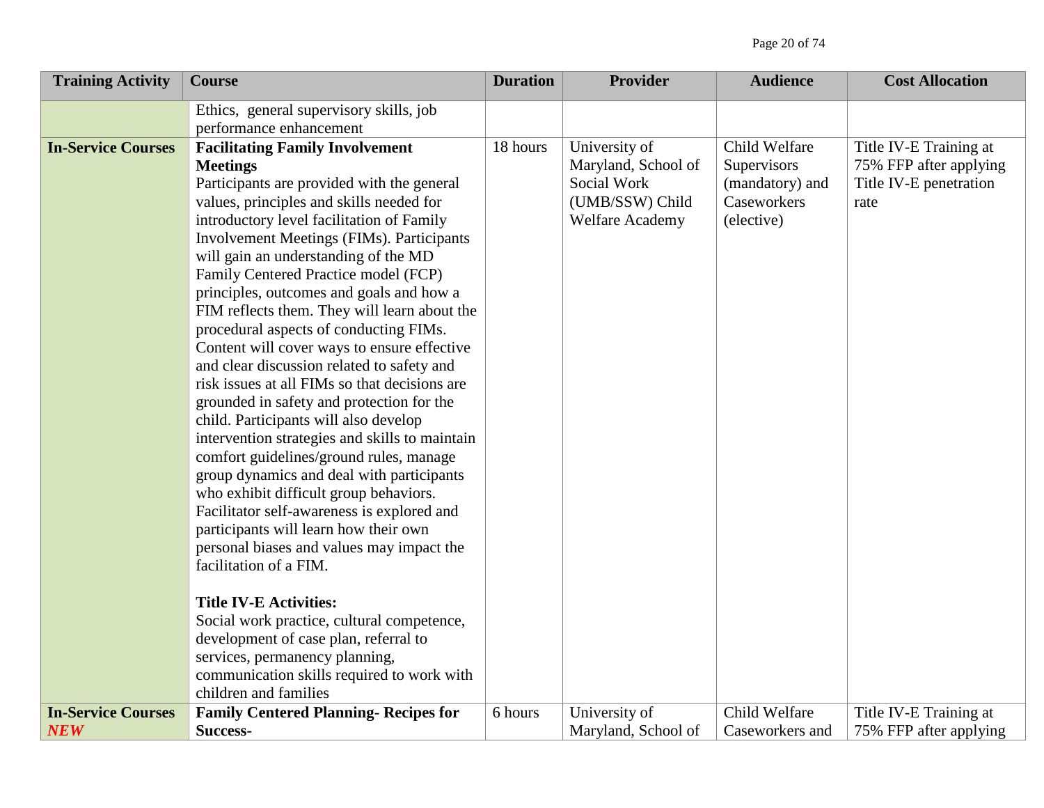| Training Activity | Course | Duration | Provider | Audience | Cost Allocation |
|---|---|---|---|---|---|
| | Ethics, general supervisory skills, job performance enhancement | | | | |
| **In-Service Courses** | **Facilitating Family Involvement Meetings**<br>Participants are provided with the general values, principles and skills needed for introductory level facilitation of Family Involvement Meetings (FIMs). Participants will gain an understanding of the MD Family Centered Practice model (FCP) principles, outcomes and goals and how a FIM reflects them. They will learn about the procedural aspects of conducting FIMs. Content will cover ways to ensure effective and clear discussion related to safety and risk issues at all FIMs so that decisions are grounded in safety and protection for the child. Participants will also develop intervention strategies and skills to maintain comfort guidelines/ground rules, manage group dynamics and deal with participants who exhibit difficult group behaviors. Facilitator self-awareness is explored and participants will learn how their own personal biases and values may impact the facilitation of a FIM.<br><br>**Title IV-E Activities:**<br>Social work practice, cultural competence, development of case plan, referral to services, permanency planning, communication skills required to work with children and families | 18 hours | University of Maryland, School of Social Work (UMB/SSW) Child Welfare Academy | Child Welfare Supervisors (mandatory) and Caseworkers (elective) | Title IV-E Training at 75% FFP after applying Title IV-E penetration rate |
| **In-Service Courses** ***NEW*** | **Family Centered Planning- Recipes for Success-** | 6 hours | University of Maryland, School of | Child Welfare Caseworkers and | Title IV-E Training at 75% FFP after applying |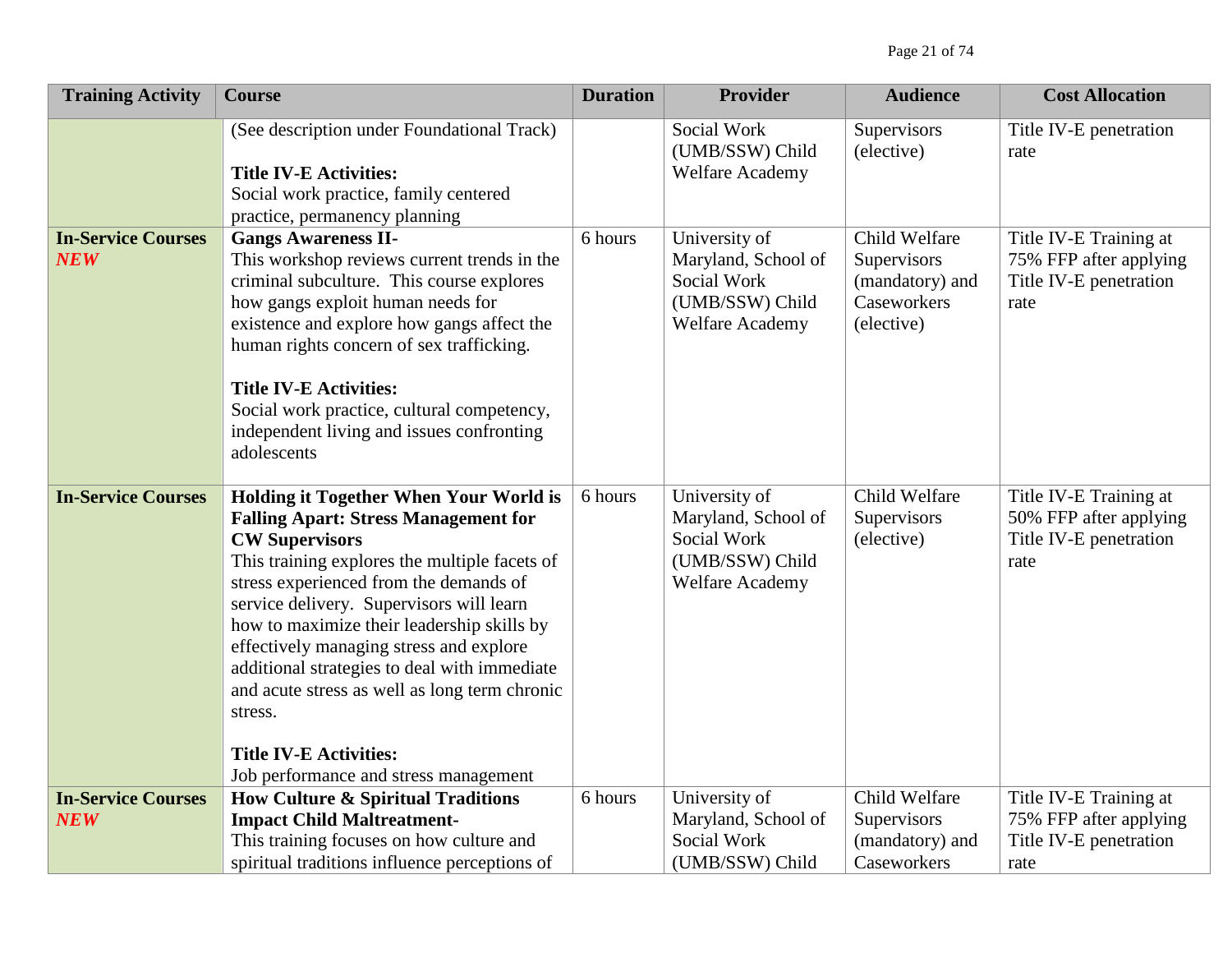| Training Activity | Course | Duration | Provider | Audience | Cost Allocation |
|---|---|---|---|---|---|
| | (See description under Foundational Track)<br><br>**Title IV-E Activities:**<br>Social work practice, family centered practice, permanency planning | | Social Work (UMB/SSW) Child Welfare Academy | Supervisors (elective) | Title IV-E penetration rate |
| **In-Service Courses** ***NEW*** | **Gangs Awareness II-**<br>This workshop reviews current trends in the criminal subculture. This course explores how gangs exploit human needs for existence and explore how gangs affect the human rights concern of sex trafficking.<br><br>**Title IV-E Activities:**<br>Social work practice, cultural competency, independent living and issues confronting adolescents | 6 hours | University of Maryland, School of Social Work (UMB/SSW) Child Welfare Academy | Child Welfare Supervisors (mandatory) and Caseworkers (elective) | Title IV-E Training at 75% FFP after applying Title IV-E penetration rate |
| **In-Service Courses** | **Holding it Together When Your World is Falling Apart: Stress Management for CW Supervisors**<br>This training explores the multiple facets of stress experienced from the demands of service delivery. Supervisors will learn how to maximize their leadership skills by effectively managing stress and explore additional strategies to deal with immediate and acute stress as well as long term chronic stress.<br><br>**Title IV-E Activities:**<br>Job performance and stress management | 6 hours | University of Maryland, School of Social Work (UMB/SSW) Child Welfare Academy | Child Welfare Supervisors (elective) | Title IV-E Training at 50% FFP after applying Title IV-E penetration rate |
| **In-Service Courses** ***NEW*** | **How Culture & Spiritual Traditions Impact Child Maltreatment-**<br>This training focuses on how culture and spiritual traditions influence perceptions of | 6 hours | University of Maryland, School of Social Work (UMB/SSW) Child | Child Welfare Supervisors (mandatory) and Caseworkers | Title IV-E Training at 75% FFP after applying Title IV-E penetration rate |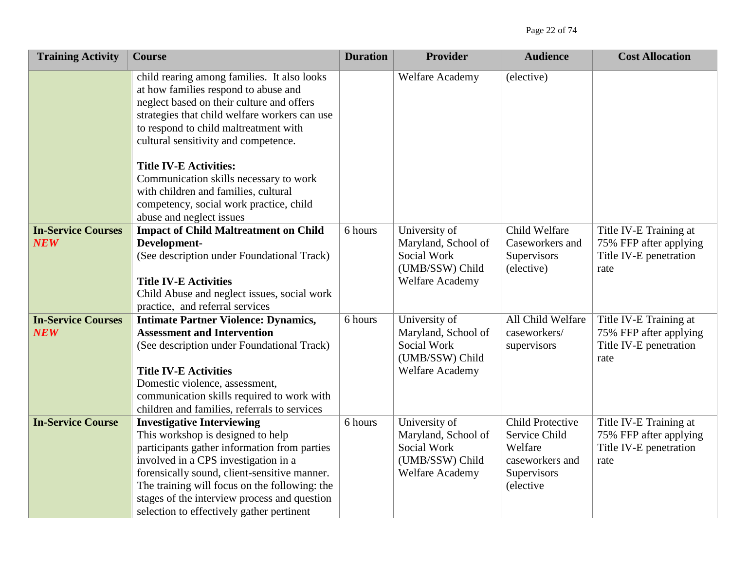| Training Activity | Course | Duration | Provider | Audience | Cost Allocation |
|---|---|---|---|---|---|
| | child rearing among families. It also looks at how families respond to abuse and neglect based on their culture and offers strategies that child welfare workers can use to respond to child maltreatment with cultural sensitivity and competence.<br><br>**Title IV-E Activities:**<br>Communication skills necessary to work with children and families, cultural competency, social work practice, child abuse and neglect issues | | Welfare Academy | (elective) | |
| **In-Service Courses** ***NEW*** | **Impact of Child Maltreatment on Child Development-**<br>(See description under Foundational Track)<br><br>**Title IV-E Activities**<br>Child Abuse and neglect issues, social work practice, and referral services | 6 hours | University of Maryland, School of Social Work (UMB/SSW) Child Welfare Academy | Child Welfare Caseworkers and Supervisors (elective) | Title IV-E Training at 75% FFP after applying Title IV-E penetration rate |
| **In-Service Courses** ***NEW*** | **Intimate Partner Violence: Dynamics, Assessment and Intervention**<br>(See description under Foundational Track)<br><br>**Title IV-E Activities**<br>Domestic violence, assessment, communication skills required to work with children and families, referrals to services | 6 hours | University of Maryland, School of Social Work (UMB/SSW) Child Welfare Academy | All Child Welfare caseworkers/ supervisors | Title IV-E Training at 75% FFP after applying Title IV-E penetration rate |
| **In-Service Course** | **Investigative Interviewing**<br>This workshop is designed to help participants gather information from parties involved in a CPS investigation in a forensically sound, client-sensitive manner. The training will focus on the following: the stages of the interview process and question selection to effectively gather pertinent | 6 hours | University of Maryland, School of Social Work (UMB/SSW) Child Welfare Academy | Child Protective Service Child Welfare caseworkers and Supervisors (elective | Title IV-E Training at 75% FFP after applying Title IV-E penetration rate |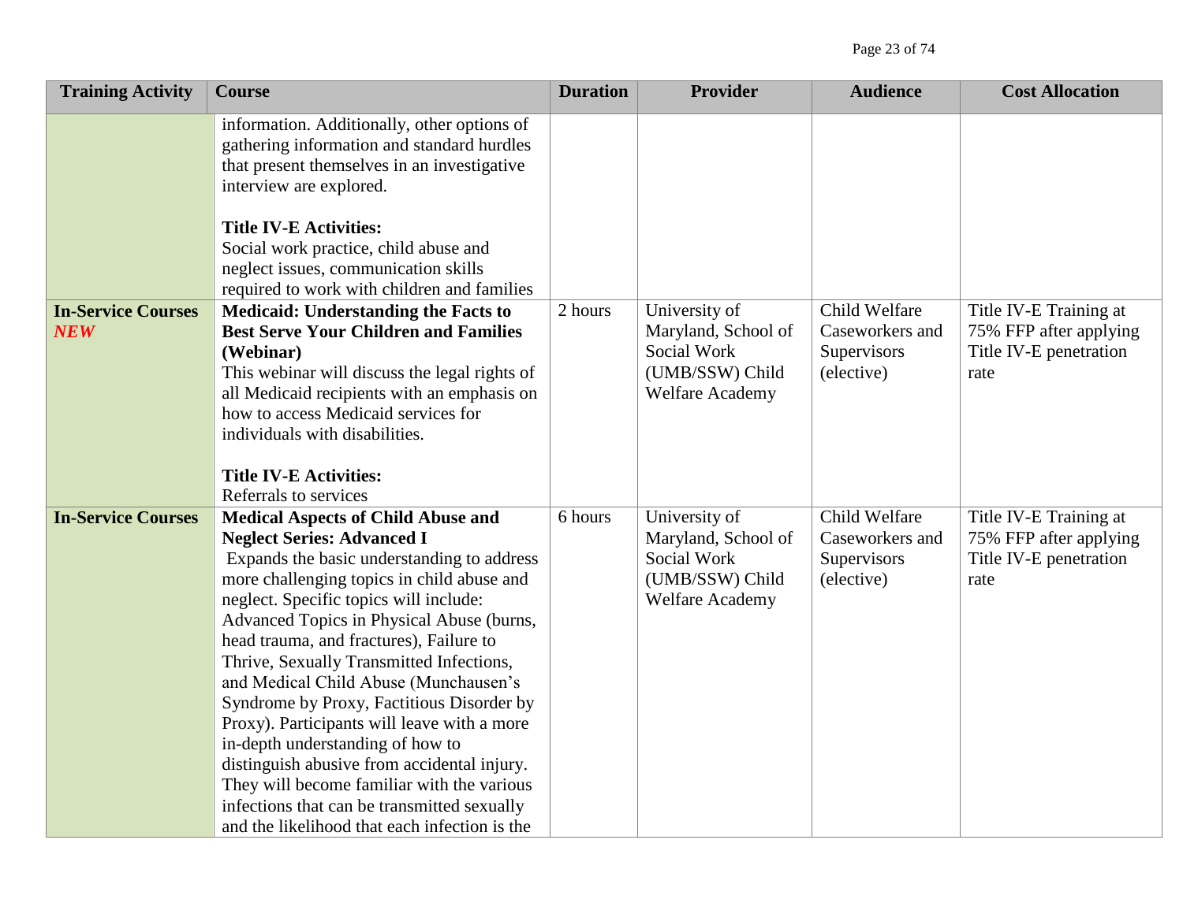| Training Activity | Course | Duration | Provider | Audience | Cost Allocation |
|---|---|---|---|---|---|
| | information. Additionally, other options of gathering information and standard hurdles that present themselves in an investigative interview are explored.<br><br>**Title IV-E Activities:**<br>Social work practice, child abuse and neglect issues, communication skills required to work with children and families | | | | |
| **In-Service Courses** ***NEW*** | **Medicaid: Understanding the Facts to Best Serve Your Children and Families (Webinar)**<br>This webinar will discuss the legal rights of all Medicaid recipients with an emphasis on how to access Medicaid services for individuals with disabilities.<br><br>**Title IV-E Activities:**<br>Referrals to services | 2 hours | University of Maryland, School of Social Work (UMB/SSW) Child Welfare Academy | Child Welfare Caseworkers and Supervisors (elective) | Title IV-E Training at 75% FFP after applying Title IV-E penetration rate |
| **In-Service Courses** | **Medical Aspects of Child Abuse and Neglect Series: Advanced I**<br>Expands the basic understanding to address more challenging topics in child abuse and neglect. Specific topics will include: Advanced Topics in Physical Abuse (burns, head trauma, and fractures), Failure to Thrive, Sexually Transmitted Infections, and Medical Child Abuse (Munchausen's Syndrome by Proxy, Factitious Disorder by Proxy). Participants will leave with a more in-depth understanding of how to distinguish abusive from accidental injury. They will become familiar with the various infections that can be transmitted sexually and the likelihood that each infection is the | 6 hours | University of Maryland, School of Social Work (UMB/SSW) Child Welfare Academy | Child Welfare Caseworkers and Supervisors (elective) | Title IV-E Training at 75% FFP after applying Title IV-E penetration rate |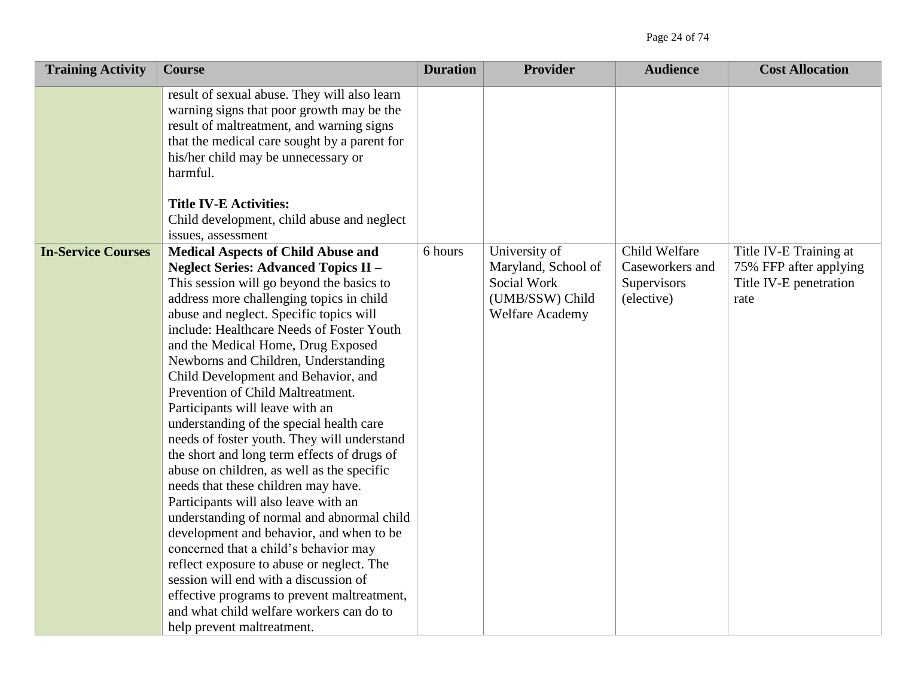| Training Activity | Course | Duration | Provider | Audience | Cost Allocation |
|---|---|---|---|---|---|
| | result of sexual abuse. They will also learn warning signs that poor growth may be the result of maltreatment, and warning signs that the medical care sought by a parent for his/her child may be unnecessary or harmful.<br><br>**Title IV-E Activities:**<br>Child development, child abuse and neglect issues, assessment | | | | |
| **In-Service Courses** | **Medical Aspects of Child Abuse and Neglect Series: Advanced Topics II –** This session will go beyond the basics to address more challenging topics in child abuse and neglect. Specific topics will include: Healthcare Needs of Foster Youth and the Medical Home, Drug Exposed Newborns and Children, Understanding Child Development and Behavior, and Prevention of Child Maltreatment. Participants will leave with an understanding of the special health care needs of foster youth. They will understand the short and long term effects of drugs of abuse on children, as well as the specific needs that these children may have. Participants will also leave with an understanding of normal and abnormal child development and behavior, and when to be concerned that a child's behavior may reflect exposure to abuse or neglect. The session will end with a discussion of effective programs to prevent maltreatment, and what child welfare workers can do to help prevent maltreatment. | 6 hours | University of Maryland, School of Social Work (UMB/SSW) Child Welfare Academy | Child Welfare Caseworkers and Supervisors (elective) | Title IV-E Training at 75% FFP after applying Title IV-E penetration rate |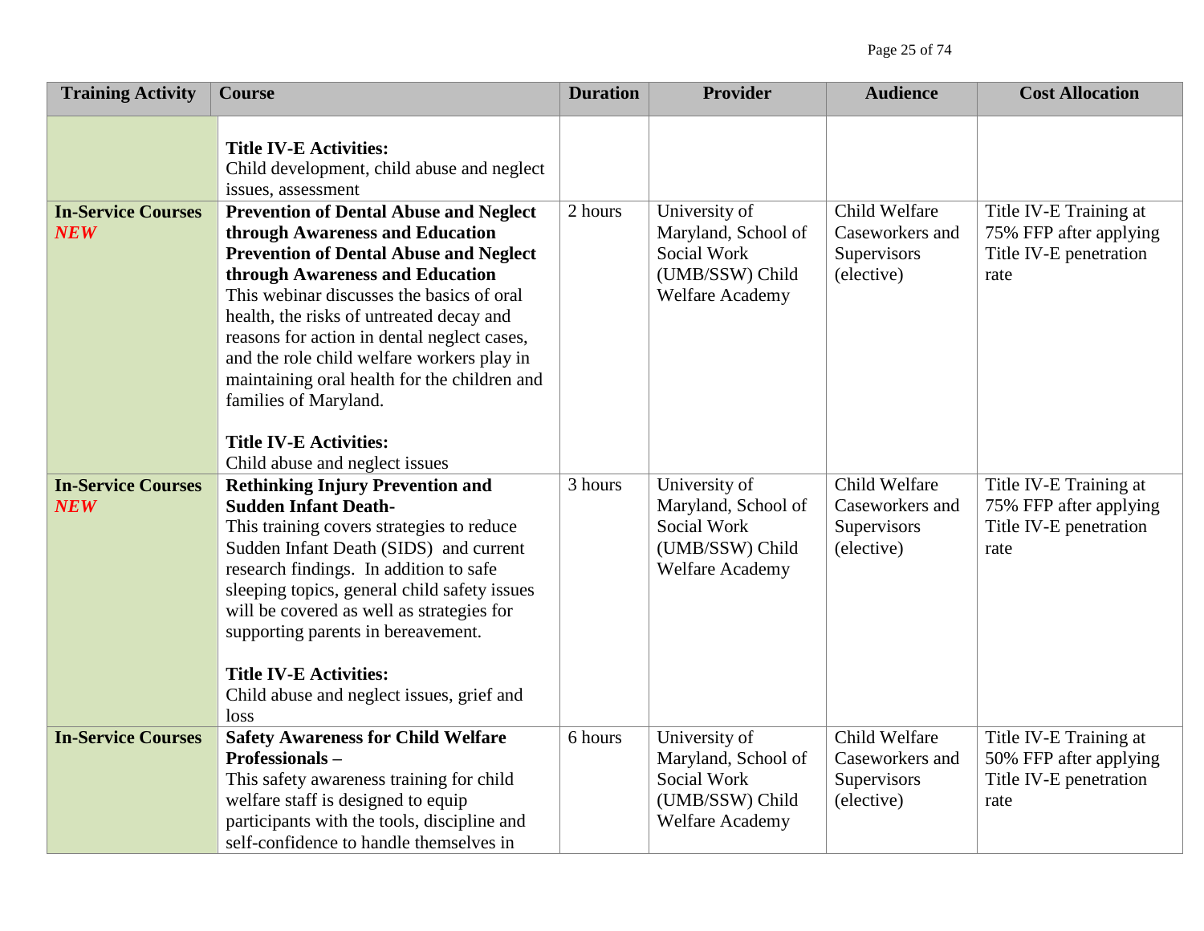| Training Activity | Course | Duration | Provider | Audience | Cost Allocation |
|---|---|---|---|---|---|
| | **Title IV-E Activities:**<br>Child development, child abuse and neglect issues, assessment | | | | |
| **In-Service Courses** ***NEW*** | **Prevention of Dental Abuse and Neglect through Awareness and Education Prevention of Dental Abuse and Neglect through Awareness and Education**<br>This webinar discusses the basics of oral health, the risks of untreated decay and reasons for action in dental neglect cases, and the role child welfare workers play in maintaining oral health for the children and families of Maryland.<br><br>**Title IV-E Activities:**<br>Child abuse and neglect issues | 2 hours | University of Maryland, School of Social Work (UMB/SSW) Child Welfare Academy | Child Welfare Caseworkers and Supervisors (elective) | Title IV-E Training at 75% FFP after applying Title IV-E penetration rate |
| **In-Service Courses** ***NEW*** | **Rethinking Injury Prevention and Sudden Infant Death-**<br>This training covers strategies to reduce Sudden Infant Death (SIDS) and current research findings. In addition to safe sleeping topics, general child safety issues will be covered as well as strategies for supporting parents in bereavement.<br><br>**Title IV-E Activities:**<br>Child abuse and neglect issues, grief and loss | 3 hours | University of Maryland, School of Social Work (UMB/SSW) Child Welfare Academy | Child Welfare Caseworkers and Supervisors (elective) | Title IV-E Training at 75% FFP after applying Title IV-E penetration rate |
| **In-Service Courses** | **Safety Awareness for Child Welfare Professionals –**<br>This safety awareness training for child welfare staff is designed to equip participants with the tools, discipline and self-confidence to handle themselves in | 6 hours | University of Maryland, School of Social Work (UMB/SSW) Child Welfare Academy | Child Welfare Caseworkers and Supervisors (elective) | Title IV-E Training at 50% FFP after applying Title IV-E penetration rate |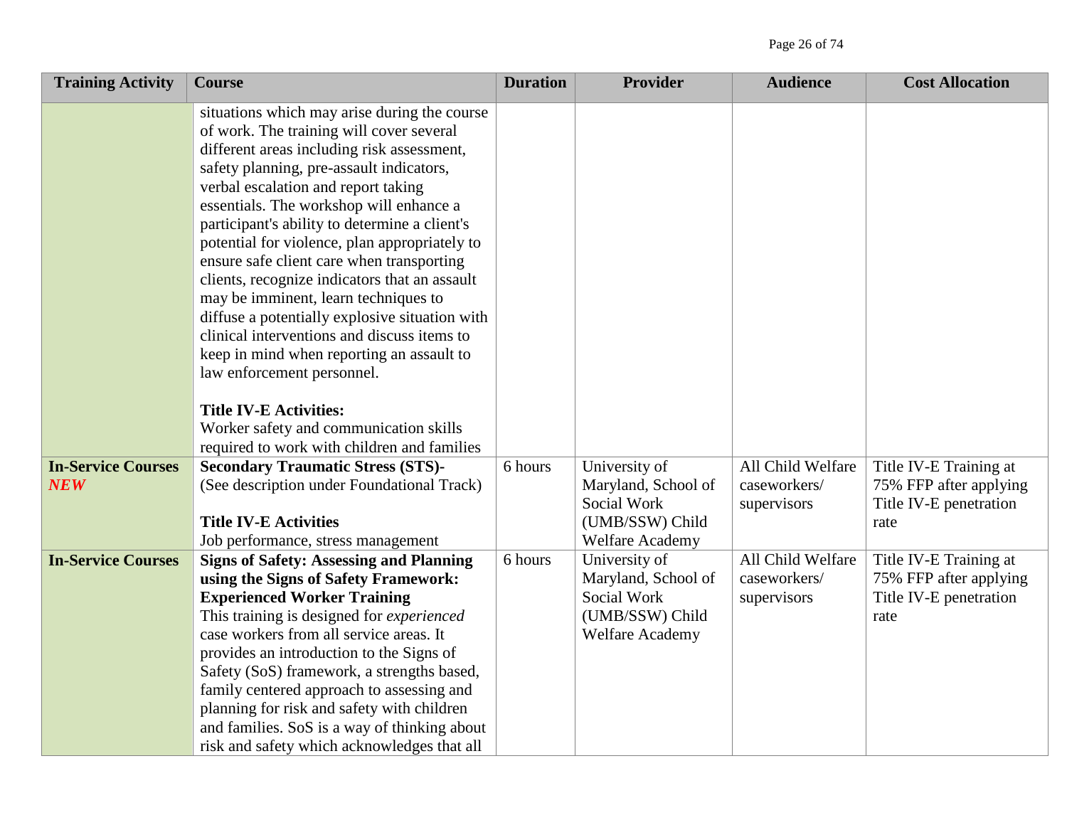| Training Activity | Course | Duration | Provider | Audience | Cost Allocation |
|---|---|---|---|---|---|
| | situations which may arise during the course of work. The training will cover several different areas including risk assessment, safety planning, pre-assault indicators, verbal escalation and report taking essentials. The workshop will enhance a participant's ability to determine a client's potential for violence, plan appropriately to ensure safe client care when transporting clients, recognize indicators that an assault may be imminent, learn techniques to diffuse a potentially explosive situation with clinical interventions and discuss items to keep in mind when reporting an assault to law enforcement personnel.<br><br>**Title IV-E Activities:**<br>Worker safety and communication skills required to work with children and families | | | | |
| **In-Service Courses** ***NEW*** | **Secondary Traumatic Stress (STS)-** (See description under Foundational Track)<br><br>**Title IV-E Activities**<br>Job performance, stress management | 6 hours | University of Maryland, School of Social Work (UMB/SSW) Child Welfare Academy | All Child Welfare caseworkers/ supervisors | Title IV-E Training at 75% FFP after applying Title IV-E penetration rate |
| **In-Service Courses** | **Signs of Safety: Assessing and Planning using the Signs of Safety Framework: Experienced Worker Training**<br>This training is designed for *experienced* case workers from all service areas. It provides an introduction to the Signs of Safety (SoS) framework, a strengths based, family centered approach to assessing and planning for risk and safety with children and families. SoS is a way of thinking about risk and safety which acknowledges that all | 6 hours | University of Maryland, School of Social Work (UMB/SSW) Child Welfare Academy | All Child Welfare caseworkers/ supervisors | Title IV-E Training at 75% FFP after applying Title IV-E penetration rate |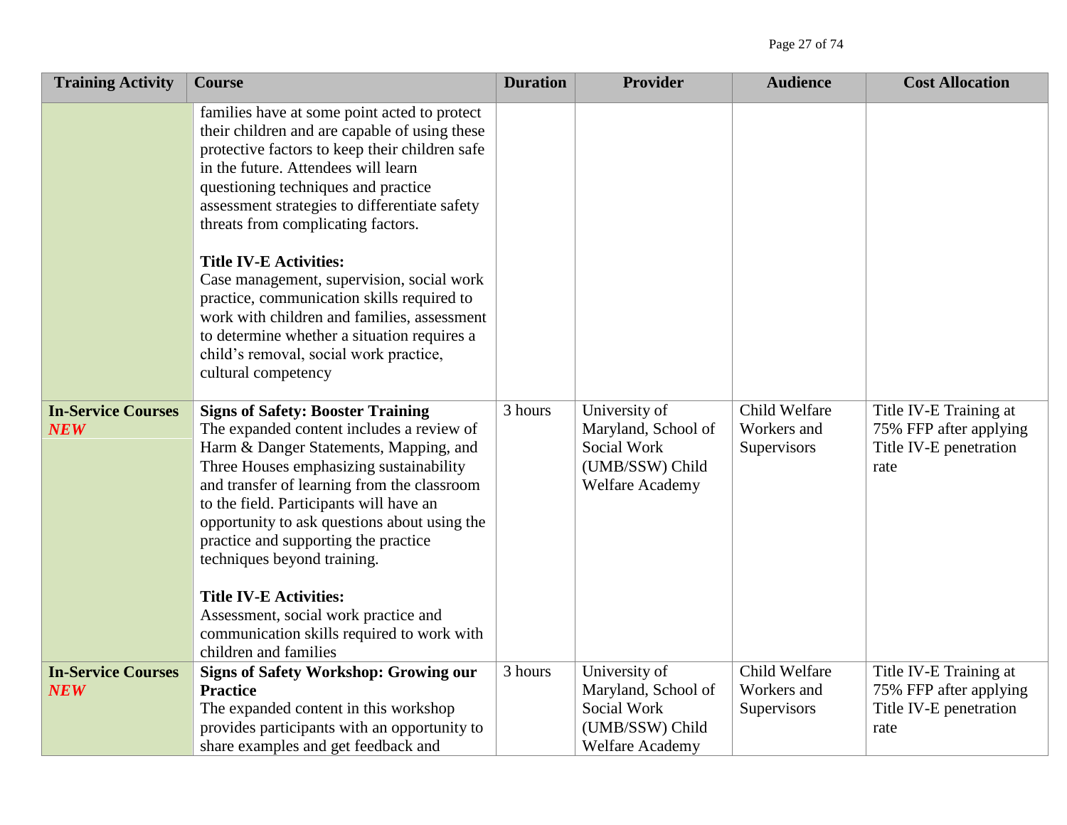| Training Activity | Course | Duration | Provider | Audience | Cost Allocation |
|---|---|---|---|---|---|
| | families have at some point acted to protect their children and are capable of using these protective factors to keep their children safe in the future. Attendees will learn questioning techniques and practice assessment strategies to differentiate safety threats from complicating factors.<br><br>**Title IV-E Activities:**<br>Case management, supervision, social work practice, communication skills required to work with children and families, assessment to determine whether a situation requires a child's removal, social work practice, cultural competency | | | | |
| **In-Service Courses** ***NEW*** | **Signs of Safety: Booster Training**<br>The expanded content includes a review of Harm & Danger Statements, Mapping, and Three Houses emphasizing sustainability and transfer of learning from the classroom to the field. Participants will have an opportunity to ask questions about using the practice and supporting the practice techniques beyond training.<br><br>**Title IV-E Activities:**<br>Assessment, social work practice and communication skills required to work with children and families | 3 hours | University of Maryland, School of Social Work (UMB/SSW) Child Welfare Academy | Child Welfare Workers and Supervisors | Title IV-E Training at 75% FFP after applying Title IV-E penetration rate |
| **In-Service Courses** ***NEW*** | **Signs of Safety Workshop: Growing our Practice**<br>The expanded content in this workshop provides participants with an opportunity to share examples and get feedback and | 3 hours | University of Maryland, School of Social Work (UMB/SSW) Child Welfare Academy | Child Welfare Workers and Supervisors | Title IV-E Training at 75% FFP after applying Title IV-E penetration rate |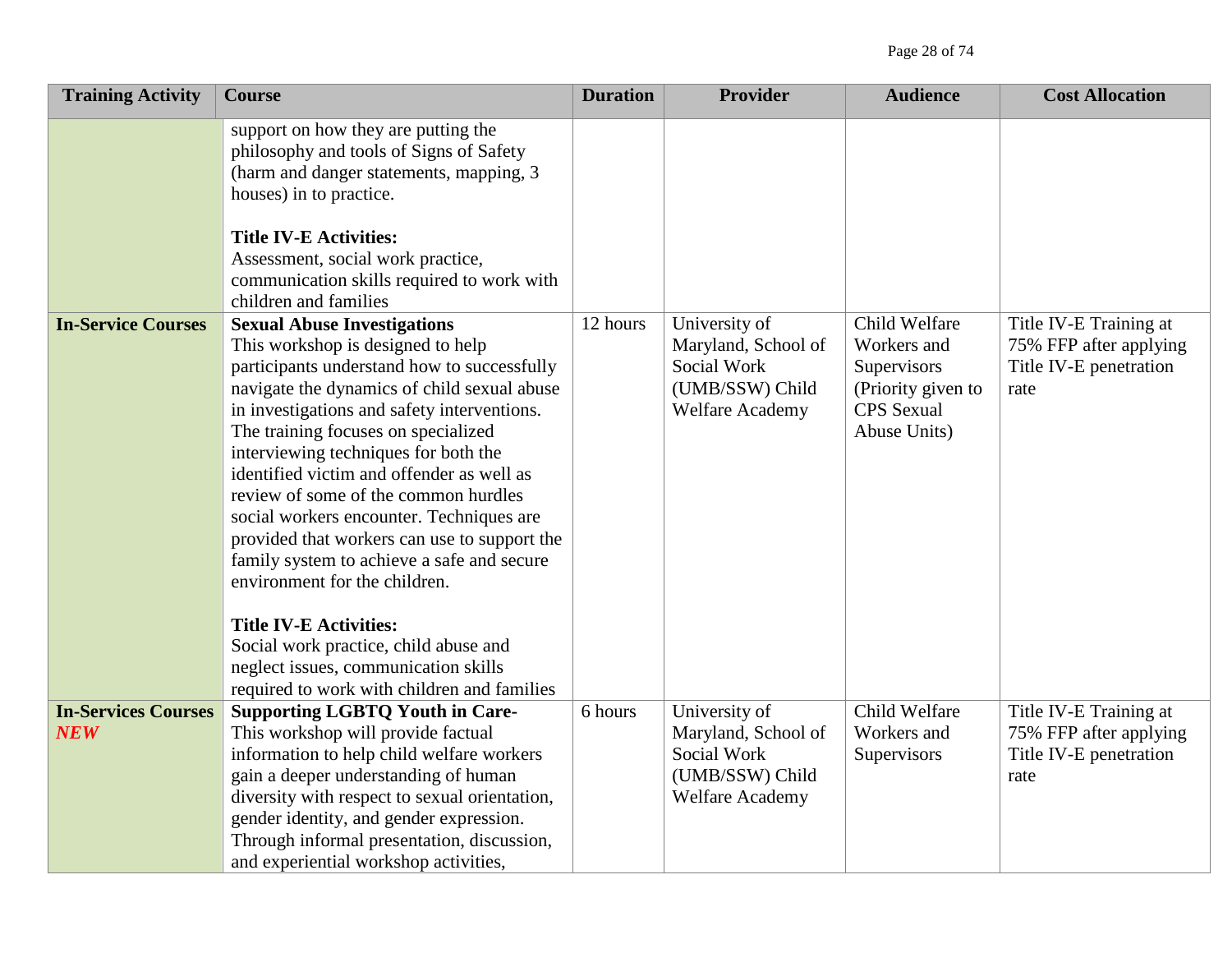| Training Activity | Course | Duration | Provider | Audience | Cost Allocation |
|---|---|---|---|---|---|
| | support on how they are putting the philosophy and tools of Signs of Safety (harm and danger statements, mapping, 3 houses) in to practice.<br><br>**Title IV-E Activities:**<br>Assessment, social work practice, communication skills required to work with children and families | | | | |
| **In-Service Courses** | **Sexual Abuse Investigations**<br>This workshop is designed to help participants understand how to successfully navigate the dynamics of child sexual abuse in investigations and safety interventions. The training focuses on specialized interviewing techniques for both the identified victim and offender as well as review of some of the common hurdles social workers encounter. Techniques are provided that workers can use to support the family system to achieve a safe and secure environment for the children.<br><br>**Title IV-E Activities:**<br>Social work practice, child abuse and neglect issues, communication skills required to work with children and families | 12 hours | University of Maryland, School of Social Work (UMB/SSW) Child Welfare Academy | Child Welfare Workers and Supervisors (Priority given to CPS Sexual Abuse Units) | Title IV-E Training at 75% FFP after applying Title IV-E penetration rate |
| **In-Services Courses *NEW*** | **Supporting LGBTQ Youth in Care-**<br>This workshop will provide factual information to help child welfare workers gain a deeper understanding of human diversity with respect to sexual orientation, gender identity, and gender expression. Through informal presentation, discussion, and experiential workshop activities, | 6 hours | University of Maryland, School of Social Work (UMB/SSW) Child Welfare Academy | Child Welfare Workers and Supervisors | Title IV-E Training at 75% FFP after applying Title IV-E penetration rate |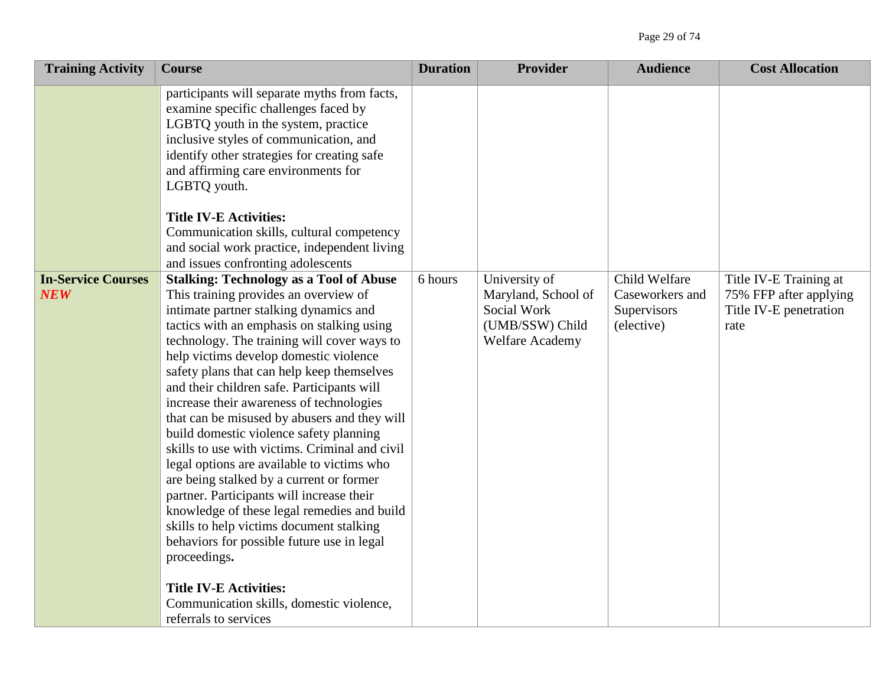| Training Activity | Course | Duration | Provider | Audience | Cost Allocation |
|---|---|---|---|---|---|
| | participants will separate myths from facts, examine specific challenges faced by LGBTQ youth in the system, practice inclusive styles of communication, and identify other strategies for creating safe and affirming care environments for LGBTQ youth.<br><br>**Title IV-E Activities:**<br>Communication skills, cultural competency and social work practice, independent living and issues confronting adolescents | | | | |
| **In-Service Courses** ***NEW*** | **Stalking: Technology as a Tool of Abuse**<br>This training provides an overview of intimate partner stalking dynamics and tactics with an emphasis on stalking using technology. The training will cover ways to help victims develop domestic violence safety plans that can help keep themselves and their children safe. Participants will increase their awareness of technologies that can be misused by abusers and they will build domestic violence safety planning skills to use with victims. Criminal and civil legal options are available to victims who are being stalked by a current or former partner. Participants will increase their knowledge of these legal remedies and build skills to help victims document stalking behaviors for possible future use in legal proceedings.<br><br>**Title IV-E Activities:**<br>Communication skills, domestic violence, referrals to services | 6 hours | University of Maryland, School of Social Work (UMB/SSW) Child Welfare Academy | Child Welfare Caseworkers and Supervisors (elective) | Title IV-E Training at 75% FFP after applying Title IV-E penetration rate |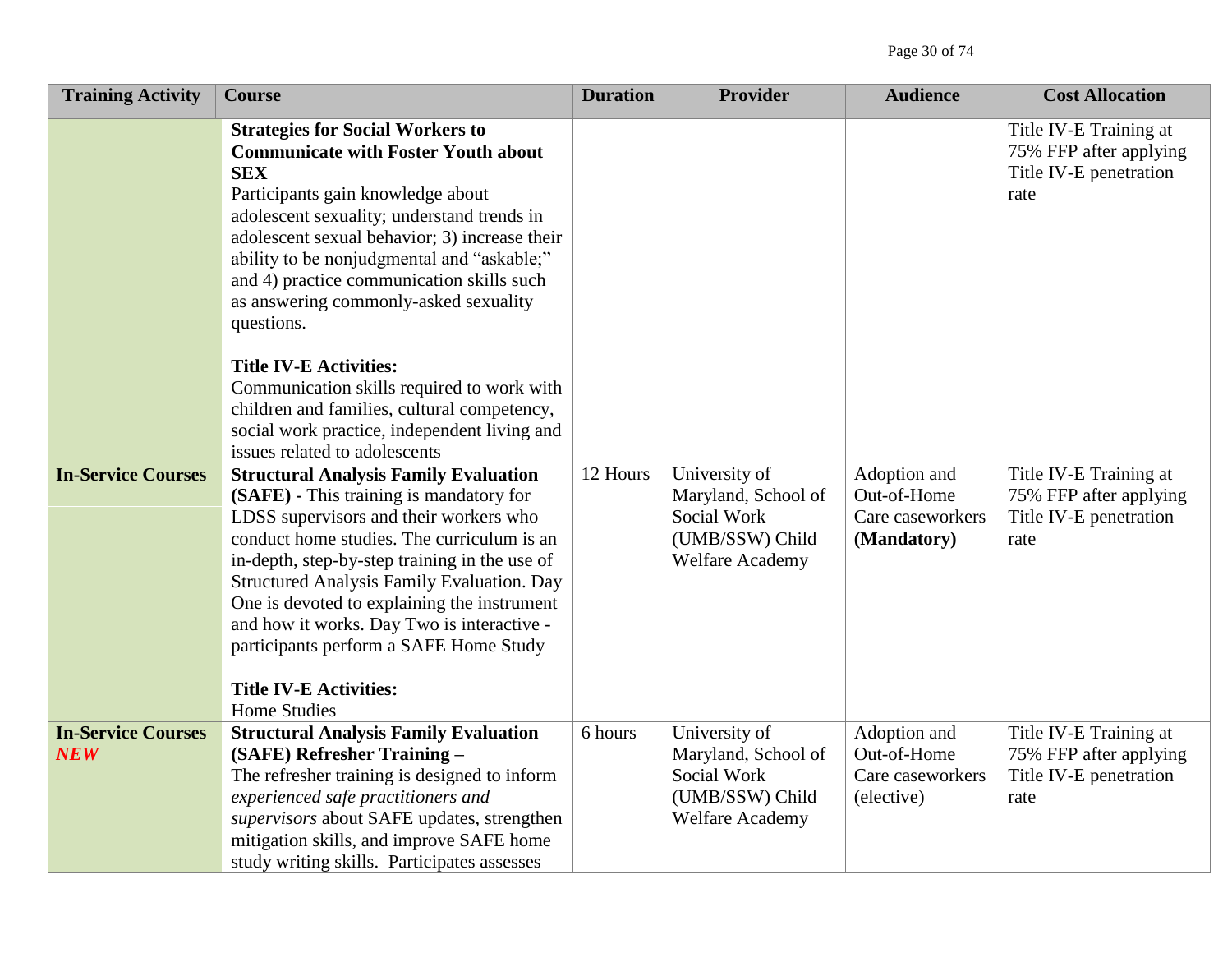| Training Activity | Course | Duration | Provider | Audience | Cost Allocation |
|---|---|---|---|---|---|
| | **Strategies for Social Workers to Communicate with Foster Youth about SEX** Participants gain knowledge about adolescent sexuality; understand trends in adolescent sexual behavior; 3) increase their ability to be nonjudgmental and "askable;" and 4) practice communication skills such as answering commonly-asked sexuality questions. **Title IV-E Activities:** Communication skills required to work with children and families, cultural competency, social work practice, independent living and issues related to adolescents | | | | Title IV-E Training at 75% FFP after applying Title IV-E penetration rate |
| **In-Service Courses** | **Structural Analysis Family Evaluation (SAFE) -** This training is mandatory for LDSS supervisors and their workers who conduct home studies. The curriculum is an in-depth, step-by-step training in the use of Structured Analysis Family Evaluation. Day One is devoted to explaining the instrument and how it works. Day Two is interactive - participants perform a SAFE Home Study **Title IV-E Activities:** Home Studies | 12 Hours | University of Maryland, School of Social Work (UMB/SSW) Child Welfare Academy | Adoption and Out-of-Home Care caseworkers **(Mandatory)** | Title IV-E Training at 75% FFP after applying Title IV-E penetration rate |
| **In-Service Courses** ***NEW*** | **Structural Analysis Family Evaluation (SAFE) Refresher Training –** The refresher training is designed to inform *experienced safe practitioners and supervisors* about SAFE updates, strengthen mitigation skills, and improve SAFE home study writing skills. Participates assesses | 6 hours | University of Maryland, School of Social Work (UMB/SSW) Child Welfare Academy | Adoption and Out-of-Home Care caseworkers (elective) | Title IV-E Training at 75% FFP after applying Title IV-E penetration rate |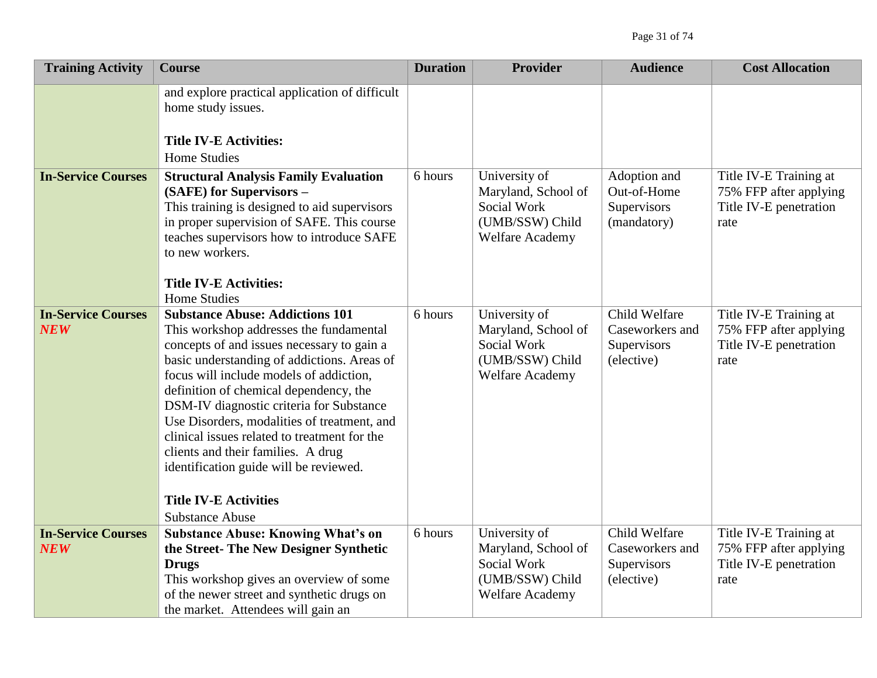| Training Activity | Course | Duration | Provider | Audience | Cost Allocation |
|---|---|---|---|---|---|
| | and explore practical application of difficult home study issues.<br><br>**Title IV-E Activities:**<br>Home Studies | | | | |
| **In-Service Courses** | **Structural Analysis Family Evaluation (SAFE) for Supervisors –**<br>This training is designed to aid supervisors in proper supervision of SAFE. This course teaches supervisors how to introduce SAFE to new workers.<br><br>**Title IV-E Activities:**<br>Home Studies | 6 hours | University of Maryland, School of Social Work (UMB/SSW) Child Welfare Academy | Adoption and Out-of-Home Supervisors (mandatory) | Title IV-E Training at 75% FFP after applying Title IV-E penetration rate |
| **In-Service Courses** ***NEW*** | **Substance Abuse: Addictions 101**<br>This workshop addresses the fundamental concepts of and issues necessary to gain a basic understanding of addictions. Areas of focus will include models of addiction, definition of chemical dependency, the DSM-IV diagnostic criteria for Substance Use Disorders, modalities of treatment, and clinical issues related to treatment for the clients and their families. A drug identification guide will be reviewed.<br><br>**Title IV-E Activities**<br>Substance Abuse | 6 hours | University of Maryland, School of Social Work (UMB/SSW) Child Welfare Academy | Child Welfare Caseworkers and Supervisors (elective) | Title IV-E Training at 75% FFP after applying Title IV-E penetration rate |
| **In-Service Courses** ***NEW*** | **Substance Abuse: Knowing What's on the Street- The New Designer Synthetic Drugs**<br>This workshop gives an overview of some of the newer street and synthetic drugs on the market. Attendees will gain an | 6 hours | University of Maryland, School of Social Work (UMB/SSW) Child Welfare Academy | Child Welfare Caseworkers and Supervisors (elective) | Title IV-E Training at 75% FFP after applying Title IV-E penetration rate |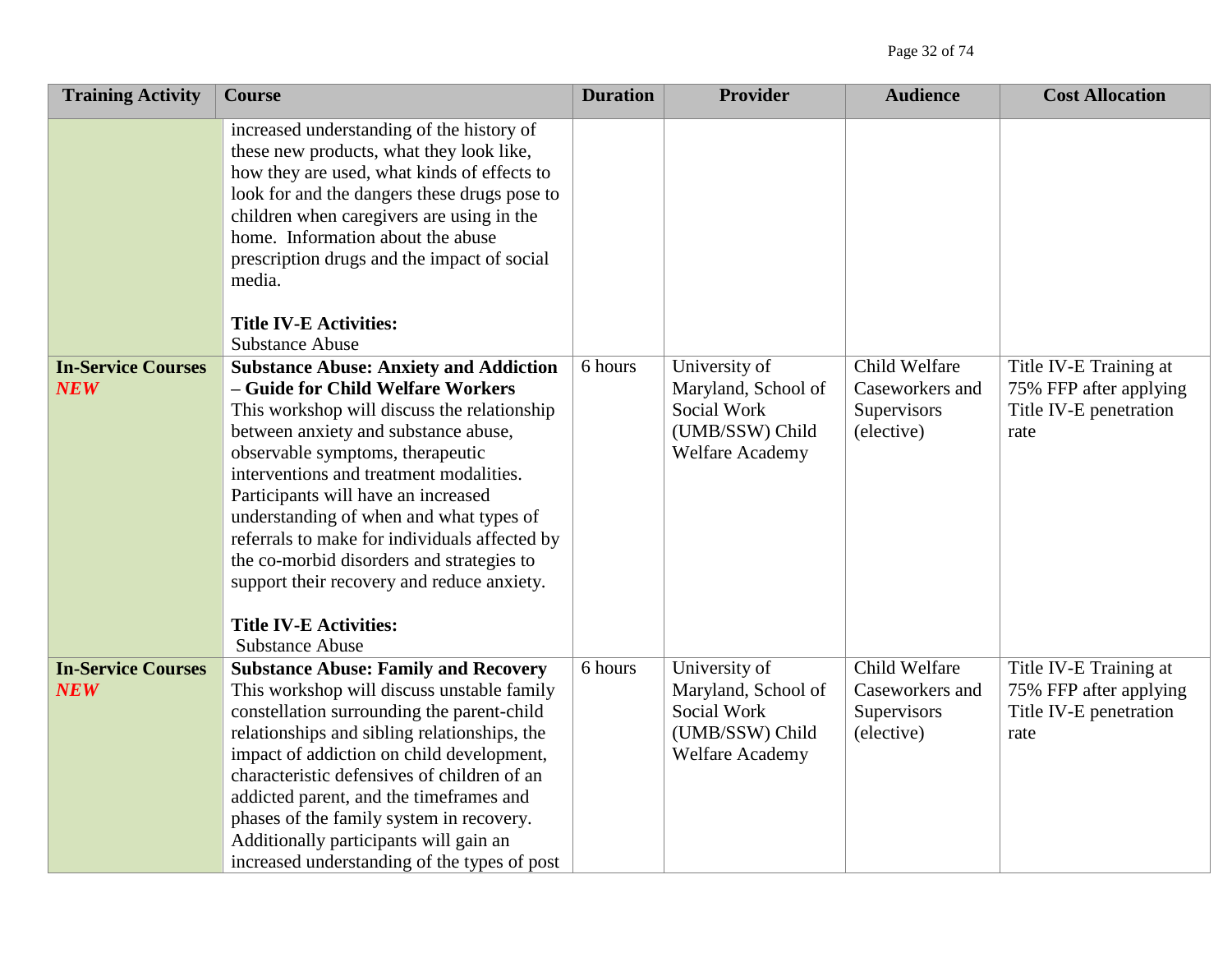| Training Activity | Course | Duration | Provider | Audience | Cost Allocation |
|---|---|---|---|---|---|
| | increased understanding of the history of these new products, what they look like, how they are used, what kinds of effects to look for and the dangers these drugs pose to children when caregivers are using in the home. Information about the abuse prescription drugs and the impact of social media.<br><br>**Title IV-E Activities:**<br>Substance Abuse | | | | |
| **In-Service Courses** ***NEW*** | **Substance Abuse: Anxiety and Addiction – Guide for Child Welfare Workers**<br>This workshop will discuss the relationship between anxiety and substance abuse, observable symptoms, therapeutic interventions and treatment modalities. Participants will have an increased understanding of when and what types of referrals to make for individuals affected by the co-morbid disorders and strategies to support their recovery and reduce anxiety.<br><br>**Title IV-E Activities:**<br>Substance Abuse | 6 hours | University of Maryland, School of Social Work (UMB/SSW) Child Welfare Academy | Child Welfare Caseworkers and Supervisors (elective) | Title IV-E Training at 75% FFP after applying Title IV-E penetration rate |
| **In-Service Courses** ***NEW*** | **Substance Abuse: Family and Recovery**<br>This workshop will discuss unstable family constellation surrounding the parent-child relationships and sibling relationships, the impact of addiction on child development, characteristic defensives of children of an addicted parent, and the timeframes and phases of the family system in recovery. Additionally participants will gain an increased understanding of the types of post | 6 hours | University of Maryland, School of Social Work (UMB/SSW) Child Welfare Academy | Child Welfare Caseworkers and Supervisors (elective) | Title IV-E Training at 75% FFP after applying Title IV-E penetration rate |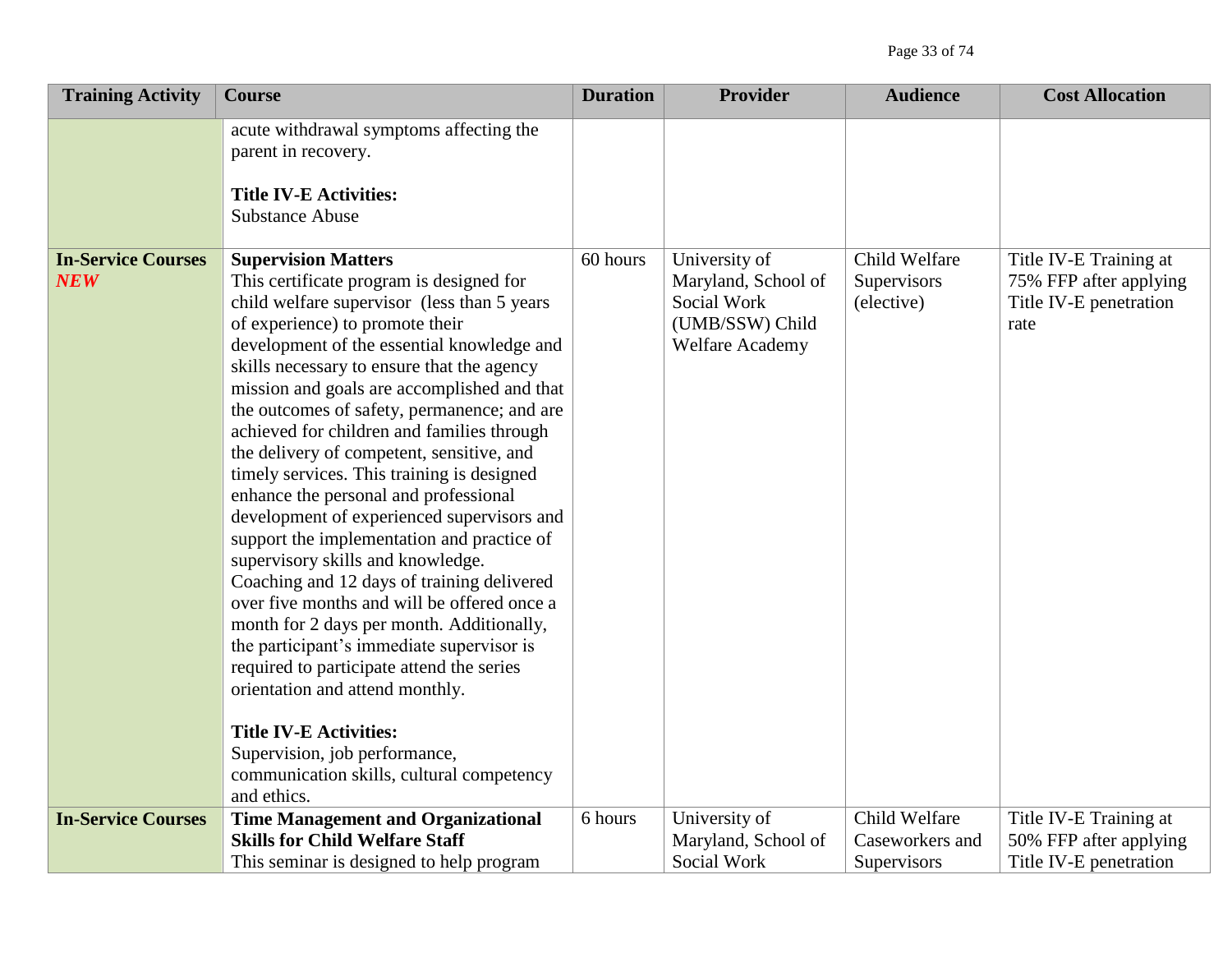| Training Activity | Course | Duration | Provider | Audience | Cost Allocation |
|---|---|---|---|---|---|
| | acute withdrawal symptoms affecting the parent in recovery.<br><br>**Title IV-E Activities:**<br>Substance Abuse | | | | |
| **In-Service Courses** ***NEW*** | **Supervision Matters**<br>This certificate program is designed for child welfare supervisor (less than 5 years of experience) to promote their development of the essential knowledge and skills necessary to ensure that the agency mission and goals are accomplished and that the outcomes of safety, permanence; and are achieved for children and families through the delivery of competent, sensitive, and timely services. This training is designed enhance the personal and professional development of experienced supervisors and support the implementation and practice of supervisory skills and knowledge. Coaching and 12 days of training delivered over five months and will be offered once a month for 2 days per month. Additionally, the participant's immediate supervisor is required to participate attend the series orientation and attend monthly.<br><br>**Title IV-E Activities:**<br>Supervision, job performance, communication skills, cultural competency and ethics. | 60 hours | University of Maryland, School of Social Work (UMB/SSW) Child Welfare Academy | Child Welfare Supervisors (elective) | Title IV-E Training at 75% FFP after applying Title IV-E penetration rate |
| **In-Service Courses** | **Time Management and Organizational Skills for Child Welfare Staff**<br>This seminar is designed to help program | 6 hours | University of Maryland, School of Social Work | Child Welfare Caseworkers and Supervisors | Title IV-E Training at 50% FFP after applying Title IV-E penetration |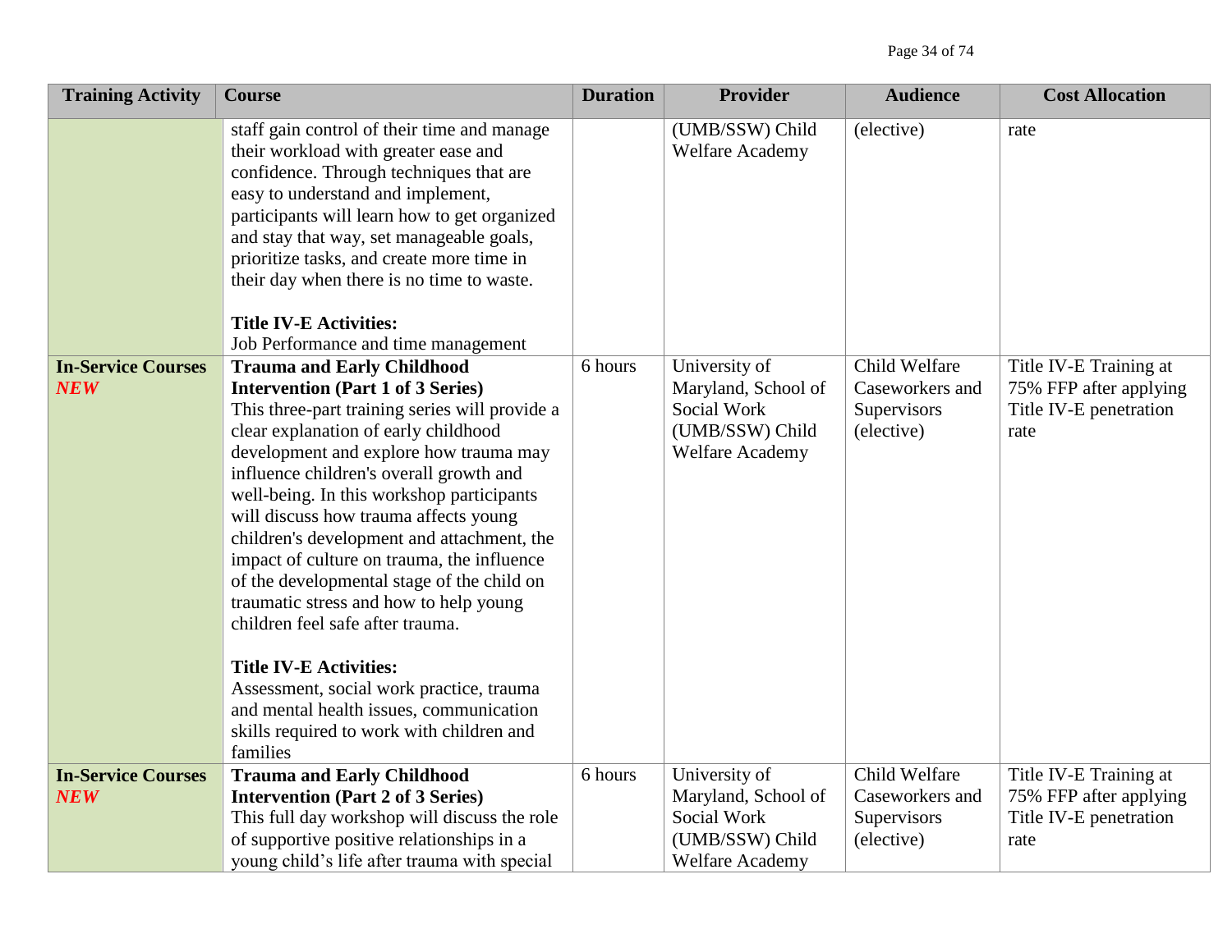| Training Activity | Course | Duration | Provider | Audience | Cost Allocation |
|---|---|---|---|---|---|
| | staff gain control of their time and manage their workload with greater ease and confidence. Through techniques that are easy to understand and implement, participants will learn how to get organized and stay that way, set manageable goals, prioritize tasks, and create more time in their day when there is no time to waste.<br><br>**Title IV-E Activities:**<br>Job Performance and time management | | (UMB/SSW) Child Welfare Academy | (elective) | rate |
| **In-Service Courses** ***NEW*** | **Trauma and Early Childhood Intervention (Part 1 of 3 Series)**<br>This three-part training series will provide a clear explanation of early childhood development and explore how trauma may influence children's overall growth and well-being. In this workshop participants will discuss how trauma affects young children's development and attachment, the impact of culture on trauma, the influence of the developmental stage of the child on traumatic stress and how to help young children feel safe after trauma.<br><br>**Title IV-E Activities:**<br>Assessment, social work practice, trauma and mental health issues, communication skills required to work with children and families | 6 hours | University of Maryland, School of Social Work (UMB/SSW) Child Welfare Academy | Child Welfare Caseworkers and Supervisors (elective) | Title IV-E Training at 75% FFP after applying Title IV-E penetration rate |
| **In-Service Courses** ***NEW*** | **Trauma and Early Childhood Intervention (Part 2 of 3 Series)**<br>This full day workshop will discuss the role of supportive positive relationships in a young child's life after trauma with special | 6 hours | University of Maryland, School of Social Work (UMB/SSW) Child Welfare Academy | Child Welfare Caseworkers and Supervisors (elective) | Title IV-E Training at 75% FFP after applying Title IV-E penetration rate |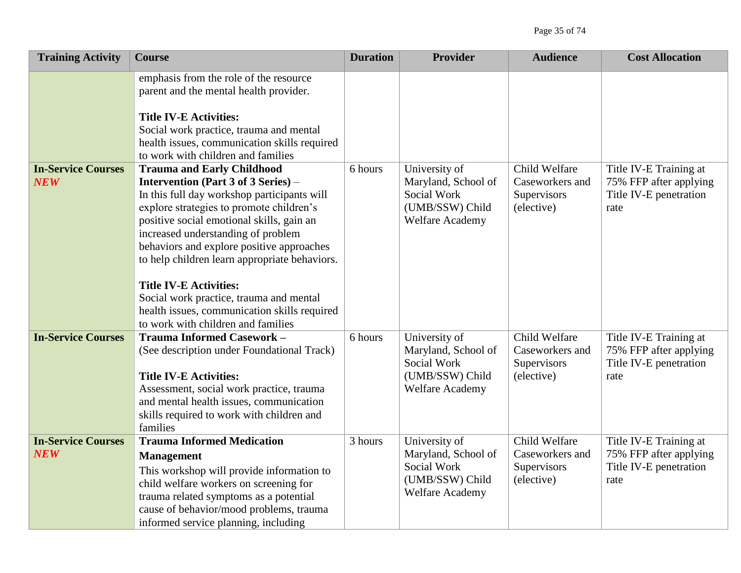| Training Activity | Course | Duration | Provider | Audience | Cost Allocation |
|---|---|---|---|---|---|
| | emphasis from the role of the resource parent and the mental health provider.<br><br>**Title IV-E Activities:**<br>Social work practice, trauma and mental health issues, communication skills required to work with children and families | | | | |
| **In-Service Courses** ***NEW*** | **Trauma and Early Childhood Intervention (Part 3 of 3 Series)** – In this full day workshop participants will explore strategies to promote children's positive social emotional skills, gain an increased understanding of problem behaviors and explore positive approaches to help children learn appropriate behaviors.<br><br>**Title IV-E Activities:**<br>Social work practice, trauma and mental health issues, communication skills required to work with children and families | 6 hours | University of Maryland, School of Social Work (UMB/SSW) Child Welfare Academy | Child Welfare Caseworkers and Supervisors (elective) | Title IV-E Training at 75% FFP after applying Title IV-E penetration rate |
| **In-Service Courses** | **Trauma Informed Casework –** (See description under Foundational Track)<br><br>**Title IV-E Activities:**<br>Assessment, social work practice, trauma and mental health issues, communication skills required to work with children and families | 6 hours | University of Maryland, School of Social Work (UMB/SSW) Child Welfare Academy | Child Welfare Caseworkers and Supervisors (elective) | Title IV-E Training at 75% FFP after applying Title IV-E penetration rate |
| **In-Service Courses** ***NEW*** | **Trauma Informed Medication Management**<br>This workshop will provide information to child welfare workers on screening for trauma related symptoms as a potential cause of behavior/mood problems, trauma informed service planning, including | 3 hours | University of Maryland, School of Social Work (UMB/SSW) Child Welfare Academy | Child Welfare Caseworkers and Supervisors (elective) | Title IV-E Training at 75% FFP after applying Title IV-E penetration rate |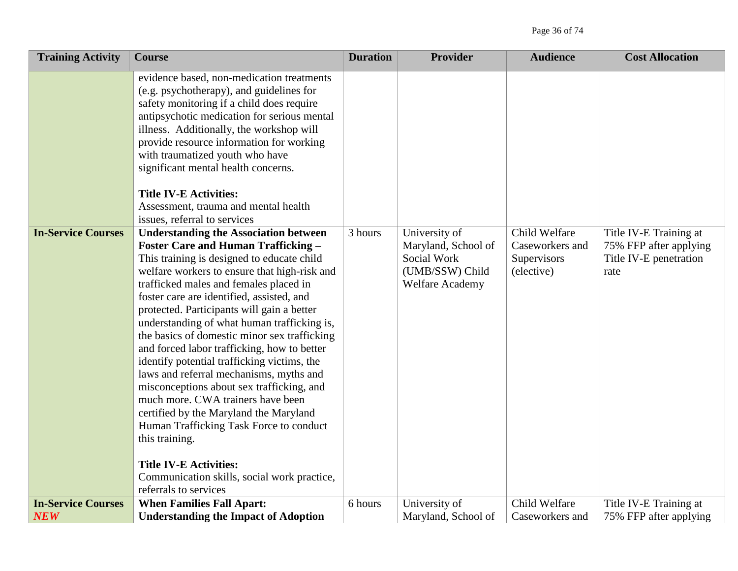| Training Activity | Course | Duration | Provider | Audience | Cost Allocation |
|---|---|---|---|---|---|
| | evidence based, non-medication treatments (e.g. psychotherapy), and guidelines for safety monitoring if a child does require antipsychotic medication for serious mental illness. Additionally, the workshop will provide resource information for working with traumatized youth who have significant mental health concerns.<br><br>**Title IV-E Activities:**<br>Assessment, trauma and mental health issues, referral to services | | | | |
| **In-Service Courses** | **Understanding the Association between Foster Care and Human Trafficking –** This training is designed to educate child welfare workers to ensure that high-risk and trafficked males and females placed in foster care are identified, assisted, and protected. Participants will gain a better understanding of what human trafficking is, the basics of domestic minor sex trafficking and forced labor trafficking, how to better identify potential trafficking victims, the laws and referral mechanisms, myths and misconceptions about sex trafficking, and much more. CWA trainers have been certified by the Maryland the Maryland Human Trafficking Task Force to conduct this training.<br><br>**Title IV-E Activities:**<br>Communication skills, social work practice, referrals to services | 3 hours | University of Maryland, School of Social Work (UMB/SSW) Child Welfare Academy | Child Welfare Caseworkers and Supervisors (elective) | Title IV-E Training at 75% FFP after applying Title IV-E penetration rate |
| **In-Service Courses** ***NEW*** | **When Families Fall Apart: Understanding the Impact of Adoption** | 6 hours | University of Maryland, School of | Child Welfare Caseworkers and | Title IV-E Training at 75% FFP after applying |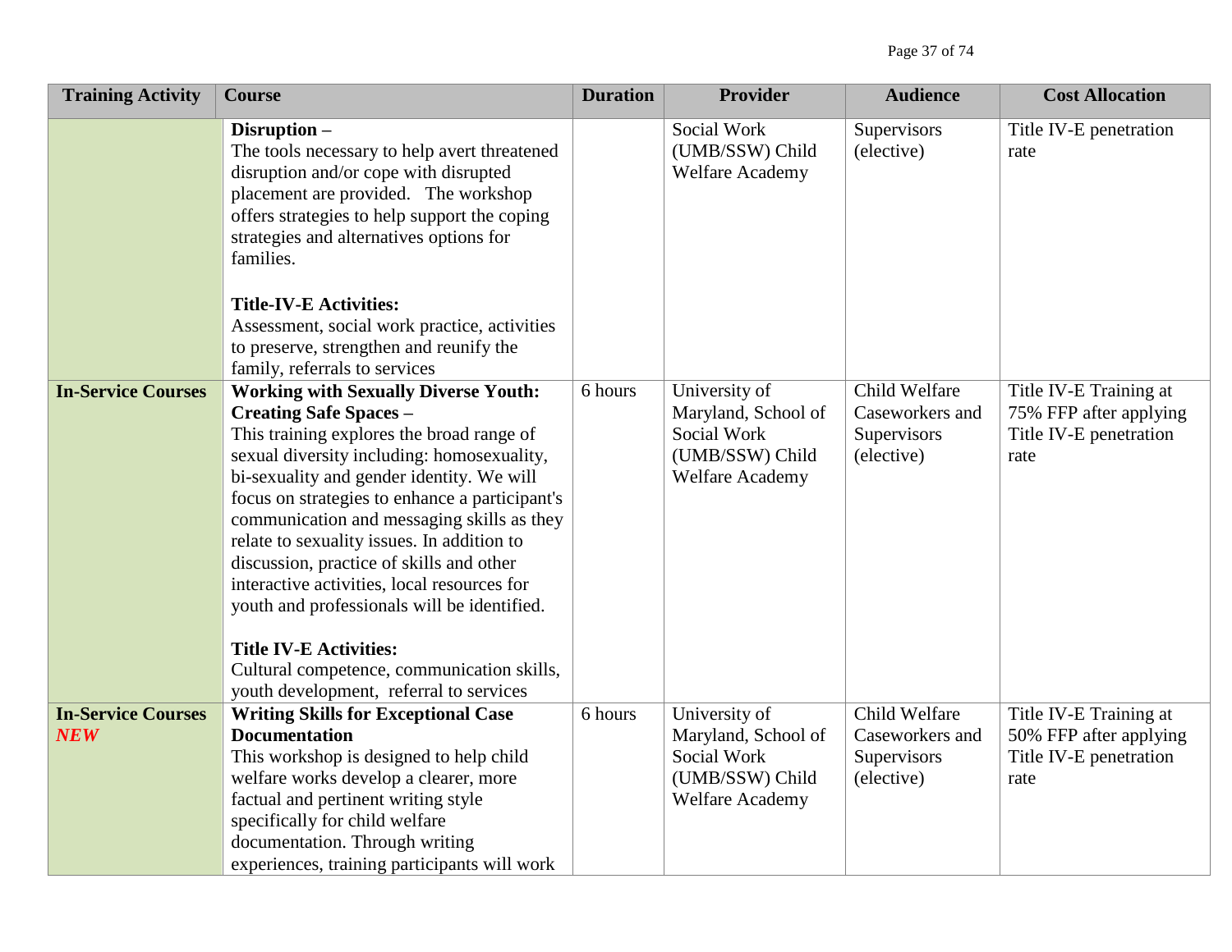| Training Activity | Course | Duration | Provider | Audience | Cost Allocation |
|---|---|---|---|---|---|
| | **Disruption –** The tools necessary to help avert threatened disruption and/or cope with disrupted placement are provided. The workshop offers strategies to help support the coping strategies and alternatives options for families. **Title-IV-E Activities:** Assessment, social work practice, activities to preserve, strengthen and reunify the family, referrals to services | | Social Work (UMB/SSW) Child Welfare Academy | Supervisors (elective) | Title IV-E penetration rate |
| **In-Service Courses** | **Working with Sexually Diverse Youth: Creating Safe Spaces –** This training explores the broad range of sexual diversity including: homosexuality, bi-sexuality and gender identity. We will focus on strategies to enhance a participant's communication and messaging skills as they relate to sexuality issues. In addition to discussion, practice of skills and other interactive activities, local resources for youth and professionals will be identified. **Title IV-E Activities:** Cultural competence, communication skills, youth development, referral to services | 6 hours | University of Maryland, School of Social Work (UMB/SSW) Child Welfare Academy | Child Welfare Caseworkers and Supervisors (elective) | Title IV-E Training at 75% FFP after applying Title IV-E penetration rate |
| **In-Service Courses** ***NEW*** | **Writing Skills for Exceptional Case Documentation** This workshop is designed to help child welfare works develop a clearer, more factual and pertinent writing style specifically for child welfare documentation. Through writing experiences, training participants will work | 6 hours | University of Maryland, School of Social Work (UMB/SSW) Child Welfare Academy | Child Welfare Caseworkers and Supervisors (elective) | Title IV-E Training at 50% FFP after applying Title IV-E penetration rate |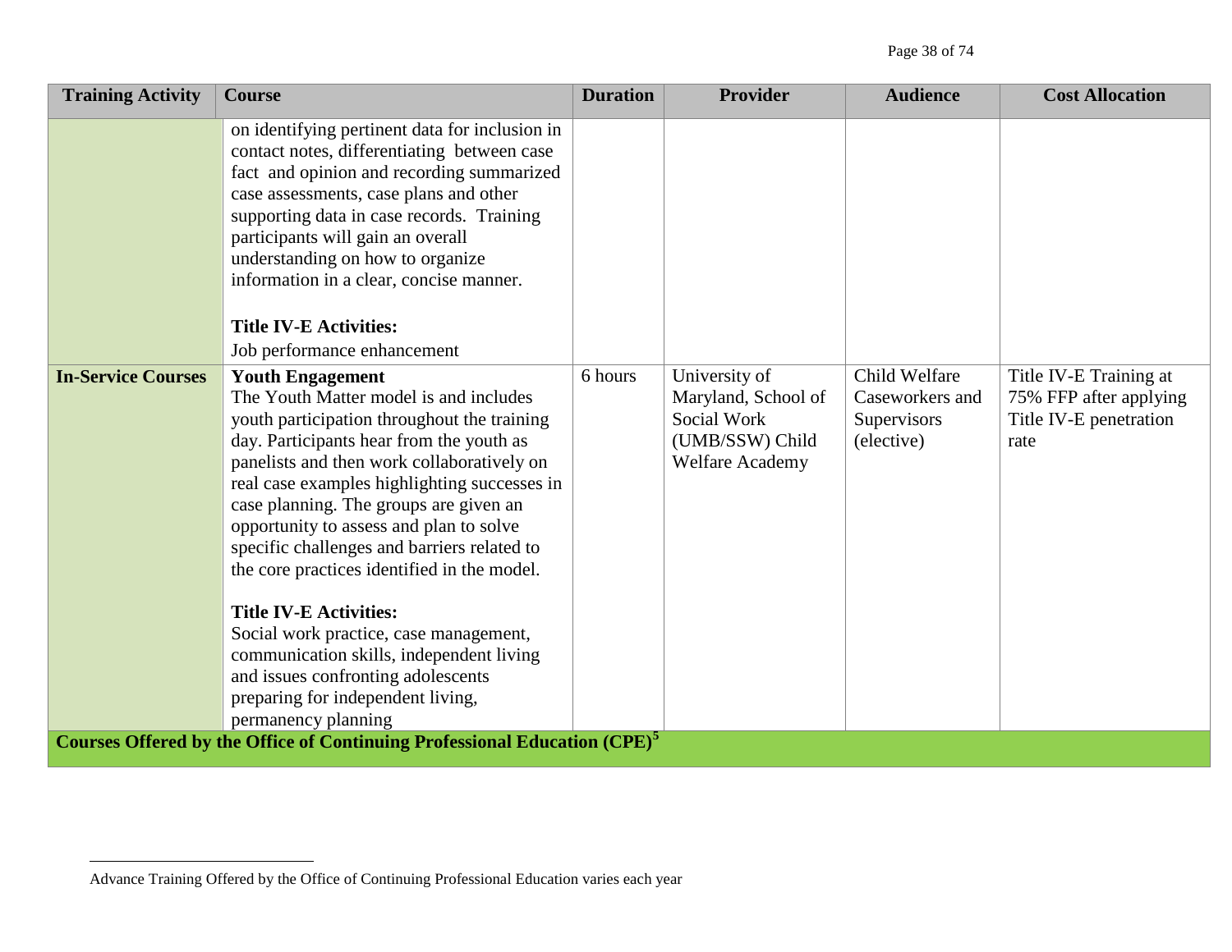| Training Activity | Course | Duration | Provider | Audience | Cost Allocation |
|---|---|---|---|---|---|
| | on identifying pertinent data for inclusion in contact notes, differentiating between case fact and opinion and recording summarized case assessments, case plans and other supporting data in case records. Training participants will gain an overall understanding on how to organize information in a clear, concise manner.<br><br>**Title IV-E Activities:**<br>Job performance enhancement | | | | |
| **In-Service Courses** | **Youth Engagement**<br>The Youth Matter model is and includes youth participation throughout the training day. Participants hear from the youth as panelists and then work collaboratively on real case examples highlighting successes in case planning. The groups are given an opportunity to assess and plan to solve specific challenges and barriers related to the core practices identified in the model.<br><br>**Title IV-E Activities:**<br>Social work practice, case management, communication skills, independent living and issues confronting adolescents preparing for independent living, permanency planning | 6 hours | University of Maryland, School of Social Work (UMB/SSW) Child Welfare Academy | Child Welfare Caseworkers and Supervisors (elective) | Title IV-E Training at 75% FFP after applying Title IV-E penetration rate |
| **Courses Offered by the Office of Continuing Professional Education (CPE)[5]** | | | | | |

[5] Advance Training Offered by the Office of Continuing Professional Education varies each year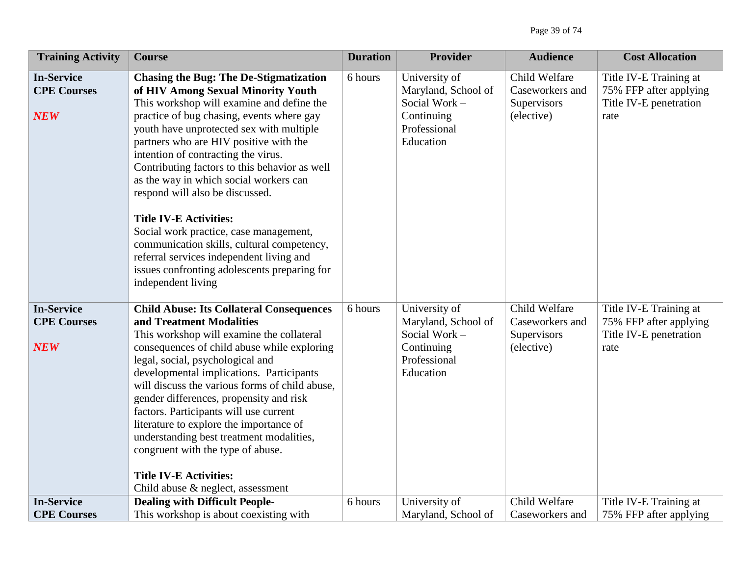| Training Activity | Course | Duration | Provider | Audience | Cost Allocation |
|---|---|---|---|---|---|
| **In-Service CPE Courses**<br><br>***NEW*** | **Chasing the Bug: The De-Stigmatization of HIV Among Sexual Minority Youth**<br>This workshop will examine and define the practice of bug chasing, events where gay youth have unprotected sex with multiple partners who are HIV positive with the intention of contracting the virus. Contributing factors to this behavior as well as the way in which social workers can respond will also be discussed.<br><br>**Title IV-E Activities:**<br>Social work practice, case management, communication skills, cultural competency, referral services independent living and issues confronting adolescents preparing for independent living | 6 hours | University of Maryland, School of Social Work – Continuing Professional Education | Child Welfare Caseworkers and Supervisors (elective) | Title IV-E Training at 75% FFP after applying Title IV-E penetration rate |
| **In-Service CPE Courses**<br><br>***NEW*** | **Child Abuse: Its Collateral Consequences and Treatment Modalities**<br>This workshop will examine the collateral consequences of child abuse while exploring legal, social, psychological and developmental implications. Participants will discuss the various forms of child abuse, gender differences, propensity and risk factors. Participants will use current literature to explore the importance of understanding best treatment modalities, congruent with the type of abuse.<br><br>**Title IV-E Activities:**<br>Child abuse & neglect, assessment | 6 hours | University of Maryland, School of Social Work – Continuing Professional Education | Child Welfare Caseworkers and Supervisors (elective) | Title IV-E Training at 75% FFP after applying Title IV-E penetration rate |
| **In-Service CPE Courses** | **Dealing with Difficult People-**<br>This workshop is about coexisting with | 6 hours | University of Maryland, School of | Child Welfare Caseworkers and | Title IV-E Training at 75% FFP after applying |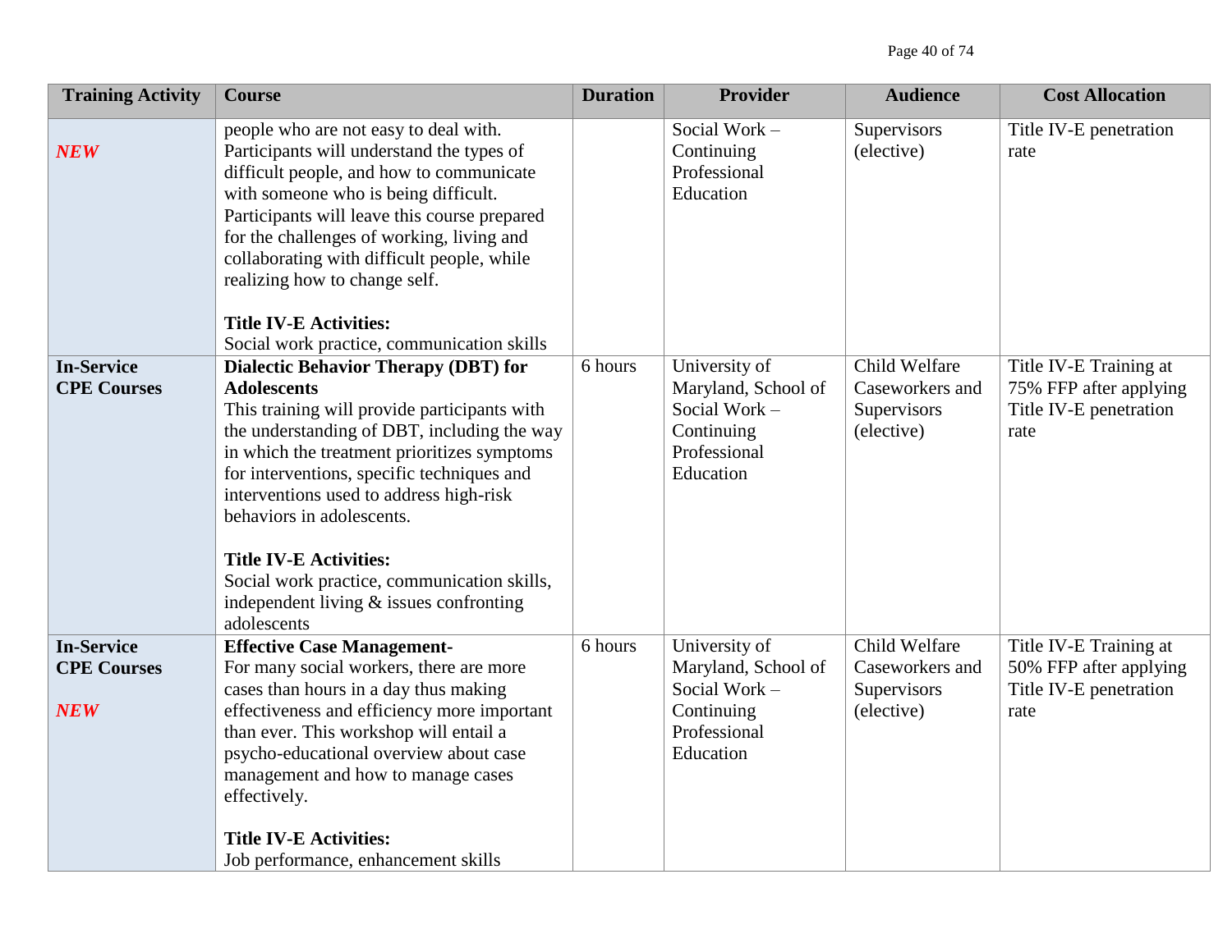| Training Activity | Course | Duration | Provider | Audience | Cost Allocation |
|---|---|---|---|---|---|
| ***NEW*** | people who are not easy to deal with. Participants will understand the types of difficult people, and how to communicate with someone who is being difficult. Participants will leave this course prepared for the challenges of working, living and collaborating with difficult people, while realizing how to change self.<br><br>**Title IV-E Activities:**<br>Social work practice, communication skills | | Social Work – Continuing Professional Education | Supervisors (elective) | Title IV-E penetration rate |
| **In-Service CPE Courses** | **Dialectic Behavior Therapy (DBT) for Adolescents**<br>This training will provide participants with the understanding of DBT, including the way in which the treatment prioritizes symptoms for interventions, specific techniques and interventions used to address high-risk behaviors in adolescents.<br><br>**Title IV-E Activities:**<br>Social work practice, communication skills, independent living & issues confronting adolescents | 6 hours | University of Maryland, School of Social Work – Continuing Professional Education | Child Welfare Caseworkers and Supervisors (elective) | Title IV-E Training at 75% FFP after applying Title IV-E penetration rate |
| **In-Service CPE Courses**<br><br>***NEW*** | **Effective Case Management-**<br>For many social workers, there are more cases than hours in a day thus making effectiveness and efficiency more important than ever. This workshop will entail a psycho-educational overview about case management and how to manage cases effectively.<br><br>**Title IV-E Activities:**<br>Job performance, enhancement skills | 6 hours | University of Maryland, School of Social Work – Continuing Professional Education | Child Welfare Caseworkers and Supervisors (elective) | Title IV-E Training at 50% FFP after applying Title IV-E penetration rate |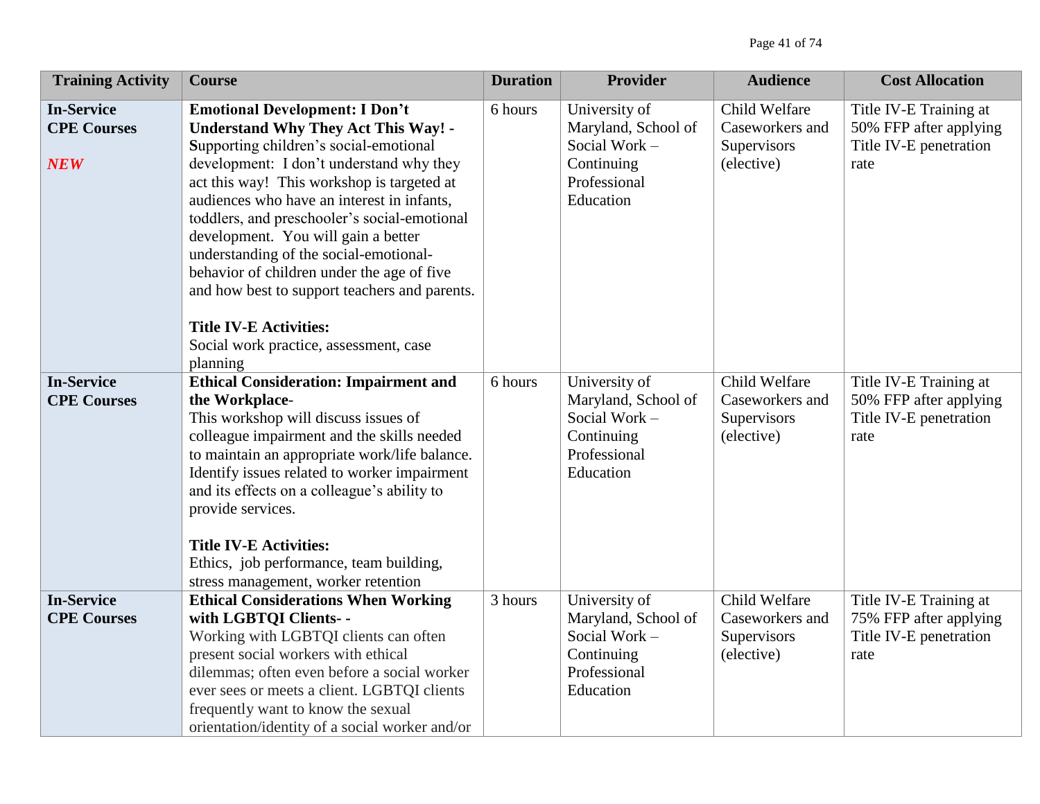| Training Activity | Course | Duration | Provider | Audience | Cost Allocation |
|---|---|---|---|---|---|
| **In-Service CPE Courses** ***NEW*** | **Emotional Development: I Don't Understand Why They Act This Way! - S**upporting children's social-emotional development: I don't understand why they act this way! This workshop is targeted at audiences who have an interest in infants, toddlers, and preschooler's social-emotional development. You will gain a better understanding of the social-emotional-behavior of children under the age of five and how best to support teachers and parents. **Title IV-E Activities:** Social work practice, assessment, case planning | 6 hours | University of Maryland, School of Social Work – Continuing Professional Education | Child Welfare Caseworkers and Supervisors (elective) | Title IV-E Training at 50% FFP after applying Title IV-E penetration rate |
| **In-Service CPE Courses** | **Ethical Consideration: Impairment and the Workplace-** This workshop will discuss issues of colleague impairment and the skills needed to maintain an appropriate work/life balance. Identify issues related to worker impairment and its effects on a colleague's ability to provide services. **Title IV-E Activities:** Ethics, job performance, team building, stress management, worker retention | 6 hours | University of Maryland, School of Social Work – Continuing Professional Education | Child Welfare Caseworkers and Supervisors (elective) | Title IV-E Training at 50% FFP after applying Title IV-E penetration rate |
| **In-Service CPE Courses** | **Ethical Considerations When Working with LGBTQI Clients- -** Working with LGBTQI clients can often present social workers with ethical dilemmas; often even before a social worker ever sees or meets a client. LGBTQI clients frequently want to know the sexual orientation/identity of a social worker and/or | 3 hours | University of Maryland, School of Social Work – Continuing Professional Education | Child Welfare Caseworkers and Supervisors (elective) | Title IV-E Training at 75% FFP after applying Title IV-E penetration rate |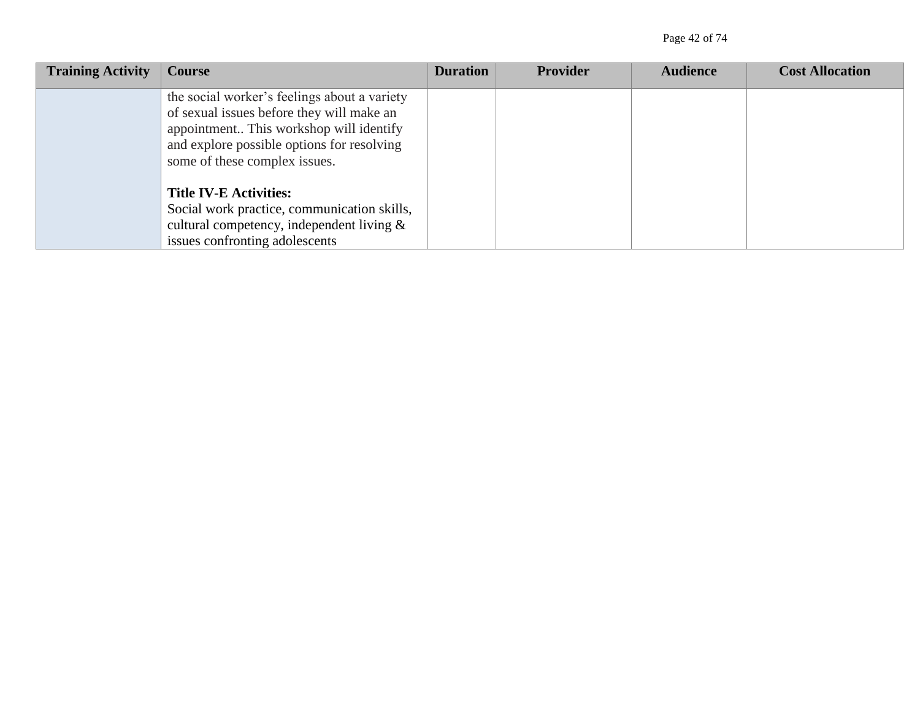| Training Activity | Course | Duration | Provider | Audience | Cost Allocation |
|---|---|---|---|---|---|
| | the social worker's feelings about a variety of sexual issues before they will make an appointment.. This workshop will identify and explore possible options for resolving some of these complex issues.<br><br>**Title IV-E Activities:**<br>Social work practice, communication skills, cultural competency, independent living & issues confronting adolescents | | | | |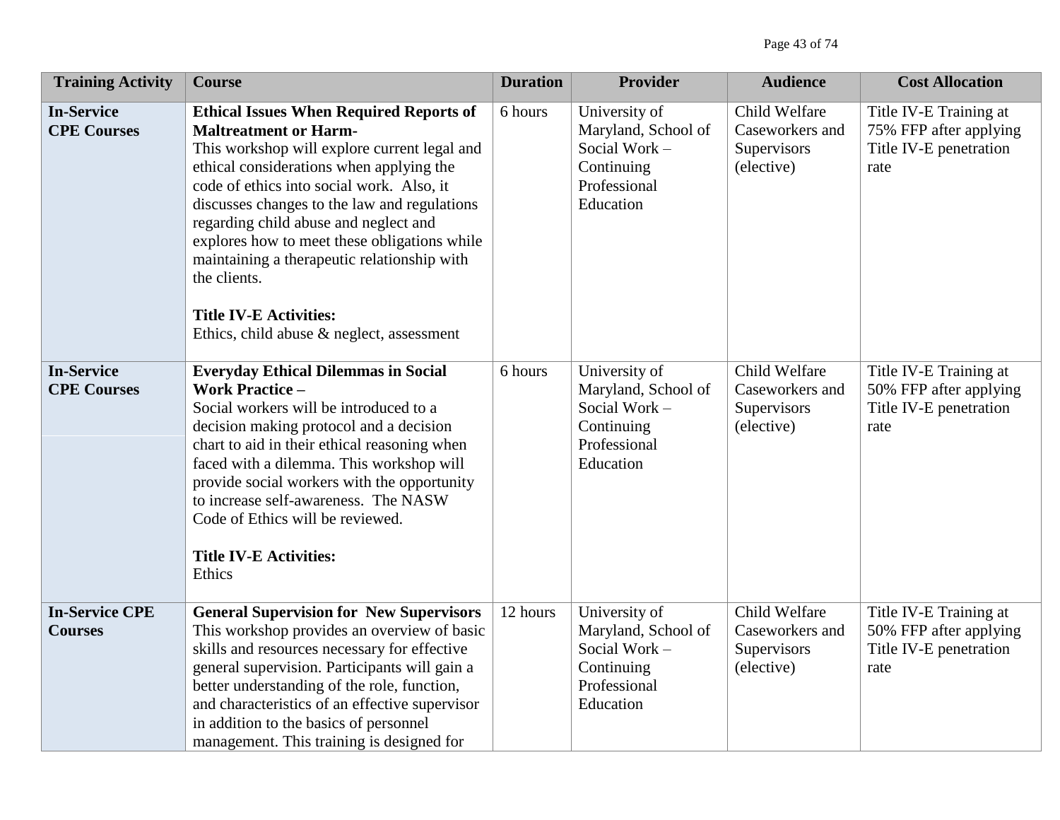| Training Activity | Course | Duration | Provider | Audience | Cost Allocation |
|---|---|---|---|---|---|
| **In-Service CPE Courses** | **Ethical Issues When Required Reports of Maltreatment or Harm-** This workshop will explore current legal and ethical considerations when applying the code of ethics into social work. Also, it discusses changes to the law and regulations regarding child abuse and neglect and explores how to meet these obligations while maintaining a therapeutic relationship with the clients. **Title IV-E Activities:** Ethics, child abuse & neglect, assessment | 6 hours | University of Maryland, School of Social Work – Continuing Professional Education | Child Welfare Caseworkers and Supervisors (elective) | Title IV-E Training at 75% FFP after applying Title IV-E penetration rate |
| **In-Service CPE Courses** | **Everyday Ethical Dilemmas in Social Work Practice –** Social workers will be introduced to a decision making protocol and a decision chart to aid in their ethical reasoning when faced with a dilemma. This workshop will provide social workers with the opportunity to increase self-awareness. The NASW Code of Ethics will be reviewed. **Title IV-E Activities:** Ethics | 6 hours | University of Maryland, School of Social Work – Continuing Professional Education | Child Welfare Caseworkers and Supervisors (elective) | Title IV-E Training at 50% FFP after applying Title IV-E penetration rate |
| **In-Service CPE Courses** | **General Supervision for New Supervisors** This workshop provides an overview of basic skills and resources necessary for effective general supervision. Participants will gain a better understanding of the role, function, and characteristics of an effective supervisor in addition to the basics of personnel management. This training is designed for | 12 hours | University of Maryland, School of Social Work – Continuing Professional Education | Child Welfare Caseworkers and Supervisors (elective) | Title IV-E Training at 50% FFP after applying Title IV-E penetration rate |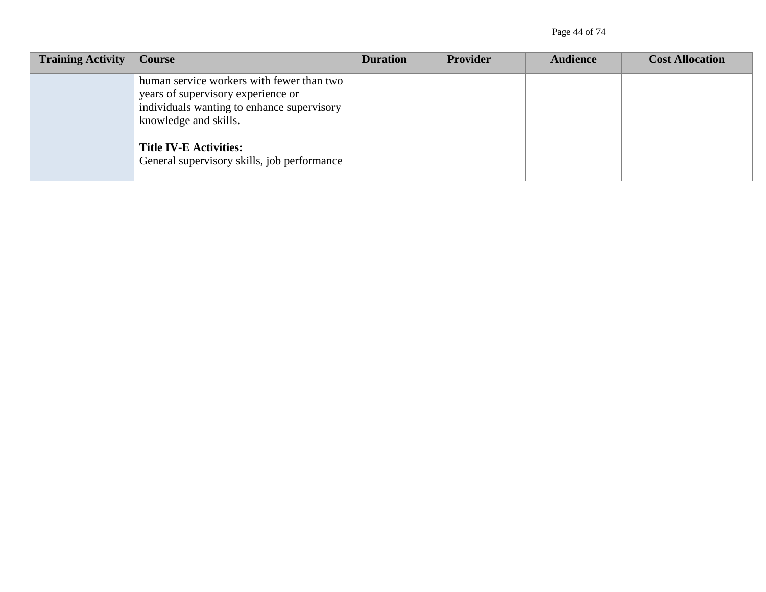| Training Activity | Course | Duration | Provider | Audience | Cost Allocation |
|---|---|---|---|---|---|
| | human service workers with fewer than two years of supervisory experience or individuals wanting to enhance supervisory knowledge and skills.<br><br>**Title IV-E Activities:**<br>General supervisory skills, job performance | | | | |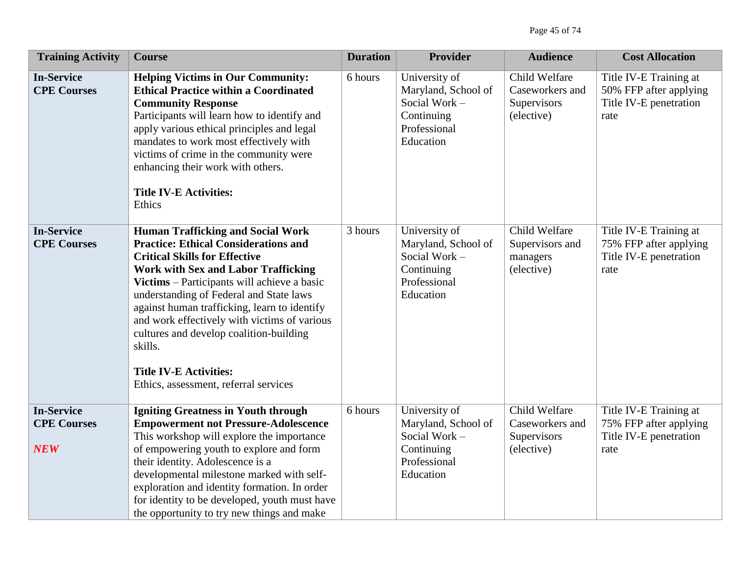| Training Activity | Course | Duration | Provider | Audience | Cost Allocation |
|---|---|---|---|---|---|
| **In-Service CPE Courses** | **Helping Victims in Our Community: Ethical Practice within a Coordinated Community Response** Participants will learn how to identify and apply various ethical principles and legal mandates to work most effectively with victims of crime in the community were enhancing their work with others.<br><br>**Title IV-E Activities:**<br>Ethics | 6 hours | University of Maryland, School of Social Work – Continuing Professional Education | Child Welfare Caseworkers and Supervisors (elective) | Title IV-E Training at 50% FFP after applying Title IV-E penetration rate |
| **In-Service CPE Courses** | **Human Trafficking and Social Work Practice: Ethical Considerations and Critical Skills for Effective Work with Sex and Labor Trafficking Victims** – Participants will achieve a basic understanding of Federal and State laws against human trafficking, learn to identify and work effectively with victims of various cultures and develop coalition-building skills.<br><br>**Title IV-E Activities:**<br>Ethics, assessment, referral services | 3 hours | University of Maryland, School of Social Work – Continuing Professional Education | Child Welfare Supervisors and managers (elective) | Title IV-E Training at 75% FFP after applying Title IV-E penetration rate |
| **In-Service CPE Courses**<br><br>***NEW*** | **Igniting Greatness in Youth through Empowerment not Pressure-Adolescence** This workshop will explore the importance of empowering youth to explore and form their identity. Adolescence is a developmental milestone marked with self-exploration and identity formation. In order for identity to be developed, youth must have the opportunity to try new things and make | 6 hours | University of Maryland, School of Social Work – Continuing Professional Education | Child Welfare Caseworkers and Supervisors (elective) | Title IV-E Training at 75% FFP after applying Title IV-E penetration rate |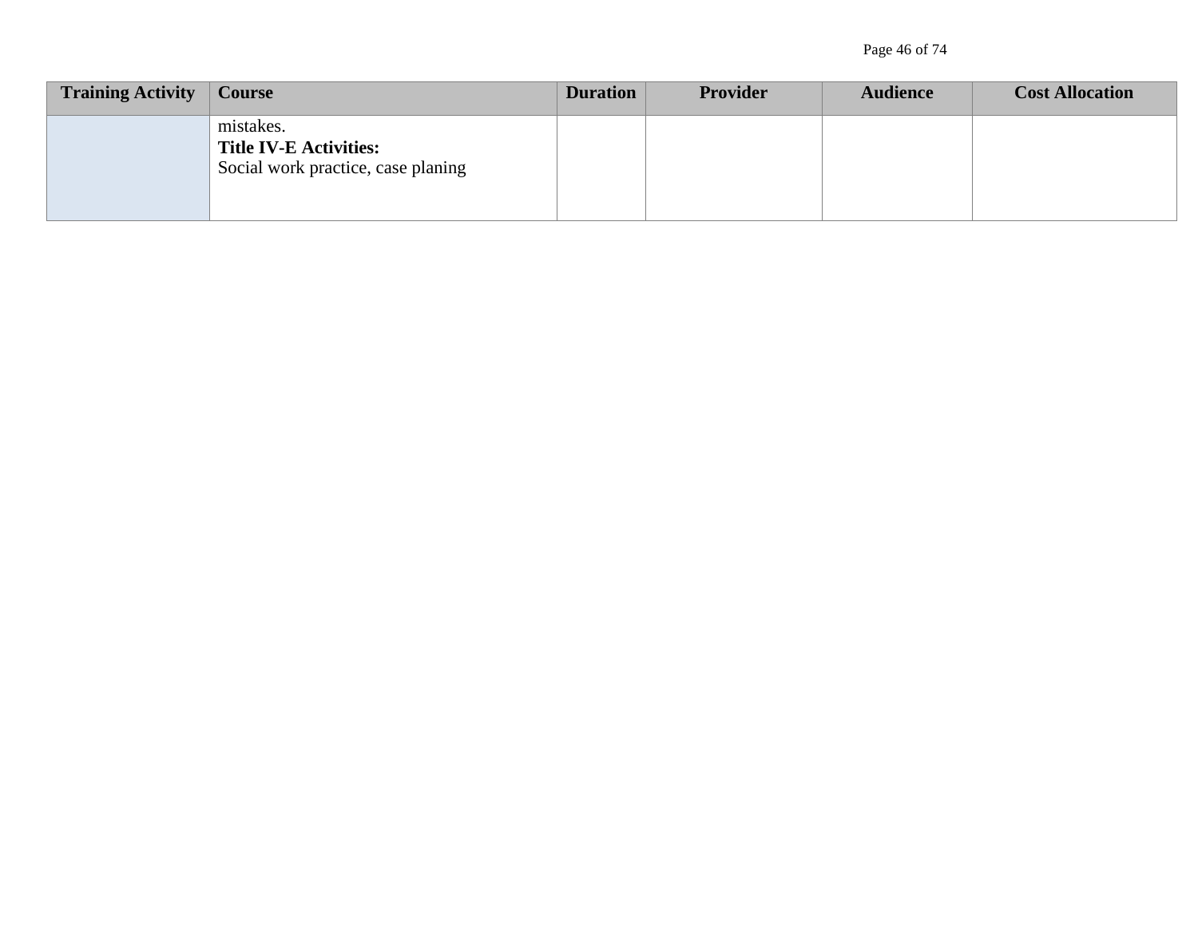| Training Activity | Course | Duration | Provider | Audience | Cost Allocation |
|---|---|---|---|---|---|
| | mistakes.<br>**Title IV-E Activities:**<br>Social work practice, case planing | | | | |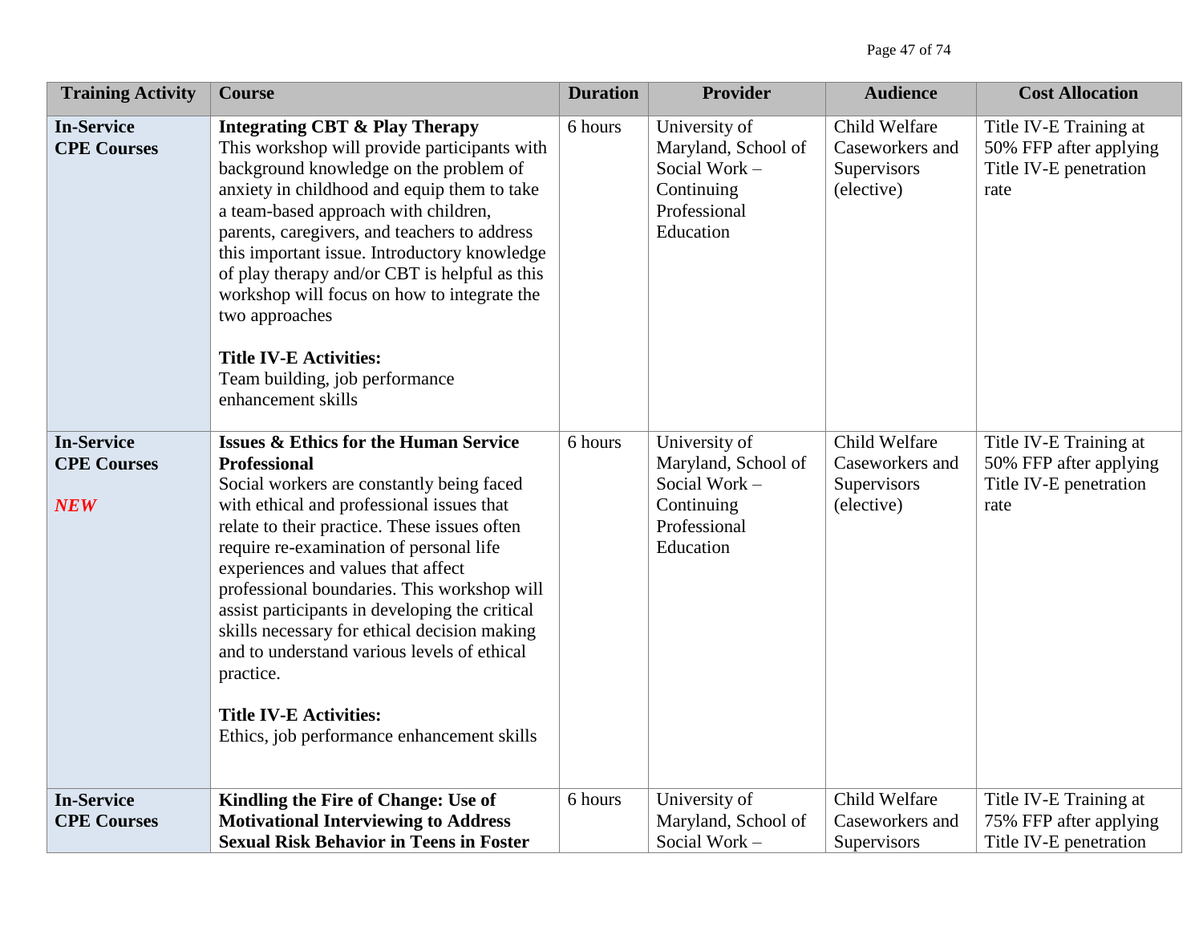| Training Activity | Course | Duration | Provider | Audience | Cost Allocation |
|---|---|---|---|---|---|
| **In-Service CPE Courses** | **Integrating CBT & Play Therapy** This workshop will provide participants with background knowledge on the problem of anxiety in childhood and equip them to take a team-based approach with children, parents, caregivers, and teachers to address this important issue. Introductory knowledge of play therapy and/or CBT is helpful as this workshop will focus on how to integrate the two approaches<br><br>**Title IV-E Activities:** Team building, job performance enhancement skills | 6 hours | University of Maryland, School of Social Work – Continuing Professional Education | Child Welfare Caseworkers and Supervisors (elective) | Title IV-E Training at 50% FFP after applying Title IV-E penetration rate |
| **In-Service CPE Courses**<br><br>***NEW*** | **Issues & Ethics for the Human Service Professional** Social workers are constantly being faced with ethical and professional issues that relate to their practice. These issues often require re-examination of personal life experiences and values that affect professional boundaries. This workshop will assist participants in developing the critical skills necessary for ethical decision making and to understand various levels of ethical practice.<br><br>**Title IV-E Activities:** Ethics, job performance enhancement skills | 6 hours | University of Maryland, School of Social Work – Continuing Professional Education | Child Welfare Caseworkers and Supervisors (elective) | Title IV-E Training at 50% FFP after applying Title IV-E penetration rate |
| **In-Service CPE Courses** | **Kindling the Fire of Change: Use of Motivational Interviewing to Address Sexual Risk Behavior in Teens in Foster** | 6 hours | University of Maryland, School of Social Work – | Child Welfare Caseworkers and Supervisors | Title IV-E Training at 75% FFP after applying Title IV-E penetration |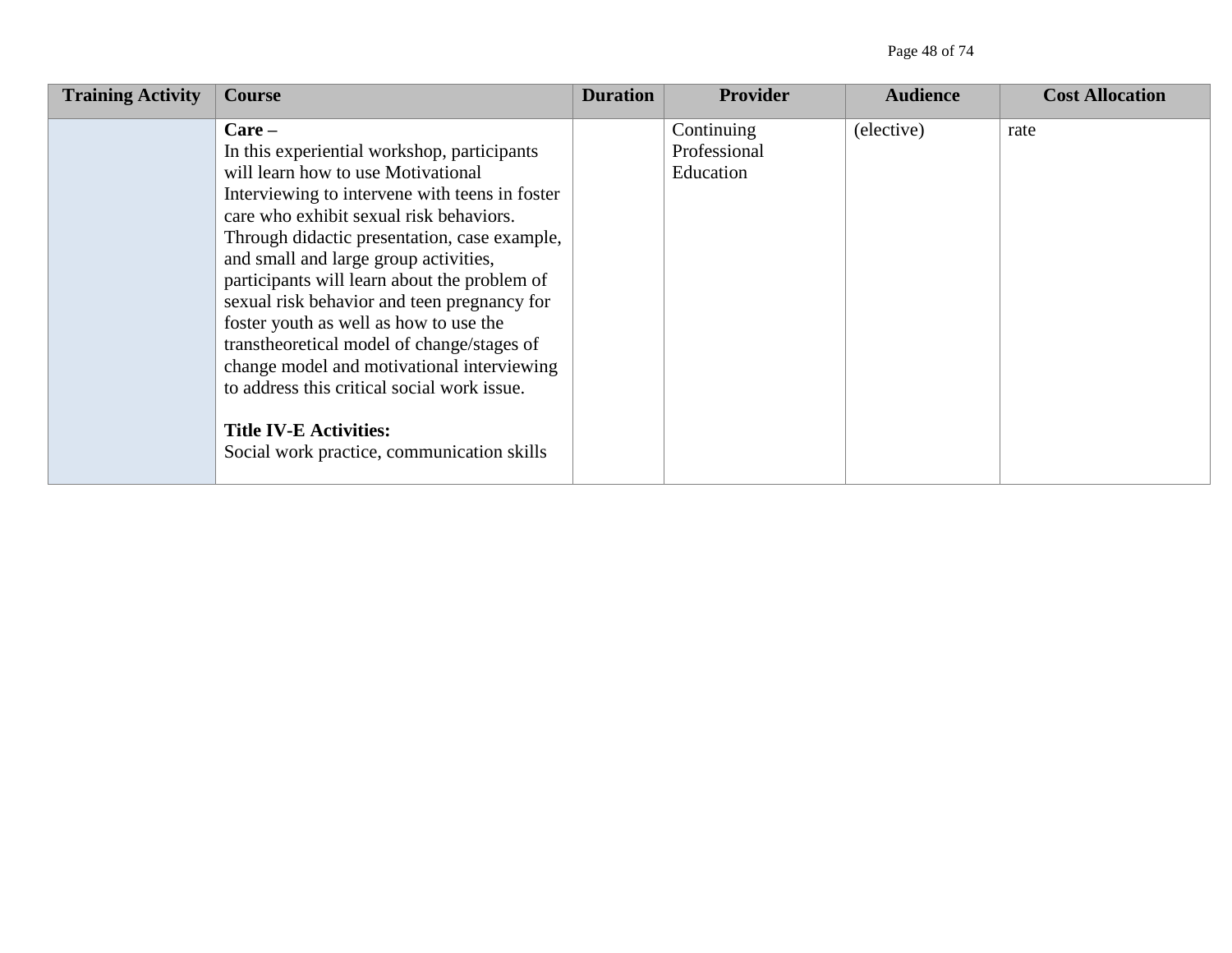| Training Activity | Course | Duration | Provider | Audience | Cost Allocation |
|---|---|---|---|---|---|
| | **Care –**<br>In this experiential workshop, participants will learn how to use Motivational Interviewing to intervene with teens in foster care who exhibit sexual risk behaviors. Through didactic presentation, case example, and small and large group activities, participants will learn about the problem of sexual risk behavior and teen pregnancy for foster youth as well as how to use the transtheoretical model of change/stages of change model and motivational interviewing to address this critical social work issue.<br><br>**Title IV-E Activities:**<br>Social work practice, communication skills | | Continuing Professional Education | (elective) | rate |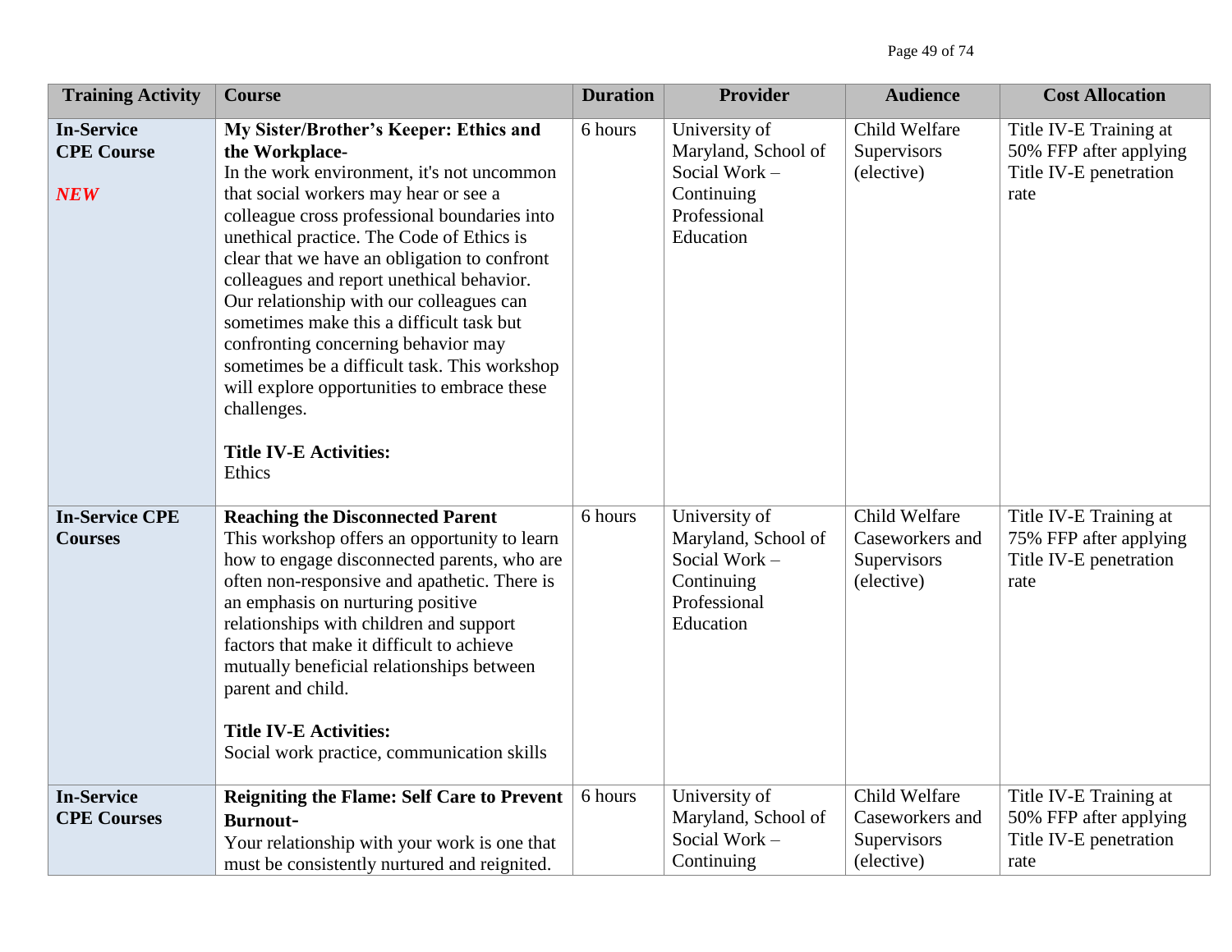| Training Activity | Course | Duration | Provider | Audience | Cost Allocation |
|---|---|---|---|---|---|
| **In-Service CPE Course** ***NEW*** | **My Sister/Brother's Keeper: Ethics and the Workplace-** In the work environment, it's not uncommon that social workers may hear or see a colleague cross professional boundaries into unethical practice. The Code of Ethics is clear that we have an obligation to confront colleagues and report unethical behavior. Our relationship with our colleagues can sometimes make this a difficult task but confronting concerning behavior may sometimes be a difficult task. This workshop will explore opportunities to embrace these challenges. **Title IV-E Activities:** Ethics | 6 hours | University of Maryland, School of Social Work – Continuing Professional Education | Child Welfare Supervisors (elective) | Title IV-E Training at 50% FFP after applying Title IV-E penetration rate |
| **In-Service CPE Courses** | **Reaching the Disconnected Parent** This workshop offers an opportunity to learn how to engage disconnected parents, who are often non-responsive and apathetic. There is an emphasis on nurturing positive relationships with children and support factors that make it difficult to achieve mutually beneficial relationships between parent and child. **Title IV-E Activities:** Social work practice, communication skills | 6 hours | University of Maryland, School of Social Work – Continuing Professional Education | Child Welfare Caseworkers and Supervisors (elective) | Title IV-E Training at 75% FFP after applying Title IV-E penetration rate |
| **In-Service CPE Courses** | **Reigniting the Flame: Self Care to Prevent Burnout-** Your relationship with your work is one that must be consistently nurtured and reignited. | 6 hours | University of Maryland, School of Social Work – Continuing | Child Welfare Caseworkers and Supervisors (elective) | Title IV-E Training at 50% FFP after applying Title IV-E penetration rate |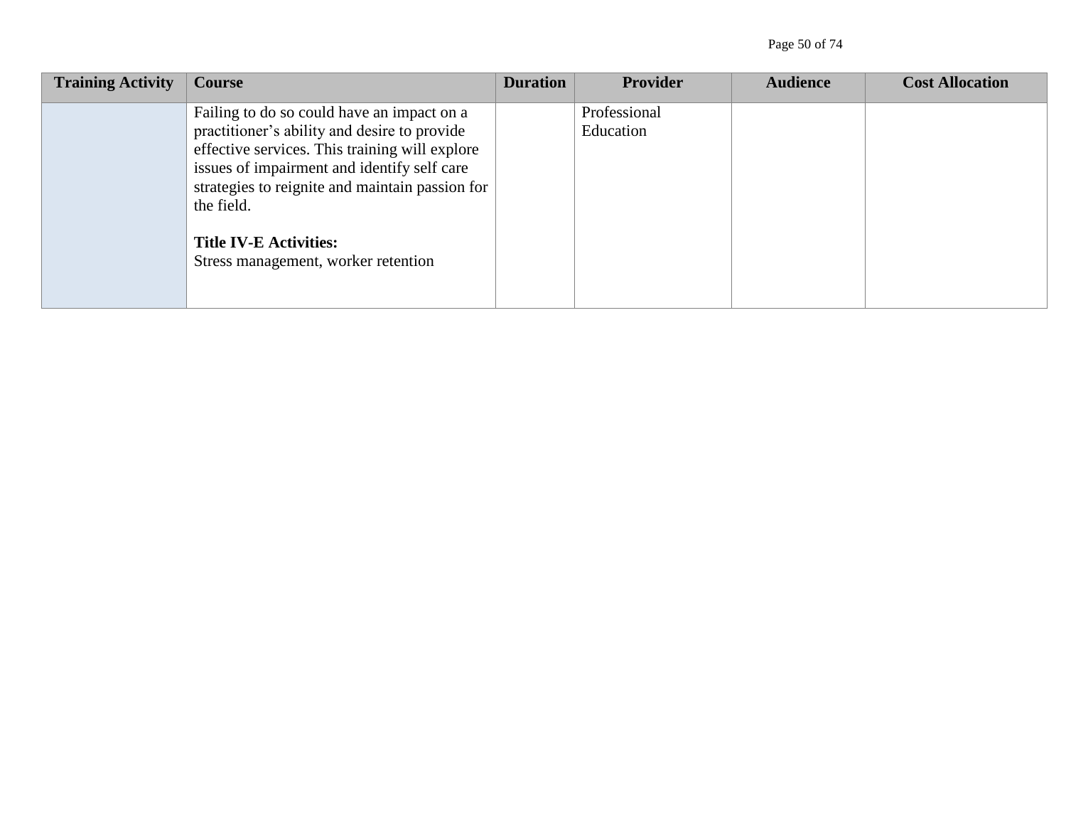| Training Activity | Course | Duration | Provider | Audience | Cost Allocation |
|---|---|---|---|---|---|
| | Failing to do so could have an impact on a practitioner's ability and desire to provide effective services. This training will explore issues of impairment and identify self care strategies to reignite and maintain passion for the field.<br><br>**Title IV-E Activities:**<br>Stress management, worker retention | | Professional Education | | |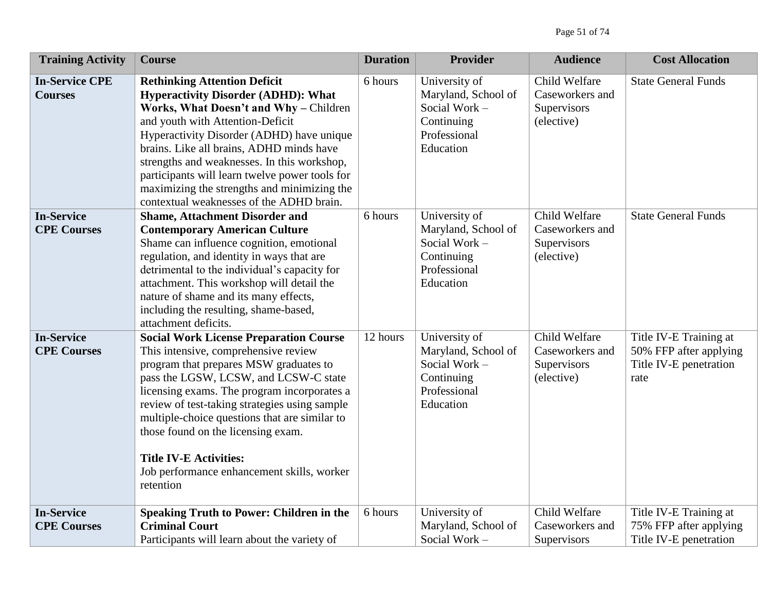| Training Activity | Course | Duration | Provider | Audience | Cost Allocation |
|---|---|---|---|---|---|
| **In-Service CPE Courses** | **Rethinking Attention Deficit Hyperactivity Disorder (ADHD): What Works, What Doesn't and Why –** Children and youth with Attention-Deficit Hyperactivity Disorder (ADHD) have unique brains. Like all brains, ADHD minds have strengths and weaknesses. In this workshop, participants will learn twelve power tools for maximizing the strengths and minimizing the contextual weaknesses of the ADHD brain. | 6 hours | University of Maryland, School of Social Work – Continuing Professional Education | Child Welfare Caseworkers and Supervisors (elective) | State General Funds |
| **In-Service CPE Courses** | **Shame, Attachment Disorder and Contemporary American Culture** Shame can influence cognition, emotional regulation, and identity in ways that are detrimental to the individual's capacity for attachment. This workshop will detail the nature of shame and its many effects, including the resulting, shame-based, attachment deficits. | 6 hours | University of Maryland, School of Social Work – Continuing Professional Education | Child Welfare Caseworkers and Supervisors (elective) | State General Funds |
| **In-Service CPE Courses** | **Social Work License Preparation Course** This intensive, comprehensive review program that prepares MSW graduates to pass the LGSW, LCSW, and LCSW-C state licensing exams. The program incorporates a review of test-taking strategies using sample multiple-choice questions that are similar to those found on the licensing exam.<br><br>**Title IV-E Activities:**<br>Job performance enhancement skills, worker retention | 12 hours | University of Maryland, School of Social Work – Continuing Professional Education | Child Welfare Caseworkers and Supervisors (elective) | Title IV-E Training at 50% FFP after applying Title IV-E penetration rate |
| **In-Service CPE Courses** | **Speaking Truth to Power: Children in the Criminal Court** Participants will learn about the variety of | 6 hours | University of Maryland, School of Social Work – | Child Welfare Caseworkers and Supervisors | Title IV-E Training at 75% FFP after applying Title IV-E penetration |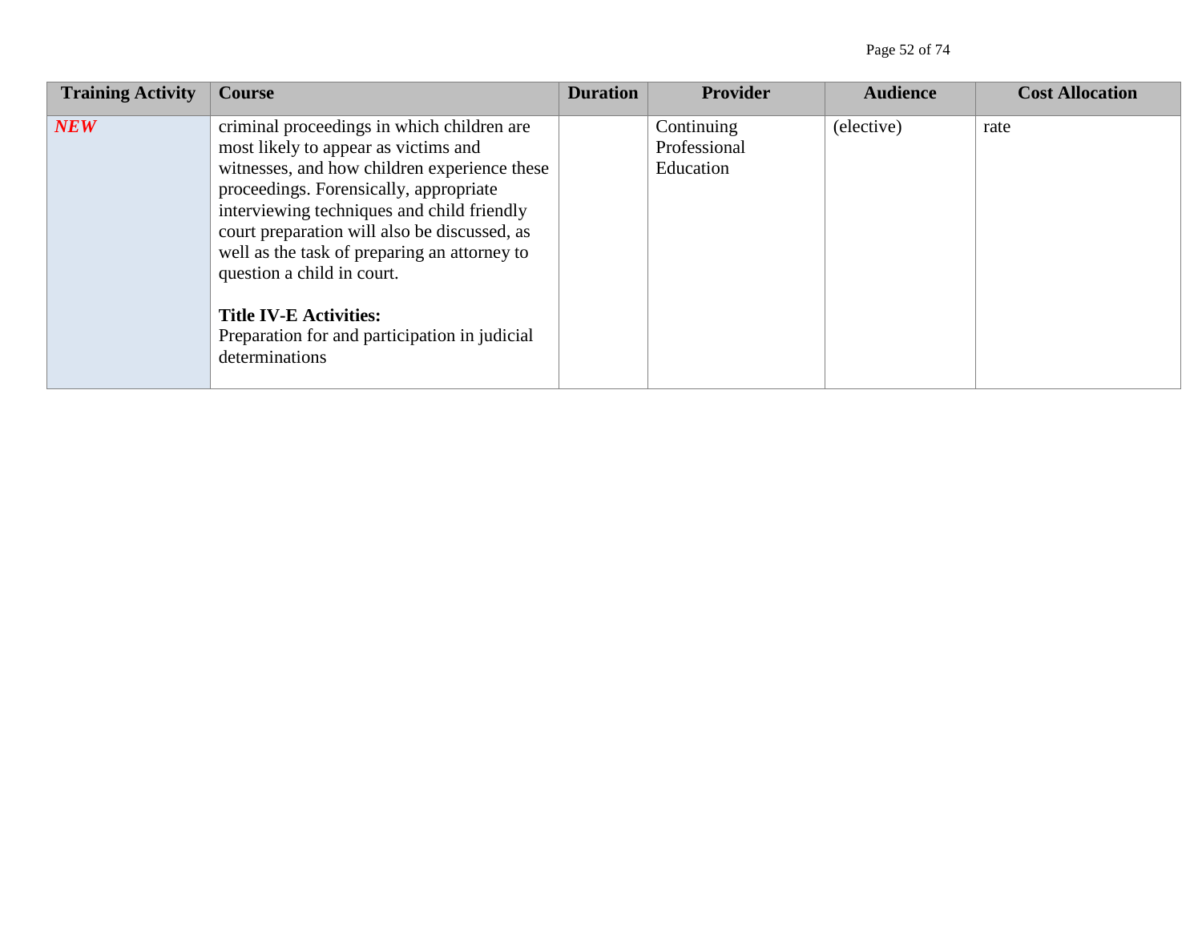| Training Activity | Course | Duration | Provider | Audience | Cost Allocation |
|---|---|---|---|---|---|
| ***NEW*** | criminal proceedings in which children are most likely to appear as victims and witnesses, and how children experience these proceedings. Forensically, appropriate interviewing techniques and child friendly court preparation will also be discussed, as well as the task of preparing an attorney to question a child in court.<br><br>**Title IV-E Activities:**<br>Preparation for and participation in judicial determinations | | Continuing Professional Education | (elective) | rate |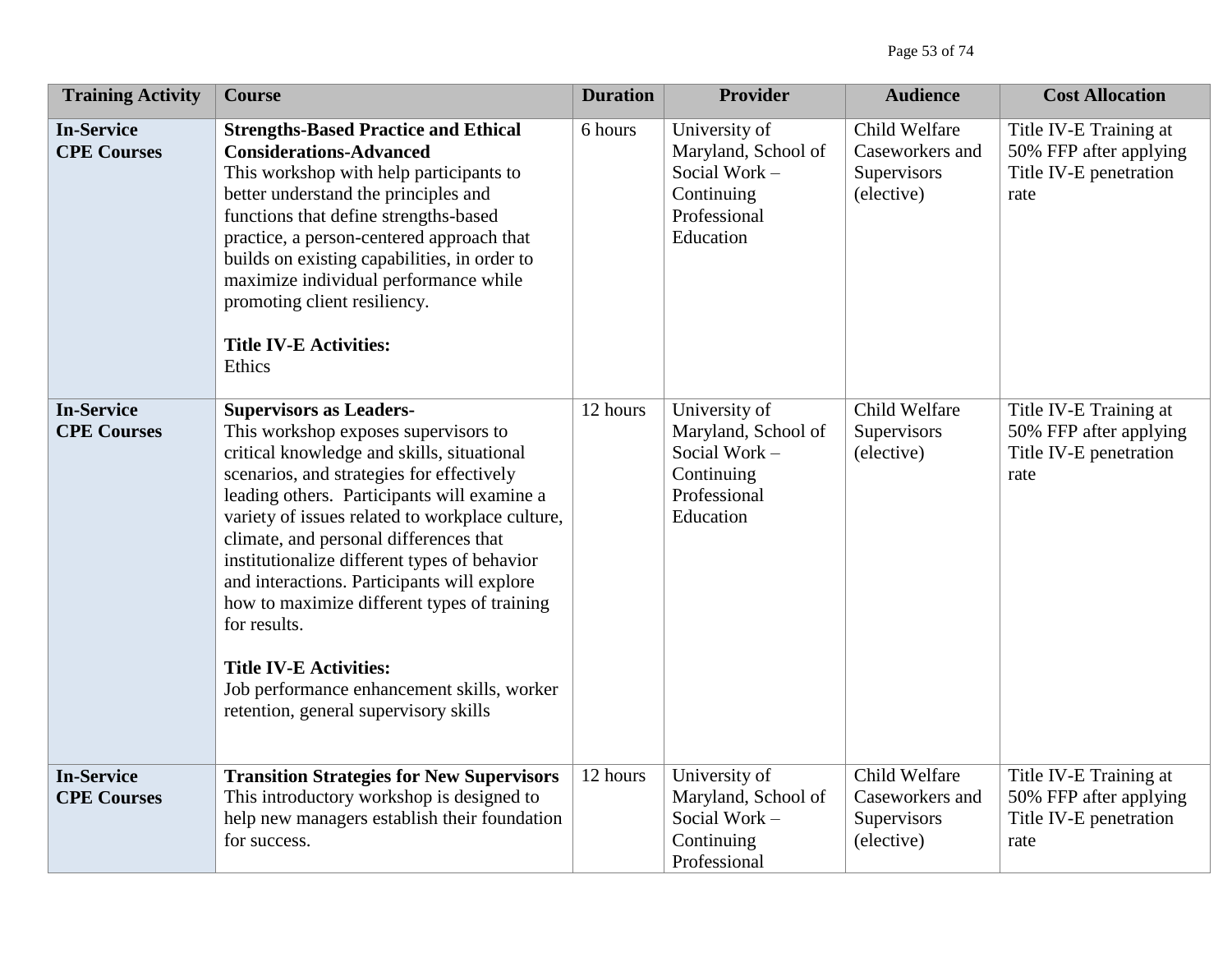| Training Activity | Course | Duration | Provider | Audience | Cost Allocation |
|---|---|---|---|---|---|
| **In-Service CPE Courses** | **Strengths-Based Practice and Ethical Considerations-Advanced**<br>This workshop with help participants to better understand the principles and functions that define strengths-based practice, a person-centered approach that builds on existing capabilities, in order to maximize individual performance while promoting client resiliency.<br><br>**Title IV-E Activities:**<br>Ethics | 6 hours | University of Maryland, School of Social Work – Continuing Professional Education | Child Welfare Caseworkers and Supervisors (elective) | Title IV-E Training at 50% FFP after applying Title IV-E penetration rate |
| **In-Service CPE Courses** | **Supervisors as Leaders-**<br>This workshop exposes supervisors to critical knowledge and skills, situational scenarios, and strategies for effectively leading others. Participants will examine a variety of issues related to workplace culture, climate, and personal differences that institutionalize different types of behavior and interactions. Participants will explore how to maximize different types of training for results.<br><br>**Title IV-E Activities:**<br>Job performance enhancement skills, worker retention, general supervisory skills | 12 hours | University of Maryland, School of Social Work – Continuing Professional Education | Child Welfare Supervisors (elective) | Title IV-E Training at 50% FFP after applying Title IV-E penetration rate |
| **In-Service CPE Courses** | **Transition Strategies for New Supervisors**<br>This introductory workshop is designed to help new managers establish their foundation for success. | 12 hours | University of Maryland, School of Social Work – Continuing Professional | Child Welfare Caseworkers and Supervisors (elective) | Title IV-E Training at 50% FFP after applying Title IV-E penetration rate |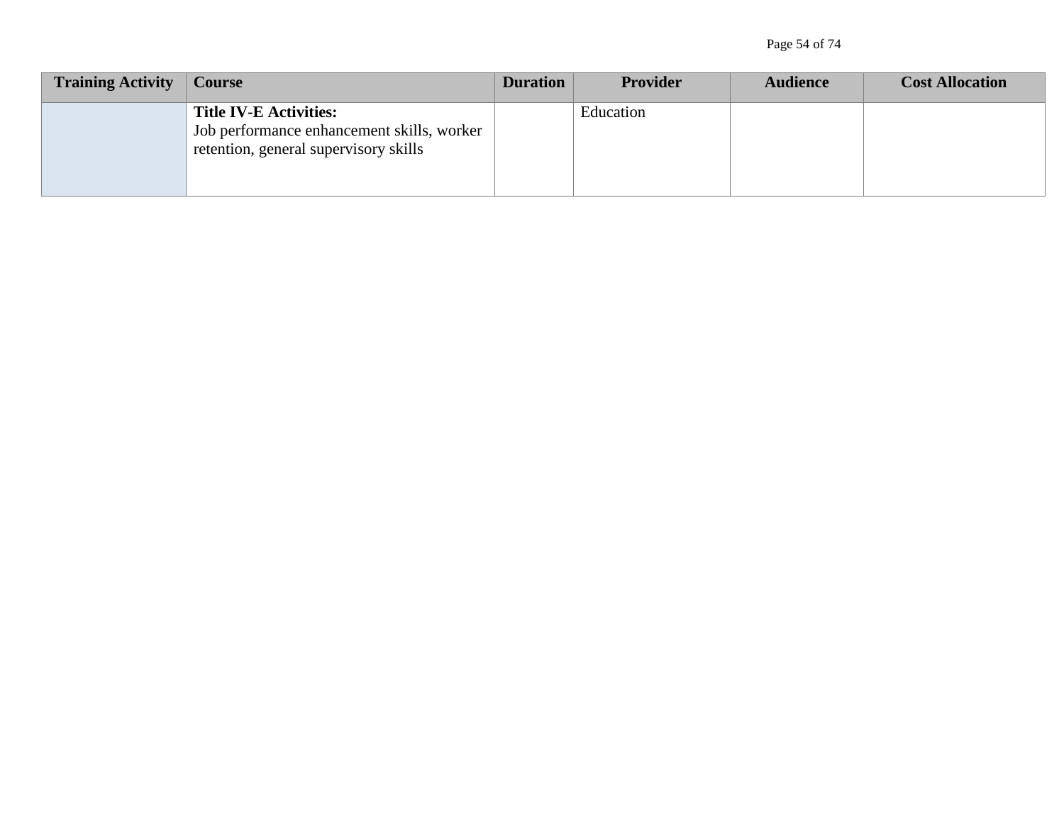| Training Activity | Course | Duration | Provider | Audience | Cost Allocation |
|---|---|---|---|---|---|
| | **Title IV-E Activities:** Job performance enhancement skills, worker retention, general supervisory skills | | Education | | |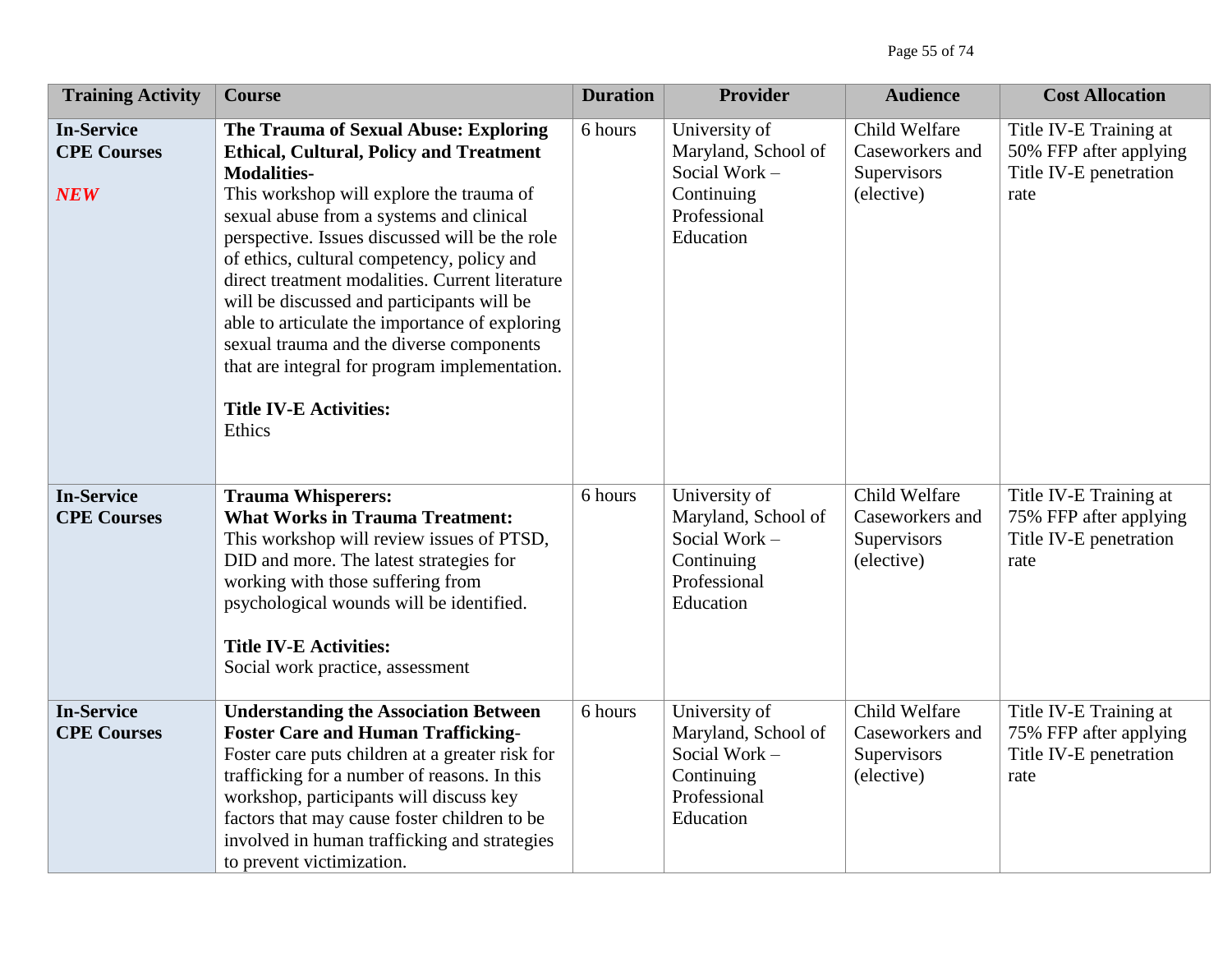| Training Activity | Course | Duration | Provider | Audience | Cost Allocation |
|---|---|---|---|---|---|
| **In-Service CPE Courses** <br><br> ***NEW*** | **The Trauma of Sexual Abuse: Exploring Ethical, Cultural, Policy and Treatment Modalities-** <br> This workshop will explore the trauma of sexual abuse from a systems and clinical perspective. Issues discussed will be the role of ethics, cultural competency, policy and direct treatment modalities. Current literature will be discussed and participants will be able to articulate the importance of exploring sexual trauma and the diverse components that are integral for program implementation. <br><br> **Title IV-E Activities:** <br> Ethics | 6 hours | University of Maryland, School of Social Work – Continuing Professional Education | Child Welfare Caseworkers and Supervisors (elective) | Title IV-E Training at 50% FFP after applying Title IV-E penetration rate |
| **In-Service CPE Courses** | **Trauma Whisperers: What Works in Trauma Treatment:** <br> This workshop will review issues of PTSD, DID and more. The latest strategies for working with those suffering from psychological wounds will be identified. <br><br> **Title IV-E Activities:** <br> Social work practice, assessment | 6 hours | University of Maryland, School of Social Work – Continuing Professional Education | Child Welfare Caseworkers and Supervisors (elective) | Title IV-E Training at 75% FFP after applying Title IV-E penetration rate |
| **In-Service CPE Courses** | **Understanding the Association Between Foster Care and Human Trafficking-** <br> Foster care puts children at a greater risk for trafficking for a number of reasons. In this workshop, participants will discuss key factors that may cause foster children to be involved in human trafficking and strategies to prevent victimization. | 6 hours | University of Maryland, School of Social Work – Continuing Professional Education | Child Welfare Caseworkers and Supervisors (elective) | Title IV-E Training at 75% FFP after applying Title IV-E penetration rate |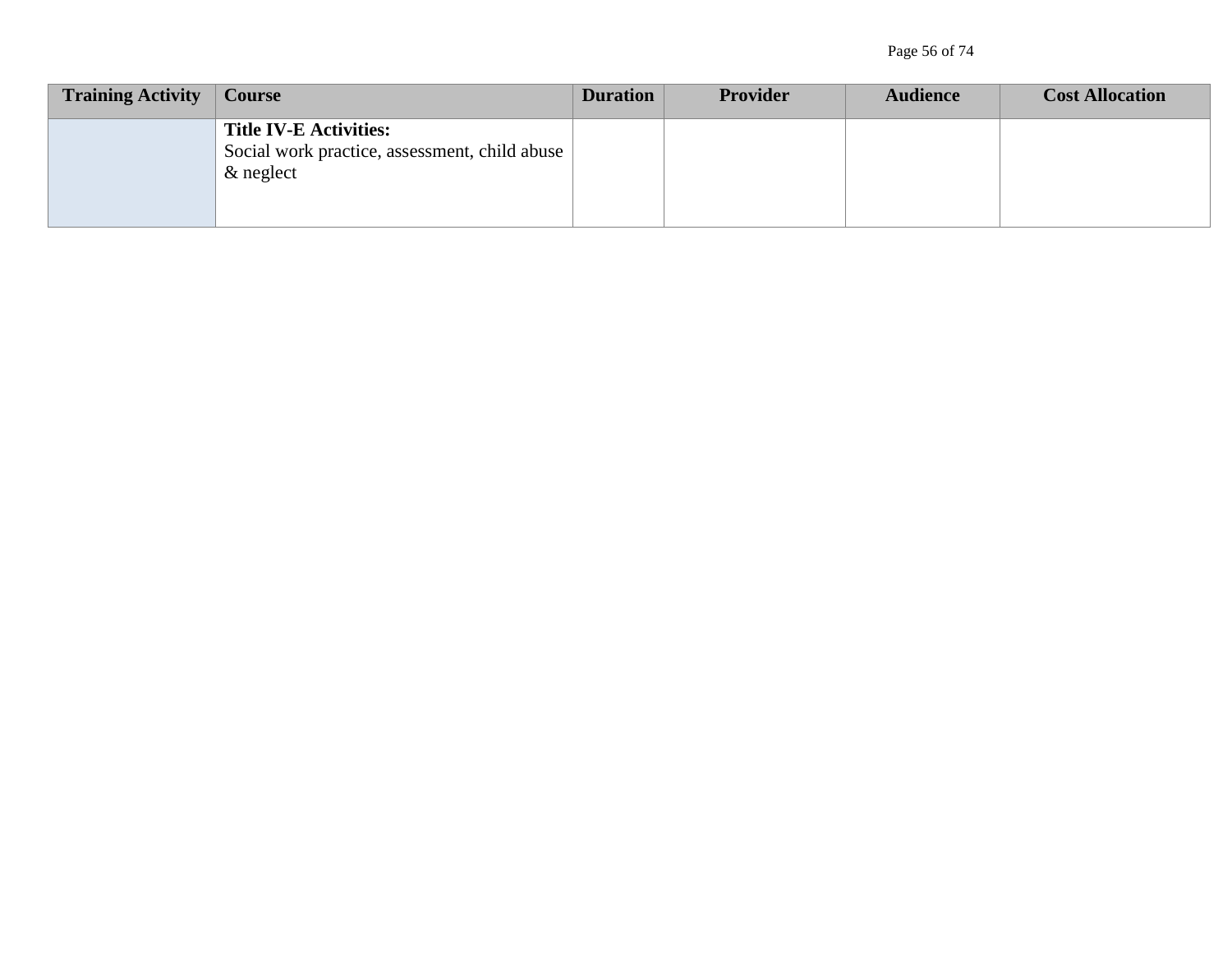| Training Activity | Course | Duration | Provider | Audience | Cost Allocation |
|---|---|---|---|---|---|
| | **Title IV-E Activities:** Social work practice, assessment, child abuse & neglect | | | | |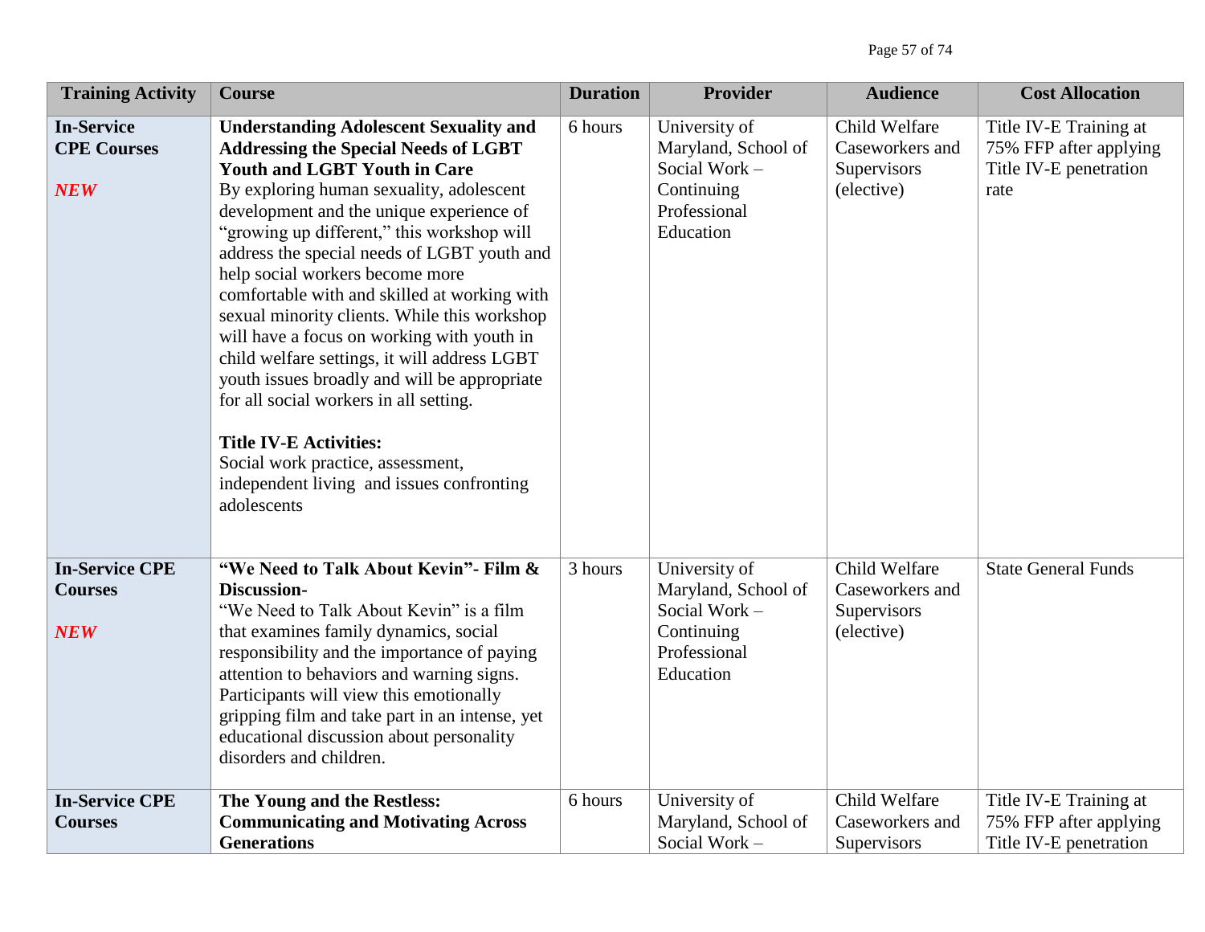| Training Activity | Course | Duration | Provider | Audience | Cost Allocation |
|---|---|---|---|---|---|
| **In-Service CPE Courses** <br><br> ***NEW*** | **Understanding Adolescent Sexuality and Addressing the Special Needs of LGBT Youth and LGBT Youth in Care** <br> By exploring human sexuality, adolescent development and the unique experience of "growing up different," this workshop will address the special needs of LGBT youth and help social workers become more comfortable with and skilled at working with sexual minority clients. While this workshop will have a focus on working with youth in child welfare settings, it will address LGBT youth issues broadly and will be appropriate for all social workers in all setting. <br><br> **Title IV-E Activities:** <br> Social work practice, assessment, independent living and issues confronting adolescents | 6 hours | University of Maryland, School of Social Work – Continuing Professional Education | Child Welfare Caseworkers and Supervisors (elective) | Title IV-E Training at 75% FFP after applying Title IV-E penetration rate |
| **In-Service CPE Courses** <br><br> ***NEW*** | **"We Need to Talk About Kevin"- Film & Discussion-** <br> "We Need to Talk About Kevin" is a film that examines family dynamics, social responsibility and the importance of paying attention to behaviors and warning signs. Participants will view this emotionally gripping film and take part in an intense, yet educational discussion about personality disorders and children. | 3 hours | University of Maryland, School of Social Work – Continuing Professional Education | Child Welfare Caseworkers and Supervisors (elective) | State General Funds |
| **In-Service CPE Courses** | **The Young and the Restless: Communicating and Motivating Across Generations** | 6 hours | University of Maryland, School of Social Work – | Child Welfare Caseworkers and Supervisors | Title IV-E Training at 75% FFP after applying Title IV-E penetration |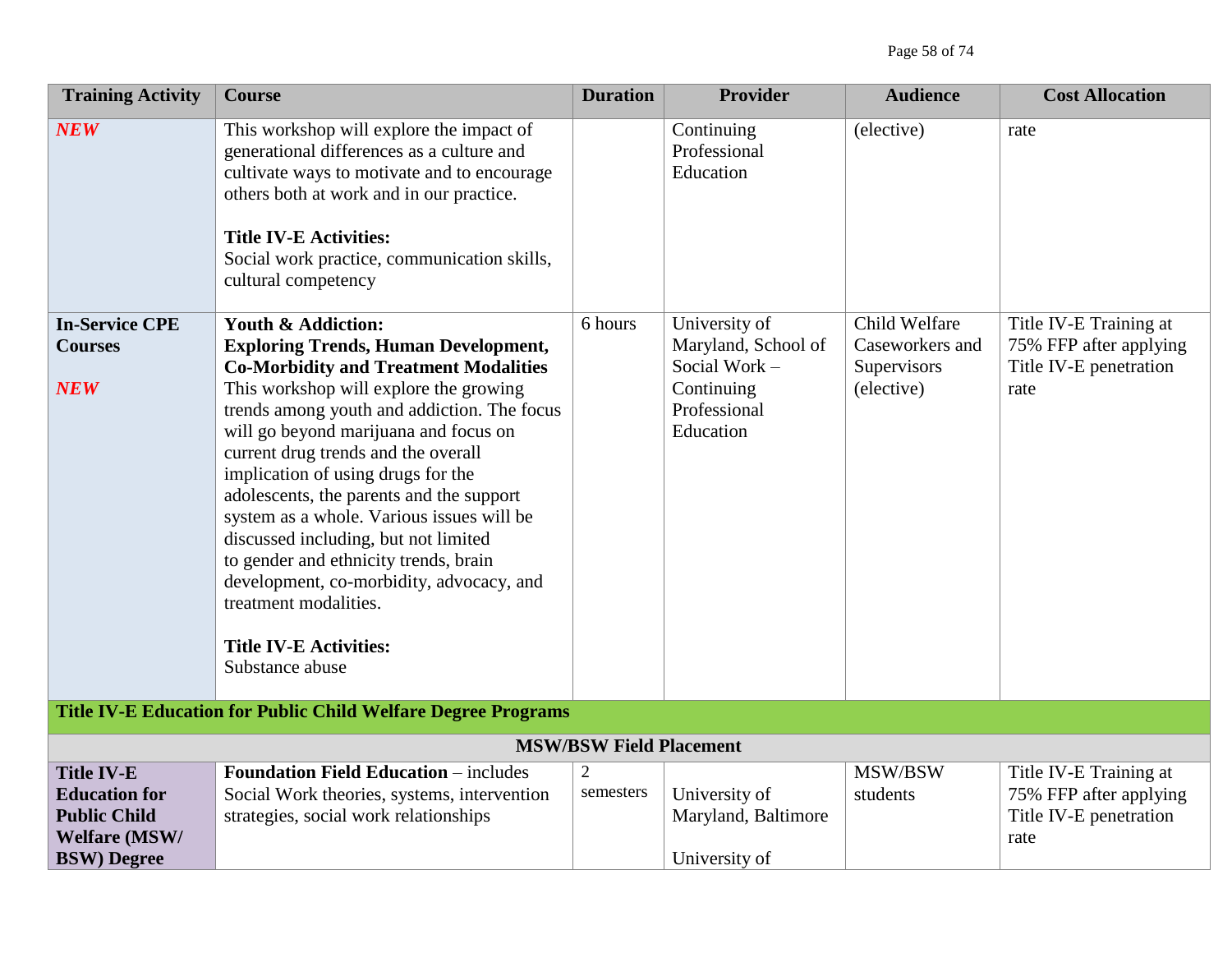| Training Activity | Course | Duration | Provider | Audience | Cost Allocation |
|---|---|---|---|---|---|
| ***NEW*** | This workshop will explore the impact of generational differences as a culture and cultivate ways to motivate and to encourage others both at work and in our practice.<br><br>**Title IV-E Activities:**<br>Social work practice, communication skills, cultural competency | | Continuing Professional Education | (elective) | rate |
| **In-Service CPE Courses**<br><br>***NEW*** | **Youth & Addiction: Exploring Trends, Human Development, Co-Morbidity and Treatment Modalities**<br>This workshop will explore the growing trends among youth and addiction. The focus will go beyond marijuana and focus on current drug trends and the overall implication of using drugs for the adolescents, the parents and the support system as a whole. Various issues will be discussed including, but not limited to gender and ethnicity trends, brain development, co-morbidity, advocacy, and treatment modalities.<br><br>**Title IV-E Activities:**<br>Substance abuse | 6 hours | University of Maryland, School of Social Work – Continuing Professional Education | Child Welfare Caseworkers and Supervisors (elective) | Title IV-E Training at 75% FFP after applying Title IV-E penetration rate |
| **Title IV-E Education for Public Child Welfare Degree Programs** | | | | | |
| **MSW/BSW Field Placement** | | | | | |
| **Title IV-E Education for Public Child Welfare (MSW/ BSW) Degree** | **Foundation Field Education** – includes Social Work theories, systems, intervention strategies, social work relationships | 2 semesters | University of Maryland, Baltimore<br><br>University of | MSW/BSW students | Title IV-E Training at 75% FFP after applying Title IV-E penetration rate |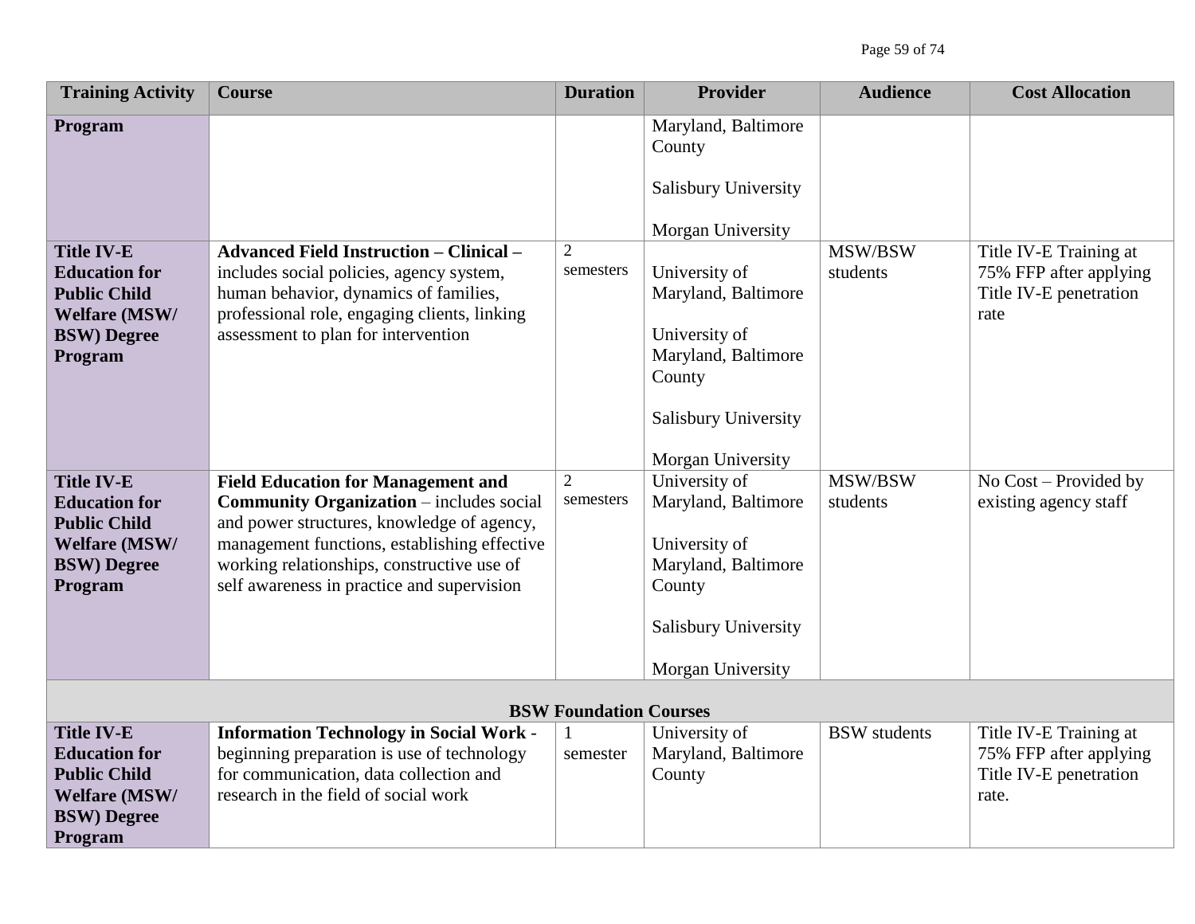| Training Activity | Course | Duration | Provider | Audience | Cost Allocation |
|---|---|---|---|---|---|
| **Program** | | | Maryland, Baltimore County<br><br>Salisbury University<br><br>Morgan University | | |
| **Title IV-E Education for Public Child Welfare (MSW/ BSW) Degree Program** | **Advanced Field Instruction – Clinical –** includes social policies, agency system, human behavior, dynamics of families, professional role, engaging clients, linking assessment to plan for intervention | 2 semesters | University of Maryland, Baltimore<br><br>University of Maryland, Baltimore County<br><br>Salisbury University<br><br>Morgan University | MSW/BSW students | Title IV-E Training at 75% FFP after applying Title IV-E penetration rate |
| **Title IV-E Education for Public Child Welfare (MSW/ BSW) Degree Program** | **Field Education for Management and Community Organization** – includes social and power structures, knowledge of agency, management functions, establishing effective working relationships, constructive use of self awareness in practice and supervision | 2 semesters | University of Maryland, Baltimore<br><br>University of Maryland, Baltimore County<br><br>Salisbury University<br><br>Morgan University | MSW/BSW students | No Cost – Provided by existing agency staff |
| | | **BSW Foundation Courses** | | | |
| **Title IV-E Education for Public Child Welfare (MSW/ BSW) Degree Program** | **Information Technology in Social Work** - beginning preparation is use of technology for communication, data collection and research in the field of social work | 1 semester | University of Maryland, Baltimore County | BSW students | Title IV-E Training at 75% FFP after applying Title IV-E penetration rate. |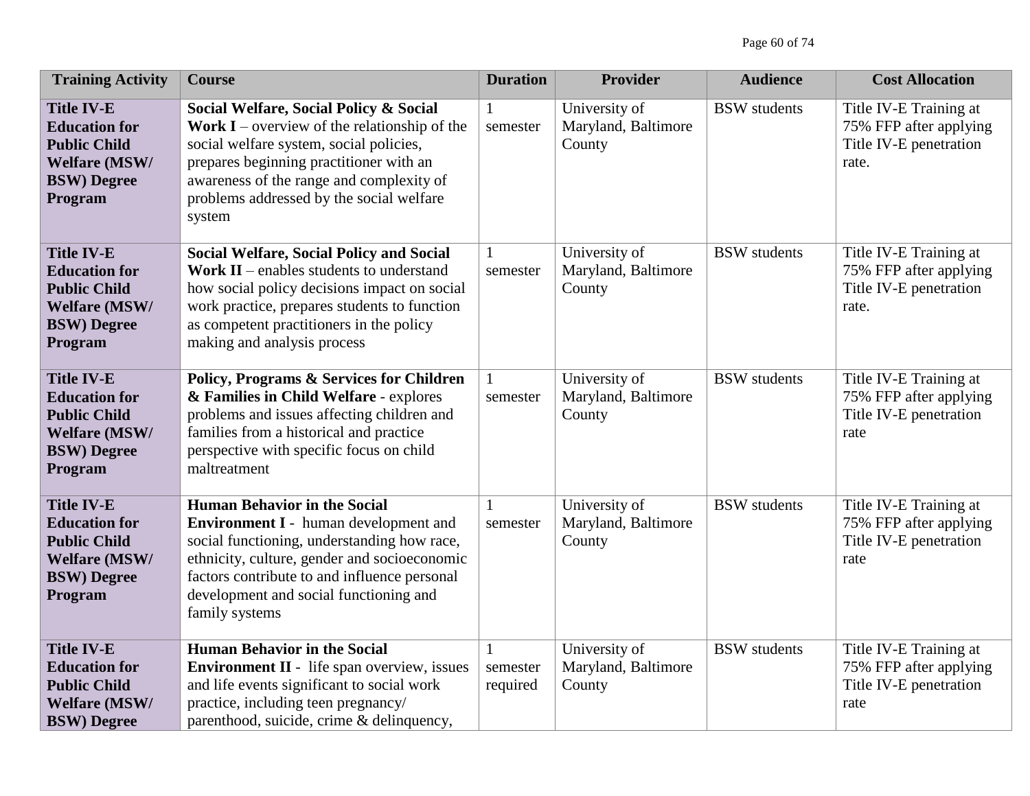| Training Activity | Course | Duration | Provider | Audience | Cost Allocation |
|---|---|---|---|---|---|
| **Title IV-E Education for Public Child Welfare (MSW/ BSW) Degree Program** | **Social Welfare, Social Policy & Social Work I** – overview of the relationship of the social welfare system, social policies, prepares beginning practitioner with an awareness of the range and complexity of problems addressed by the social welfare system | 1 semester | University of Maryland, Baltimore County | BSW students | Title IV-E Training at 75% FFP after applying Title IV-E penetration rate. |
| **Title IV-E Education for Public Child Welfare (MSW/ BSW) Degree Program** | **Social Welfare, Social Policy and Social Work II** – enables students to understand how social policy decisions impact on social work practice, prepares students to function as competent practitioners in the policy making and analysis process | 1 semester | University of Maryland, Baltimore County | BSW students | Title IV-E Training at 75% FFP after applying Title IV-E penetration rate. |
| **Title IV-E Education for Public Child Welfare (MSW/ BSW) Degree Program** | **Policy, Programs & Services for Children & Families in Child Welfare** - explores problems and issues affecting children and families from a historical and practice perspective with specific focus on child maltreatment | 1 semester | University of Maryland, Baltimore County | BSW students | Title IV-E Training at 75% FFP after applying Title IV-E penetration rate |
| **Title IV-E Education for Public Child Welfare (MSW/ BSW) Degree Program** | **Human Behavior in the Social Environment I** - human development and social functioning, understanding how race, ethnicity, culture, gender and socioeconomic factors contribute to and influence personal development and social functioning and family systems | 1 semester | University of Maryland, Baltimore County | BSW students | Title IV-E Training at 75% FFP after applying Title IV-E penetration rate |
| **Title IV-E Education for Public Child Welfare (MSW/ BSW) Degree** | **Human Behavior in the Social Environment II** - life span overview, issues and life events significant to social work practice, including teen pregnancy/ parenthood, suicide, crime & delinquency, | 1 semester required | University of Maryland, Baltimore County | BSW students | Title IV-E Training at 75% FFP after applying Title IV-E penetration rate |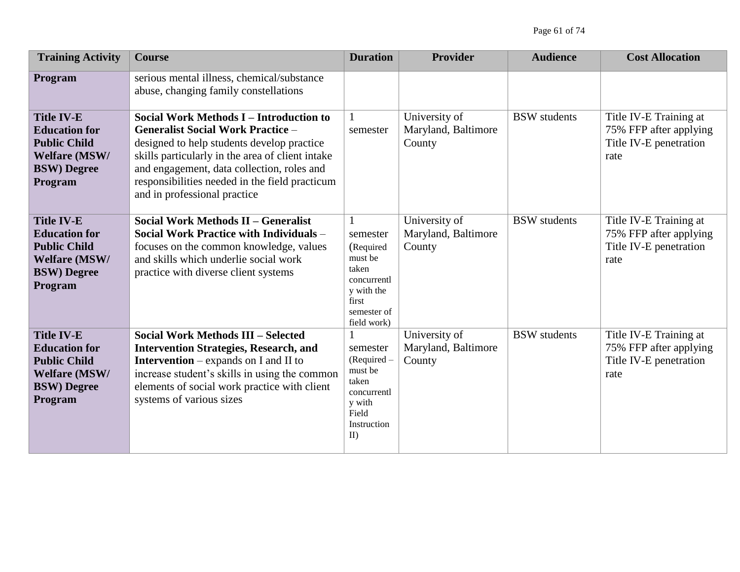| Training Activity | Course | Duration | Provider | Audience | Cost Allocation |
|---|---|---|---|---|---|
| **Program** | serious mental illness, chemical/substance abuse, changing family constellations | | | | |
| **Title IV-E Education for Public Child Welfare (MSW/ BSW) Degree Program** | **Social Work Methods I – Introduction to Generalist Social Work Practice** – designed to help students develop practice skills particularly in the area of client intake and engagement, data collection, roles and responsibilities needed in the field practicum and in professional practice | 1 semester | University of Maryland, Baltimore County | BSW students | Title IV-E Training at 75% FFP after applying Title IV-E penetration rate |
| **Title IV-E Education for Public Child Welfare (MSW/ BSW) Degree Program** | **Social Work Methods II – Generalist Social Work Practice with Individuals** – focuses on the common knowledge, values and skills which underlie social work practice with diverse client systems | 1 semester (Required must be taken concurrently with the first semester of field work) | University of Maryland, Baltimore County | BSW students | Title IV-E Training at 75% FFP after applying Title IV-E penetration rate |
| **Title IV-E Education for Public Child Welfare (MSW/ BSW) Degree Program** | **Social Work Methods III – Selected Intervention Strategies, Research, and Intervention** – expands on I and II to increase student's skills in using the common elements of social work practice with client systems of various sizes | 1 semester (Required – must be taken concurrently with Field Instruction II) | University of Maryland, Baltimore County | BSW students | Title IV-E Training at 75% FFP after applying Title IV-E penetration rate |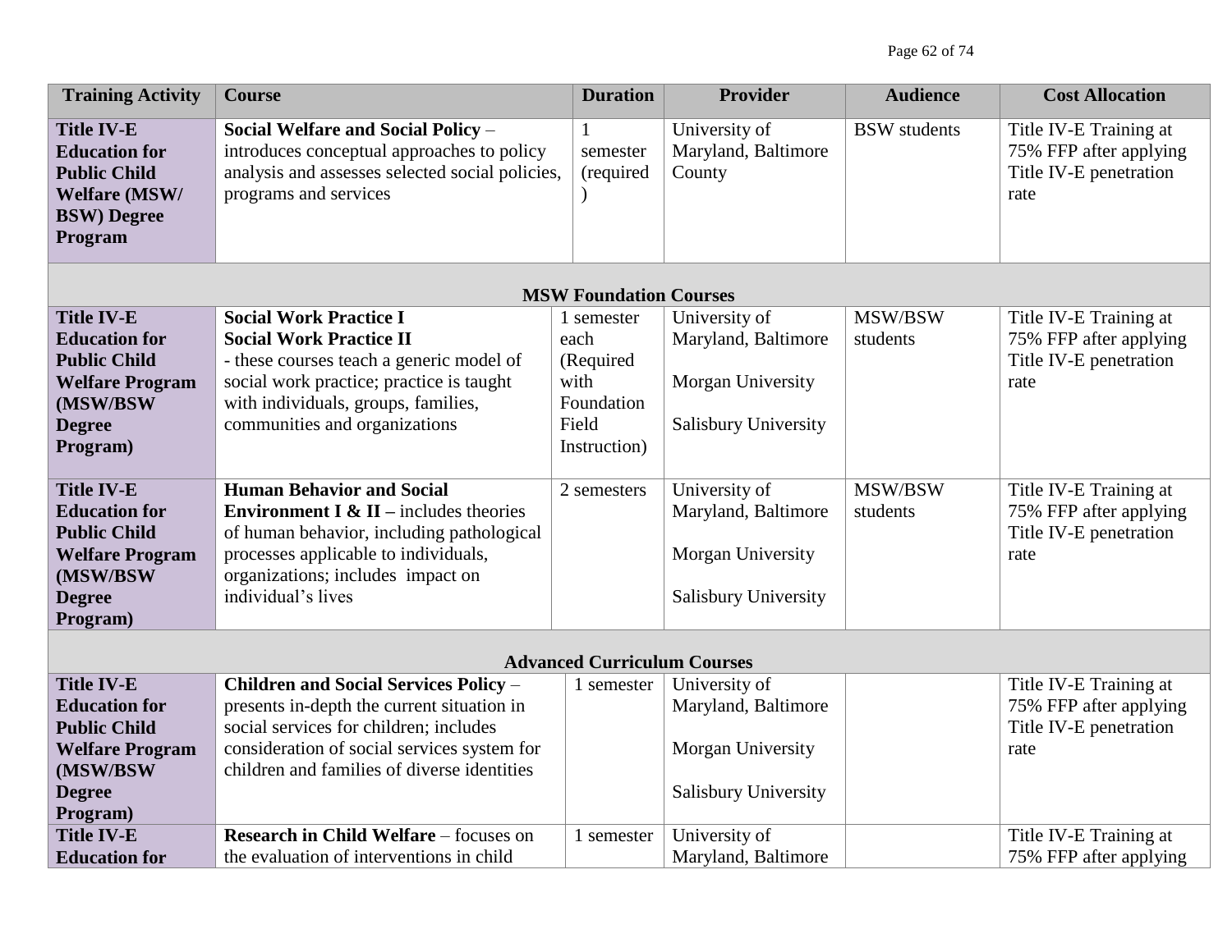| Training Activity | Course | Duration | Provider | Audience | Cost Allocation |
|---|---|---|---|---|---|
| **Title IV-E Education for Public Child Welfare (MSW/ BSW) Degree Program** | **Social Welfare and Social Policy** – introduces conceptual approaches to policy analysis and assesses selected social policies, programs and services | 1 semester (required) | University of Maryland, Baltimore County | BSW students | Title IV-E Training at 75% FFP after applying Title IV-E penetration rate |
| **MSW Foundation Courses** | | | | | |
| **Title IV-E Education for Public Child Welfare Program (MSW/BSW Degree Program)** | **Social Work Practice I** **Social Work Practice II** - these courses teach a generic model of social work practice; practice is taught with individuals, groups, families, communities and organizations | 1 semester each (Required with Foundation Field Instruction) | University of Maryland, Baltimore<br><br>Morgan University<br><br>Salisbury University | MSW/BSW students | Title IV-E Training at 75% FFP after applying Title IV-E penetration rate |
| **Title IV-E Education for Public Child Welfare Program (MSW/BSW Degree Program)** | **Human Behavior and Social Environment I & II –** includes theories of human behavior, including pathological processes applicable to individuals, organizations; includes impact on individual's lives | 2 semesters | University of Maryland, Baltimore<br><br>Morgan University<br><br>Salisbury University | MSW/BSW students | Title IV-E Training at 75% FFP after applying Title IV-E penetration rate |
| **Advanced Curriculum Courses** | | | | | |
| **Title IV-E Education for Public Child Welfare Program (MSW/BSW Degree Program)** | **Children and Social Services Policy** – presents in-depth the current situation in social services for children; includes consideration of social services system for children and families of diverse identities | 1 semester | University of Maryland, Baltimore<br><br>Morgan University<br><br>Salisbury University | | Title IV-E Training at 75% FFP after applying Title IV-E penetration rate |
| **Title IV-E Education for** | **Research in Child Welfare** – focuses on the evaluation of interventions in child | 1 semester | University of Maryland, Baltimore | | Title IV-E Training at 75% FFP after applying |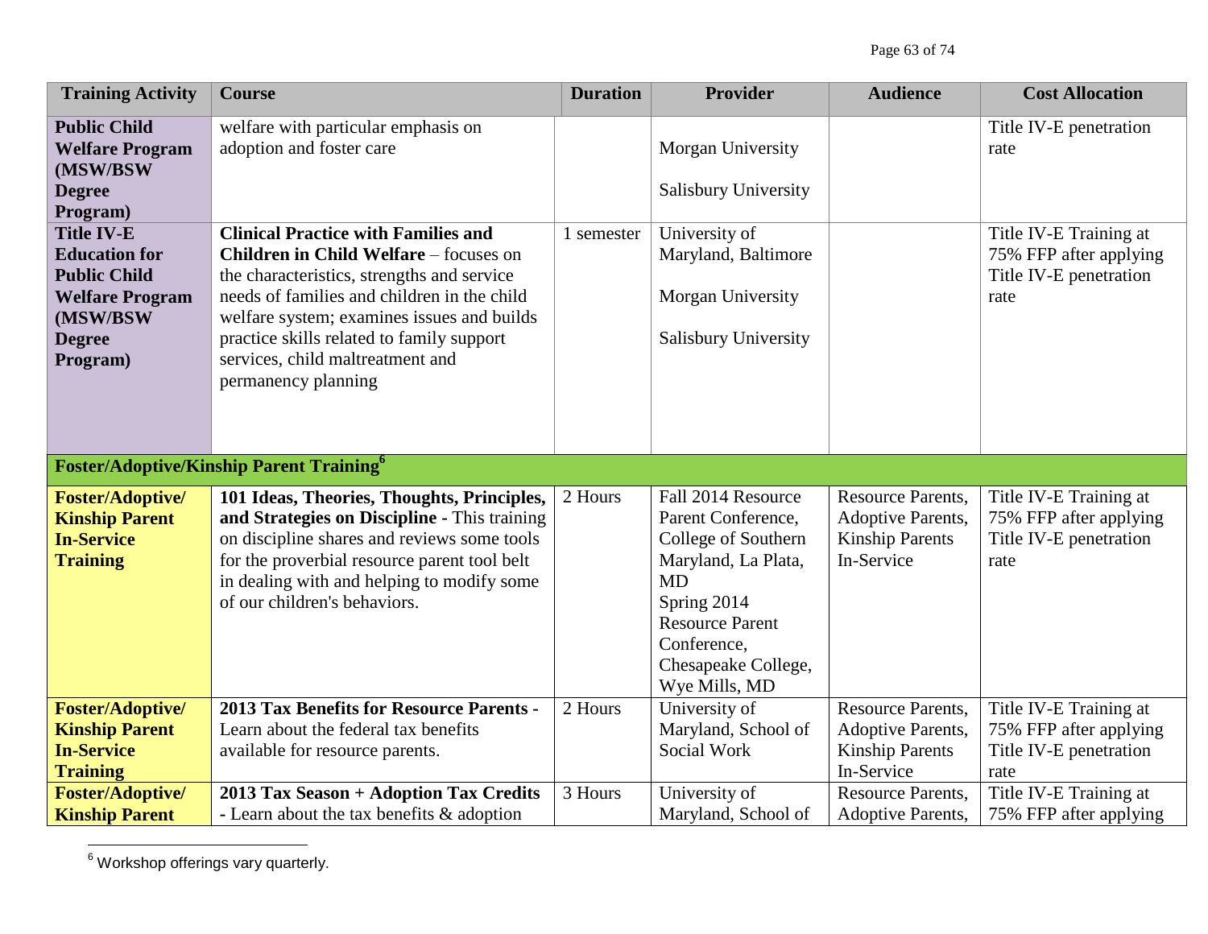| Training Activity | Course | Duration | Provider | Audience | Cost Allocation |
|---|---|---|---|---|---|
| **Public Child Welfare Program (MSW/BSW Degree Program)** | welfare with particular emphasis on adoption and foster care | | Morgan University<br><br>Salisbury University | | Title IV-E penetration rate |
| **Title IV-E Education for Public Child Welfare Program (MSW/BSW Degree Program)** | **Clinical Practice with Families and Children in Child Welfare** – focuses on the characteristics, strengths and service needs of families and children in the child welfare system; examines issues and builds practice skills related to family support services, child maltreatment and permanency planning | 1 semester | University of Maryland, Baltimore<br><br>Morgan University<br><br>Salisbury University | | Title IV-E Training at 75% FFP after applying Title IV-E penetration rate |
| **Foster/Adoptive/Kinship Parent Training**[6] | | | | | |
| **Foster/Adoptive/ Kinship Parent In-Service Training** | **101 Ideas, Theories, Thoughts, Principles, and Strategies on Discipline** - This training on discipline shares and reviews some tools for the proverbial resource parent tool belt in dealing with and helping to modify some of our children's behaviors. | 2 Hours | Fall 2014 Resource Parent Conference, College of Southern Maryland, La Plata, MD<br>Spring 2014 Resource Parent Conference, Chesapeake College, Wye Mills, MD | Resource Parents, Adoptive Parents, Kinship Parents In-Service | Title IV-E Training at 75% FFP after applying Title IV-E penetration rate |
| **Foster/Adoptive/ Kinship Parent In-Service Training** | **2013 Tax Benefits for Resource Parents** - Learn about the federal tax benefits available for resource parents. | 2 Hours | University of Maryland, School of Social Work | Resource Parents, Adoptive Parents, Kinship Parents In-Service | Title IV-E Training at 75% FFP after applying Title IV-E penetration rate |
| **Foster/Adoptive/ Kinship Parent** | **2013 Tax Season + Adoption Tax Credits** - Learn about the tax benefits & adoption | 3 Hours | University of Maryland, School of | Resource Parents, Adoptive Parents, | Title IV-E Training at 75% FFP after applying |

[6] Workshop offerings vary quarterly.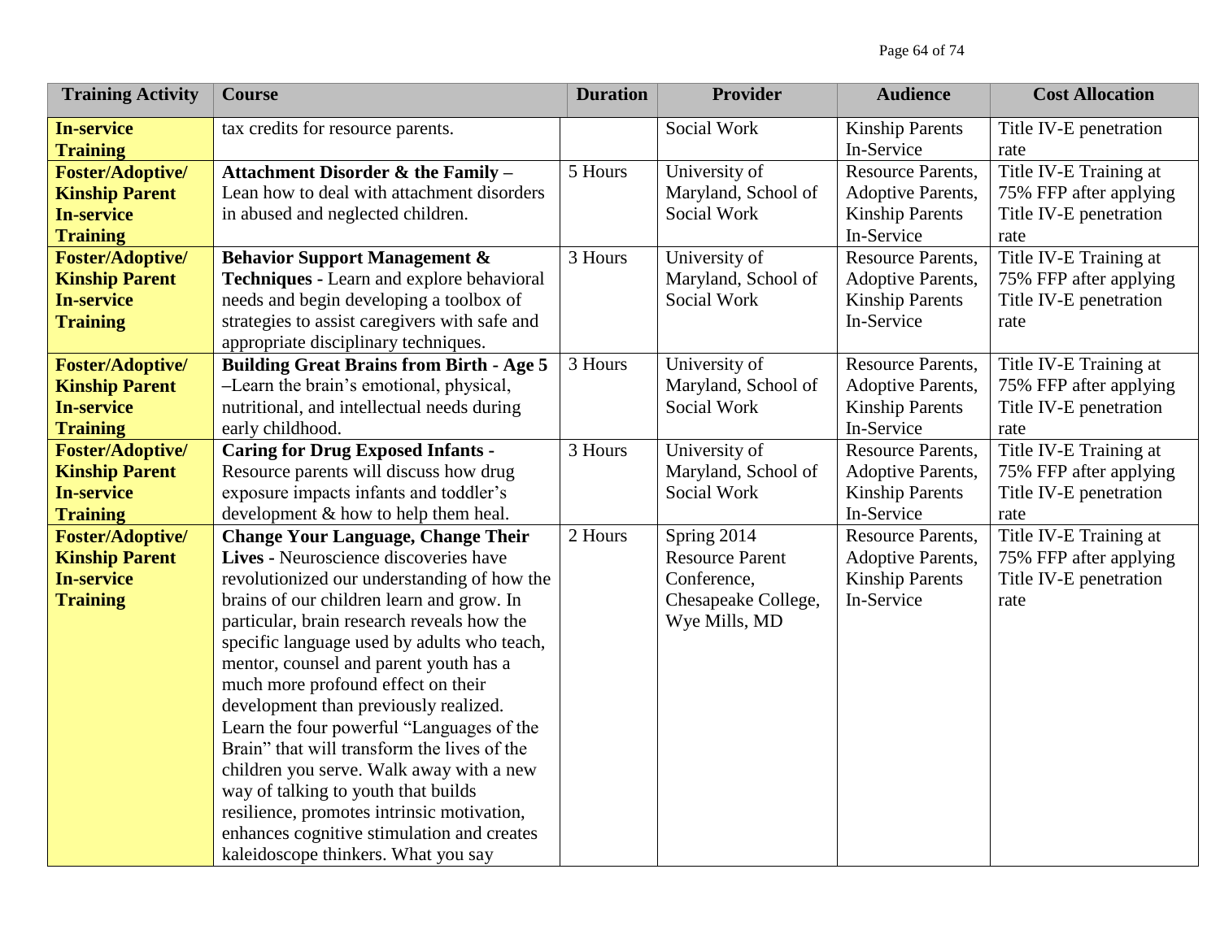| Training Activity | Course | Duration | Provider | Audience | Cost Allocation |
|---|---|---|---|---|---|
| **In-service Training** | tax credits for resource parents. | | Social Work | Kinship Parents In-Service | Title IV-E penetration rate |
| **Foster/Adoptive/ Kinship Parent In-service Training** | **Attachment Disorder & the Family –** Lean how to deal with attachment disorders in abused and neglected children. | 5 Hours | University of Maryland, School of Social Work | Resource Parents, Adoptive Parents, Kinship Parents In-Service | Title IV-E Training at 75% FFP after applying Title IV-E penetration rate |
| **Foster/Adoptive/ Kinship Parent In-service Training** | **Behavior Support Management & Techniques -** Learn and explore behavioral needs and begin developing a toolbox of strategies to assist caregivers with safe and appropriate disciplinary techniques. | 3 Hours | University of Maryland, School of Social Work | Resource Parents, Adoptive Parents, Kinship Parents In-Service | Title IV-E Training at 75% FFP after applying Title IV-E penetration rate |
| **Foster/Adoptive/ Kinship Parent In-service Training** | **Building Great Brains from Birth - Age 5** –Learn the brain's emotional, physical, nutritional, and intellectual needs during early childhood. | 3 Hours | University of Maryland, School of Social Work | Resource Parents, Adoptive Parents, Kinship Parents In-Service | Title IV-E Training at 75% FFP after applying Title IV-E penetration rate |
| **Foster/Adoptive/ Kinship Parent In-service Training** | **Caring for Drug Exposed Infants -** Resource parents will discuss how drug exposure impacts infants and toddler's development & how to help them heal. | 3 Hours | University of Maryland, School of Social Work | Resource Parents, Adoptive Parents, Kinship Parents In-Service | Title IV-E Training at 75% FFP after applying Title IV-E penetration rate |
| **Foster/Adoptive/ Kinship Parent In-service Training** | **Change Your Language, Change Their Lives -** Neuroscience discoveries have revolutionized our understanding of how the brains of our children learn and grow. In particular, brain research reveals how the specific language used by adults who teach, mentor, counsel and parent youth has a much more profound effect on their development than previously realized. Learn the four powerful "Languages of the Brain" that will transform the lives of the children you serve. Walk away with a new way of talking to youth that builds resilience, promotes intrinsic motivation, enhances cognitive stimulation and creates kaleidoscope thinkers. What you say | 2 Hours | Spring 2014 Resource Parent Conference, Chesapeake College, Wye Mills, MD | Resource Parents, Adoptive Parents, Kinship Parents In-Service | Title IV-E Training at 75% FFP after applying Title IV-E penetration rate |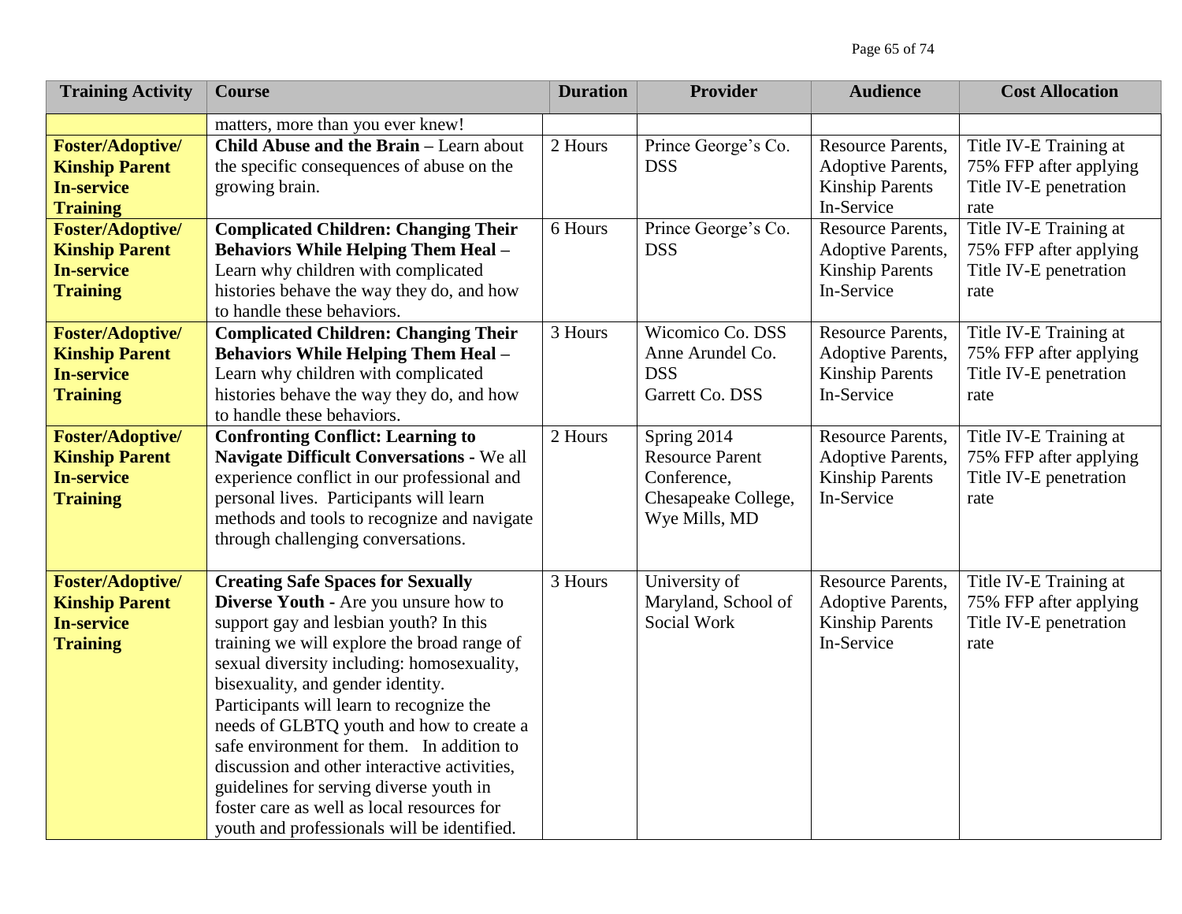| Training Activity | Course | Duration | Provider | Audience | Cost Allocation |
|---|---|---|---|---|---|
| | matters, more than you ever knew! | | | | |
| **Foster/Adoptive/ Kinship Parent In-service Training** | **Child Abuse and the Brain** – Learn about the specific consequences of abuse on the growing brain. | 2 Hours | Prince George's Co. DSS | Resource Parents, Adoptive Parents, Kinship Parents In-Service | Title IV-E Training at 75% FFP after applying Title IV-E penetration rate |
| **Foster/Adoptive/ Kinship Parent In-service Training** | **Complicated Children: Changing Their Behaviors While Helping Them Heal** – Learn why children with complicated histories behave the way they do, and how to handle these behaviors. | 6 Hours | Prince George's Co. DSS | Resource Parents, Adoptive Parents, Kinship Parents In-Service | Title IV-E Training at 75% FFP after applying Title IV-E penetration rate |
| **Foster/Adoptive/ Kinship Parent In-service Training** | **Complicated Children: Changing Their Behaviors While Helping Them Heal** – Learn why children with complicated histories behave the way they do, and how to handle these behaviors. | 3 Hours | Wicomico Co. DSS Anne Arundel Co. DSS Garrett Co. DSS | Resource Parents, Adoptive Parents, Kinship Parents In-Service | Title IV-E Training at 75% FFP after applying Title IV-E penetration rate |
| **Foster/Adoptive/ Kinship Parent In-service Training** | **Confronting Conflict: Learning to Navigate Difficult Conversations** - We all experience conflict in our professional and personal lives. Participants will learn methods and tools to recognize and navigate through challenging conversations. | 2 Hours | Spring 2014 Resource Parent Conference, Chesapeake College, Wye Mills, MD | Resource Parents, Adoptive Parents, Kinship Parents In-Service | Title IV-E Training at 75% FFP after applying Title IV-E penetration rate |
| **Foster/Adoptive/ Kinship Parent In-service Training** | **Creating Safe Spaces for Sexually Diverse Youth** - Are you unsure how to support gay and lesbian youth? In this training we will explore the broad range of sexual diversity including: homosexuality, bisexuality, and gender identity. Participants will learn to recognize the needs of GLBTQ youth and how to create a safe environment for them. In addition to discussion and other interactive activities, guidelines for serving diverse youth in foster care as well as local resources for youth and professionals will be identified. | 3 Hours | University of Maryland, School of Social Work | Resource Parents, Adoptive Parents, Kinship Parents In-Service | Title IV-E Training at 75% FFP after applying Title IV-E penetration rate |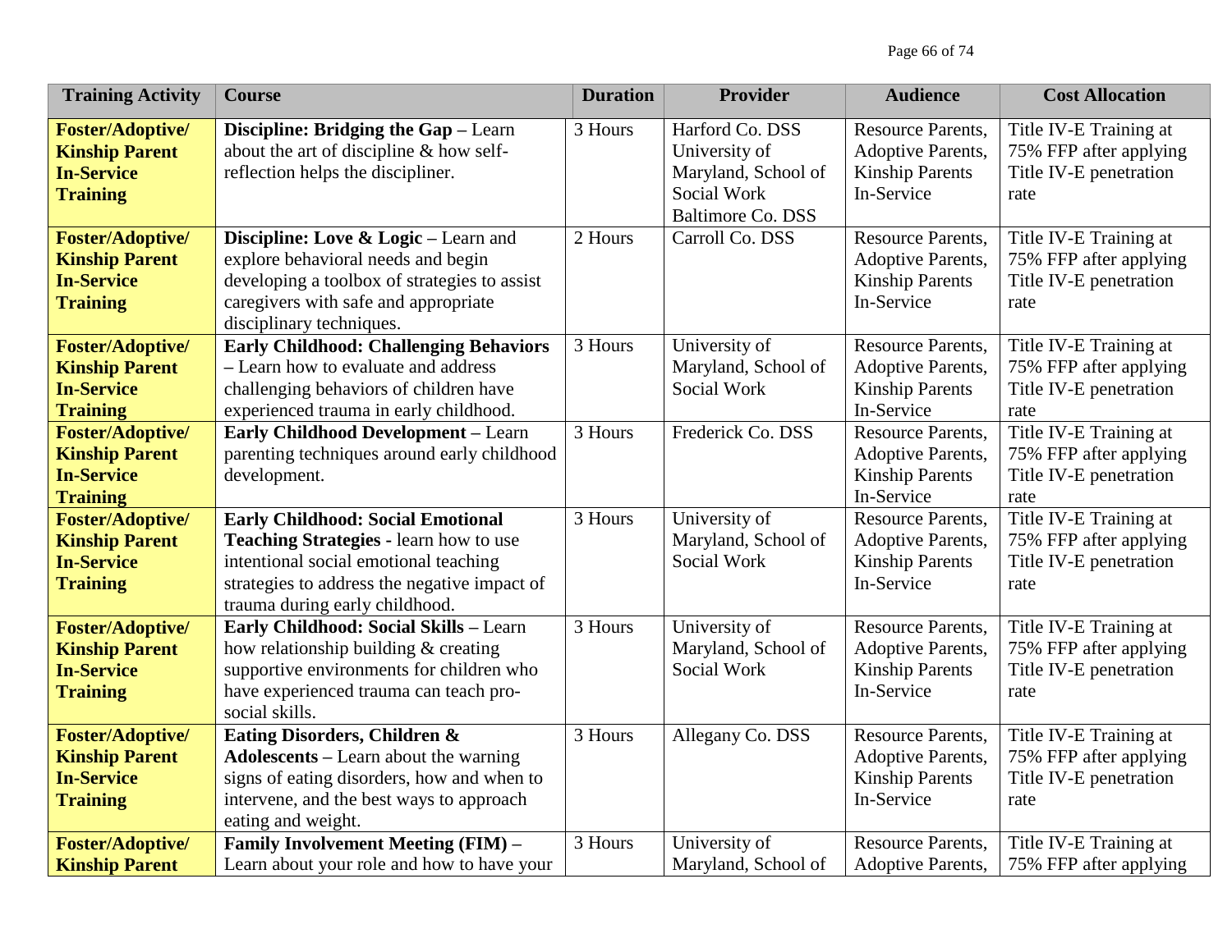| Training Activity | Course | Duration | Provider | Audience | Cost Allocation |
|---|---|---|---|---|---|
| **Foster/Adoptive/ Kinship Parent In-Service Training** | **Discipline: Bridging the Gap –** Learn about the art of discipline & how self-reflection helps the discipliner. | 3 Hours | Harford Co. DSS University of Maryland, School of Social Work Baltimore Co. DSS | Resource Parents, Adoptive Parents, Kinship Parents In-Service | Title IV-E Training at 75% FFP after applying Title IV-E penetration rate |
| **Foster/Adoptive/ Kinship Parent In-Service Training** | **Discipline: Love & Logic –** Learn and explore behavioral needs and begin developing a toolbox of strategies to assist caregivers with safe and appropriate disciplinary techniques. | 2 Hours | Carroll Co. DSS | Resource Parents, Adoptive Parents, Kinship Parents In-Service | Title IV-E Training at 75% FFP after applying Title IV-E penetration rate |
| **Foster/Adoptive/ Kinship Parent In-Service Training** | **Early Childhood: Challenging Behaviors** – Learn how to evaluate and address challenging behaviors of children have experienced trauma in early childhood. | 3 Hours | University of Maryland, School of Social Work | Resource Parents, Adoptive Parents, Kinship Parents In-Service | Title IV-E Training at 75% FFP after applying Title IV-E penetration rate |
| **Foster/Adoptive/ Kinship Parent In-Service Training** | **Early Childhood Development –** Learn parenting techniques around early childhood development. | 3 Hours | Frederick Co. DSS | Resource Parents, Adoptive Parents, Kinship Parents In-Service | Title IV-E Training at 75% FFP after applying Title IV-E penetration rate |
| **Foster/Adoptive/ Kinship Parent In-Service Training** | **Early Childhood: Social Emotional Teaching Strategies -** learn how to use intentional social emotional teaching strategies to address the negative impact of trauma during early childhood. | 3 Hours | University of Maryland, School of Social Work | Resource Parents, Adoptive Parents, Kinship Parents In-Service | Title IV-E Training at 75% FFP after applying Title IV-E penetration rate |
| **Foster/Adoptive/ Kinship Parent In-Service Training** | **Early Childhood: Social Skills –** Learn how relationship building & creating supportive environments for children who have experienced trauma can teach pro-social skills. | 3 Hours | University of Maryland, School of Social Work | Resource Parents, Adoptive Parents, Kinship Parents In-Service | Title IV-E Training at 75% FFP after applying Title IV-E penetration rate |
| **Foster/Adoptive/ Kinship Parent In-Service Training** | **Eating Disorders, Children & Adolescents –** Learn about the warning signs of eating disorders, how and when to intervene, and the best ways to approach eating and weight. | 3 Hours | Allegany Co. DSS | Resource Parents, Adoptive Parents, Kinship Parents In-Service | Title IV-E Training at 75% FFP after applying Title IV-E penetration rate |
| **Foster/Adoptive/ Kinship Parent** | **Family Involvement Meeting (FIM) –** Learn about your role and how to have your | 3 Hours | University of Maryland, School of | Resource Parents, Adoptive Parents, | Title IV-E Training at 75% FFP after applying |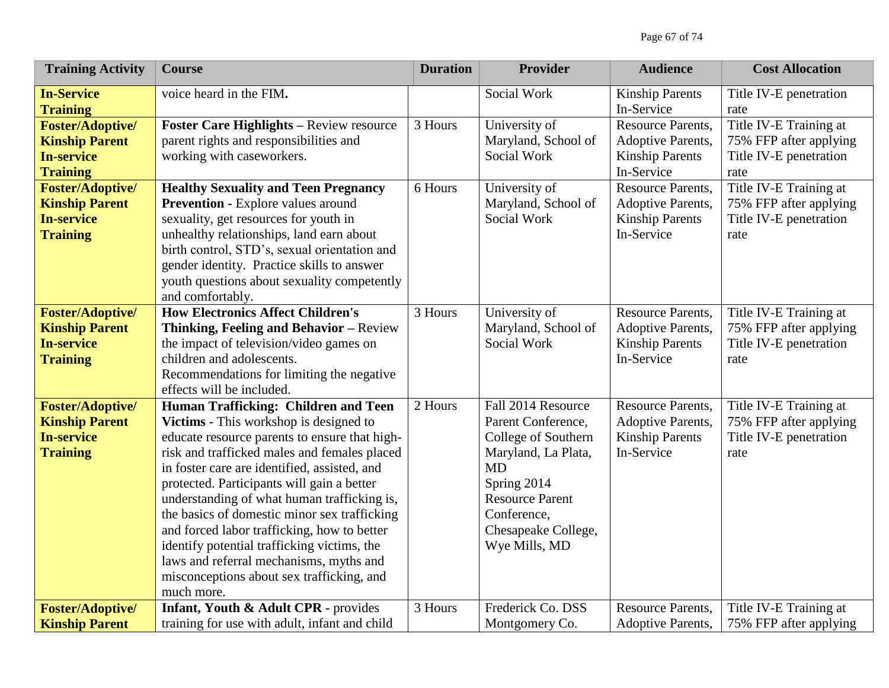| Training Activity | Course | Duration | Provider | Audience | Cost Allocation |
|---|---|---|---|---|---|
| **In-Service Training** | voice heard in the FIM**.** | | Social Work | Kinship Parents In-Service | Title IV-E penetration rate |
| **Foster/Adoptive/ Kinship Parent In-service Training** | **Foster Care Highlights** – Review resource parent rights and responsibilities and working with caseworkers. | 3 Hours | University of Maryland, School of Social Work | Resource Parents, Adoptive Parents, Kinship Parents In-Service | Title IV-E Training at 75% FFP after applying Title IV-E penetration rate |
| **Foster/Adoptive/ Kinship Parent In-service Training** | **Healthy Sexuality and Teen Pregnancy Prevention** - Explore values around sexuality, get resources for youth in unhealthy relationships, land earn about birth control, STD's, sexual orientation and gender identity. Practice skills to answer youth questions about sexuality competently and comfortably. | 6 Hours | University of Maryland, School of Social Work | Resource Parents, Adoptive Parents, Kinship Parents In-Service | Title IV-E Training at 75% FFP after applying Title IV-E penetration rate |
| **Foster/Adoptive/ Kinship Parent In-service Training** | **How Electronics Affect Children's Thinking, Feeling and Behavior** – Review the impact of television/video games on children and adolescents. Recommendations for limiting the negative effects will be included. | 3 Hours | University of Maryland, School of Social Work | Resource Parents, Adoptive Parents, Kinship Parents In-Service | Title IV-E Training at 75% FFP after applying Title IV-E penetration rate |
| **Foster/Adoptive/ Kinship Parent In-service Training** | **Human Trafficking: Children and Teen Victims** - This workshop is designed to educate resource parents to ensure that high-risk and trafficked males and females placed in foster care are identified, assisted, and protected. Participants will gain a better understanding of what human trafficking is, the basics of domestic minor sex trafficking and forced labor trafficking, how to better identify potential trafficking victims, the laws and referral mechanisms, myths and misconceptions about sex trafficking, and much more. | 2 Hours | Fall 2014 Resource Parent Conference, College of Southern Maryland, La Plata, MD Spring 2014 Resource Parent Conference, Chesapeake College, Wye Mills, MD | Resource Parents, Adoptive Parents, Kinship Parents In-Service | Title IV-E Training at 75% FFP after applying Title IV-E penetration rate |
| **Foster/Adoptive/ Kinship Parent** | **Infant, Youth & Adult CPR** - provides training for use with adult, infant and child | 3 Hours | Frederick Co. DSS Montgomery Co. | Resource Parents, Adoptive Parents, | Title IV-E Training at 75% FFP after applying |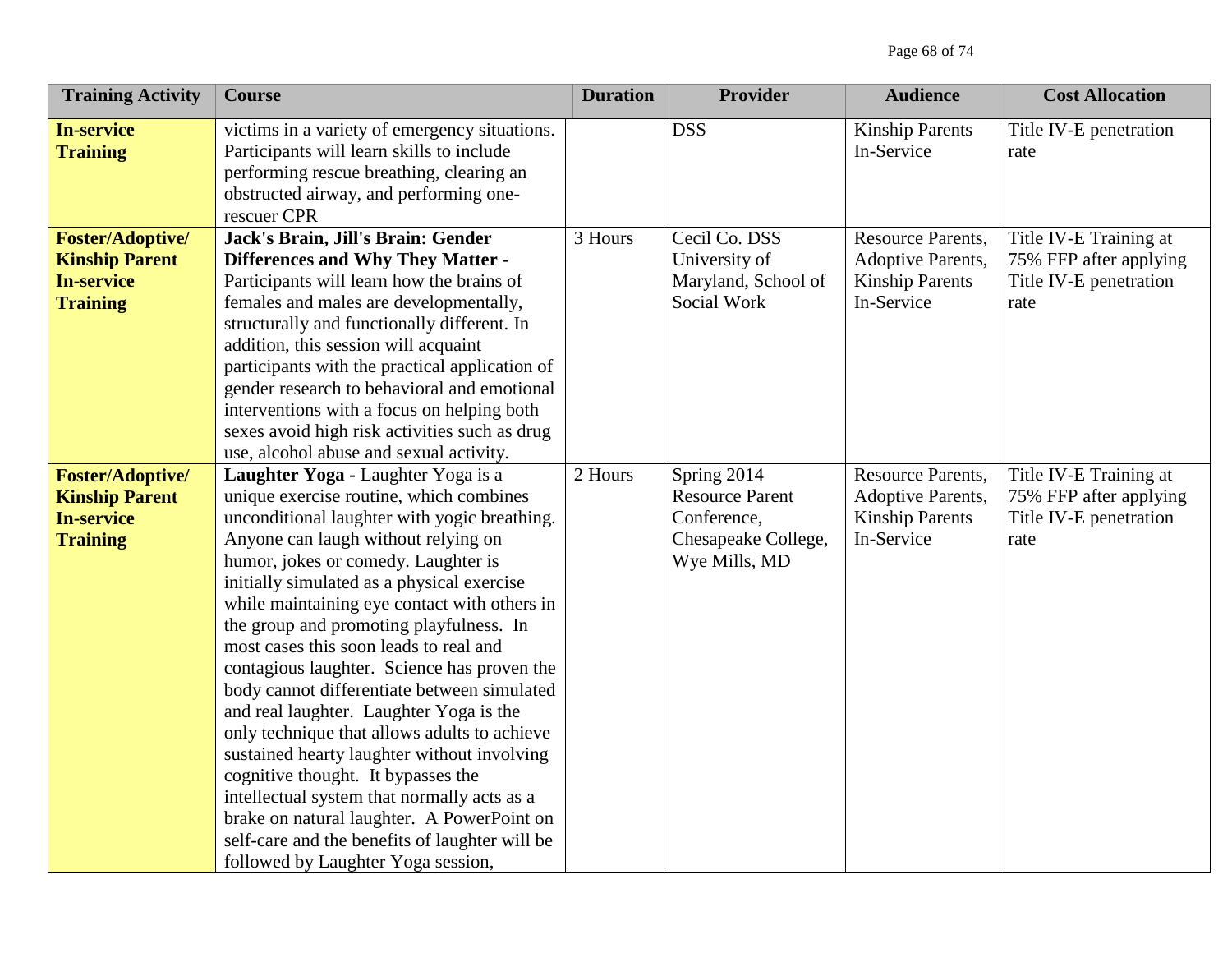| Training Activity | Course | Duration | Provider | Audience | Cost Allocation |
|---|---|---|---|---|---|
| **In-service Training** | victims in a variety of emergency situations. Participants will learn skills to include performing rescue breathing, clearing an obstructed airway, and performing one-rescuer CPR | | DSS | Kinship Parents In-Service | Title IV-E penetration rate |
| **Foster/Adoptive/ Kinship Parent In-service Training** | **Jack's Brain, Jill's Brain: Gender Differences and Why They Matter -** Participants will learn how the brains of females and males are developmentally, structurally and functionally different. In addition, this session will acquaint participants with the practical application of gender research to behavioral and emotional interventions with a focus on helping both sexes avoid high risk activities such as drug use, alcohol abuse and sexual activity. | 3 Hours | Cecil Co. DSS University of Maryland, School of Social Work | Resource Parents, Adoptive Parents, Kinship Parents In-Service | Title IV-E Training at 75% FFP after applying Title IV-E penetration rate |
| **Foster/Adoptive/ Kinship Parent In-service Training** | **Laughter Yoga -** Laughter Yoga is a unique exercise routine, which combines unconditional laughter with yogic breathing. Anyone can laugh without relying on humor, jokes or comedy. Laughter is initially simulated as a physical exercise while maintaining eye contact with others in the group and promoting playfulness. In most cases this soon leads to real and contagious laughter. Science has proven the body cannot differentiate between simulated and real laughter. Laughter Yoga is the only technique that allows adults to achieve sustained hearty laughter without involving cognitive thought. It bypasses the intellectual system that normally acts as a brake on natural laughter. A PowerPoint on self-care and the benefits of laughter will be followed by Laughter Yoga session, | 2 Hours | Spring 2014 Resource Parent Conference, Chesapeake College, Wye Mills, MD | Resource Parents, Adoptive Parents, Kinship Parents In-Service | Title IV-E Training at 75% FFP after applying Title IV-E penetration rate |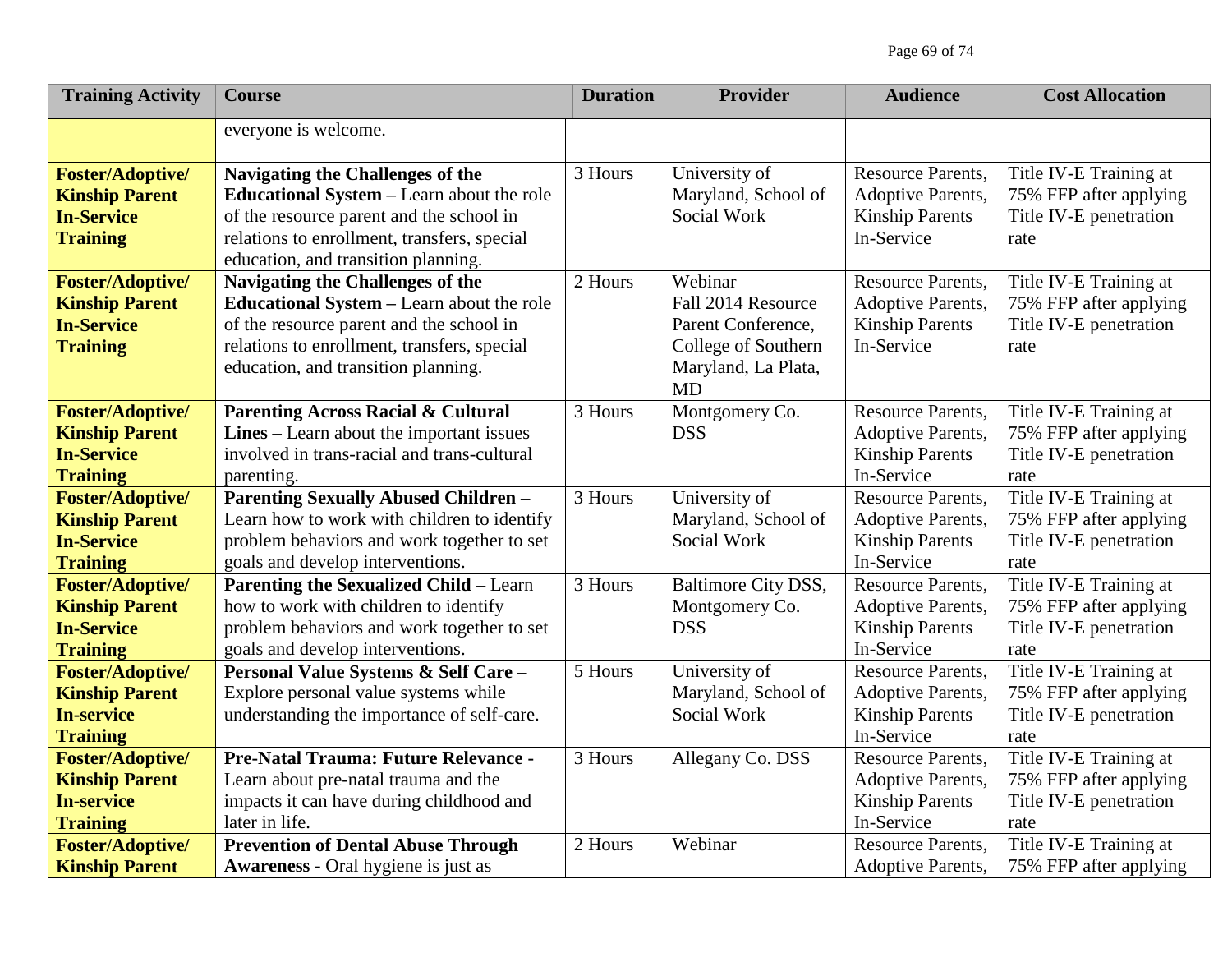| Training Activity | Course | Duration | Provider | Audience | Cost Allocation |
|---|---|---|---|---|---|
| | everyone is welcome. | | | | |
| **Foster/Adoptive/ Kinship Parent In-Service Training** | **Navigating the Challenges of the Educational System –** Learn about the role of the resource parent and the school in relations to enrollment, transfers, special education, and transition planning. | 3 Hours | University of Maryland, School of Social Work | Resource Parents, Adoptive Parents, Kinship Parents In-Service | Title IV-E Training at 75% FFP after applying Title IV-E penetration rate |
| **Foster/Adoptive/ Kinship Parent In-Service Training** | **Navigating the Challenges of the Educational System –** Learn about the role of the resource parent and the school in relations to enrollment, transfers, special education, and transition planning. | 2 Hours | Webinar Fall 2014 Resource Parent Conference, College of Southern Maryland, La Plata, MD | Resource Parents, Adoptive Parents, Kinship Parents In-Service | Title IV-E Training at 75% FFP after applying Title IV-E penetration rate |
| **Foster/Adoptive/ Kinship Parent In-Service Training** | **Parenting Across Racial & Cultural Lines –** Learn about the important issues involved in trans-racial and trans-cultural parenting. | 3 Hours | Montgomery Co. DSS | Resource Parents, Adoptive Parents, Kinship Parents In-Service | Title IV-E Training at 75% FFP after applying Title IV-E penetration rate |
| **Foster/Adoptive/ Kinship Parent In-Service Training** | **Parenting Sexually Abused Children –** Learn how to work with children to identify problem behaviors and work together to set goals and develop interventions. | 3 Hours | University of Maryland, School of Social Work | Resource Parents, Adoptive Parents, Kinship Parents In-Service | Title IV-E Training at 75% FFP after applying Title IV-E penetration rate |
| **Foster/Adoptive/ Kinship Parent In-Service Training** | **Parenting the Sexualized Child –** Learn how to work with children to identify problem behaviors and work together to set goals and develop interventions. | 3 Hours | Baltimore City DSS, Montgomery Co. DSS | Resource Parents, Adoptive Parents, Kinship Parents In-Service | Title IV-E Training at 75% FFP after applying Title IV-E penetration rate |
| **Foster/Adoptive/ Kinship Parent In-service Training** | **Personal Value Systems & Self Care –** Explore personal value systems while understanding the importance of self-care. | 5 Hours | University of Maryland, School of Social Work | Resource Parents, Adoptive Parents, Kinship Parents In-Service | Title IV-E Training at 75% FFP after applying Title IV-E penetration rate |
| **Foster/Adoptive/ Kinship Parent In-service Training** | **Pre-Natal Trauma: Future Relevance -** Learn about pre-natal trauma and the impacts it can have during childhood and later in life. | 3 Hours | Allegany Co. DSS | Resource Parents, Adoptive Parents, Kinship Parents In-Service | Title IV-E Training at 75% FFP after applying Title IV-E penetration rate |
| **Foster/Adoptive/ Kinship Parent** | **Prevention of Dental Abuse Through Awareness -** Oral hygiene is just as | 2 Hours | Webinar | Resource Parents, Adoptive Parents, | Title IV-E Training at 75% FFP after applying |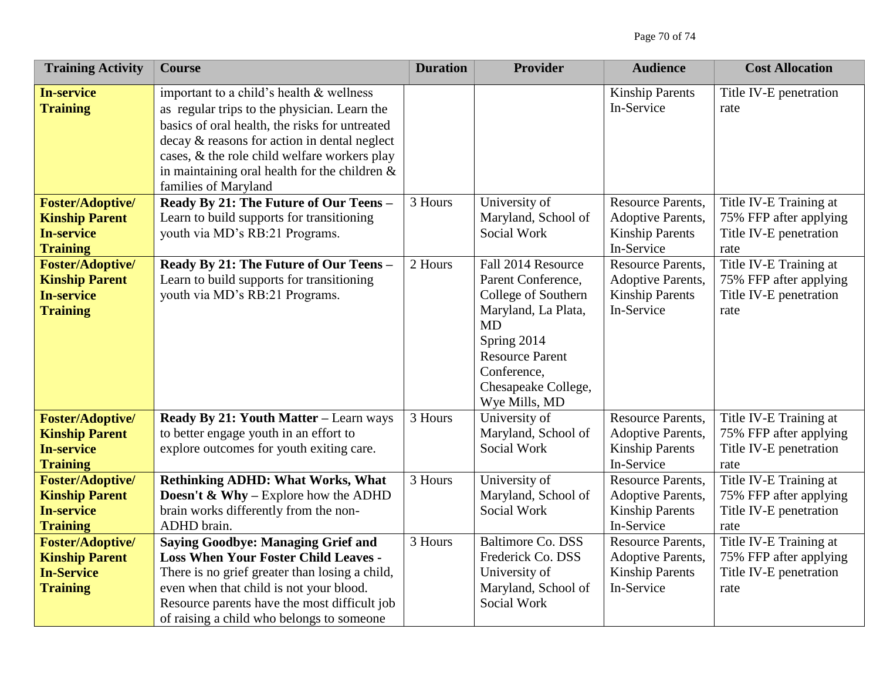| Training Activity | Course | Duration | Provider | Audience | Cost Allocation |
|---|---|---|---|---|---|
| **In-service Training** | important to a child's health & wellness as regular trips to the physician. Learn the basics of oral health, the risks for untreated decay & reasons for action in dental neglect cases, & the role child welfare workers play in maintaining oral health for the children & families of Maryland | | | Kinship Parents In-Service | Title IV-E penetration rate |
| **Foster/Adoptive/ Kinship Parent In-service Training** | **Ready By 21: The Future of Our Teens –** Learn to build supports for transitioning youth via MD's RB:21 Programs. | 3 Hours | University of Maryland, School of Social Work | Resource Parents, Adoptive Parents, Kinship Parents In-Service | Title IV-E Training at 75% FFP after applying Title IV-E penetration rate |
| **Foster/Adoptive/ Kinship Parent In-service Training** | **Ready By 21: The Future of Our Teens –** Learn to build supports for transitioning youth via MD's RB:21 Programs. | 2 Hours | Fall 2014 Resource Parent Conference, College of Southern Maryland, La Plata, MD Spring 2014 Resource Parent Conference, Chesapeake College, Wye Mills, MD | Resource Parents, Adoptive Parents, Kinship Parents In-Service | Title IV-E Training at 75% FFP after applying Title IV-E penetration rate |
| **Foster/Adoptive/ Kinship Parent In-service Training** | **Ready By 21: Youth Matter –** Learn ways to better engage youth in an effort to explore outcomes for youth exiting care. | 3 Hours | University of Maryland, School of Social Work | Resource Parents, Adoptive Parents, Kinship Parents In-Service | Title IV-E Training at 75% FFP after applying Title IV-E penetration rate |
| **Foster/Adoptive/ Kinship Parent In-service Training** | **Rethinking ADHD: What Works, What Doesn't & Why –** Explore how the ADHD brain works differently from the non-ADHD brain. | 3 Hours | University of Maryland, School of Social Work | Resource Parents, Adoptive Parents, Kinship Parents In-Service | Title IV-E Training at 75% FFP after applying Title IV-E penetration rate |
| **Foster/Adoptive/ Kinship Parent In-Service Training** | **Saying Goodbye: Managing Grief and Loss When Your Foster Child Leaves -** There is no grief greater than losing a child, even when that child is not your blood. Resource parents have the most difficult job of raising a child who belongs to someone | 3 Hours | Baltimore Co. DSS Frederick Co. DSS University of Maryland, School of Social Work | Resource Parents, Adoptive Parents, Kinship Parents In-Service | Title IV-E Training at 75% FFP after applying Title IV-E penetration rate |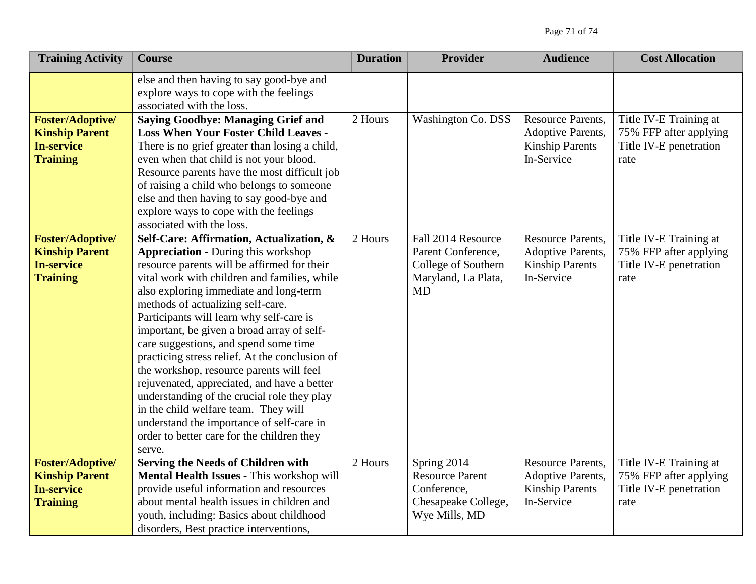| Training Activity | Course | Duration | Provider | Audience | Cost Allocation |
|---|---|---|---|---|---|
| | else and then having to say good-bye and explore ways to cope with the feelings associated with the loss. | | | | |
| **Foster/Adoptive/ Kinship Parent In-service Training** | **Saying Goodbye: Managing Grief and Loss When Your Foster Child Leaves -** There is no grief greater than losing a child, even when that child is not your blood. Resource parents have the most difficult job of raising a child who belongs to someone else and then having to say good-bye and explore ways to cope with the feelings associated with the loss. | 2 Hours | Washington Co. DSS | Resource Parents, Adoptive Parents, Kinship Parents In-Service | Title IV-E Training at 75% FFP after applying Title IV-E penetration rate |
| **Foster/Adoptive/ Kinship Parent In-service Training** | **Self-Care: Affirmation, Actualization, & Appreciation** - During this workshop resource parents will be affirmed for their vital work with children and families, while also exploring immediate and long-term methods of actualizing self-care. Participants will learn why self-care is important, be given a broad array of self-care suggestions, and spend some time practicing stress relief. At the conclusion of the workshop, resource parents will feel rejuvenated, appreciated, and have a better understanding of the crucial role they play in the child welfare team. They will understand the importance of self-care in order to better care for the children they serve. | 2 Hours | Fall 2014 Resource Parent Conference, College of Southern Maryland, La Plata, MD | Resource Parents, Adoptive Parents, Kinship Parents In-Service | Title IV-E Training at 75% FFP after applying Title IV-E penetration rate |
| **Foster/Adoptive/ Kinship Parent In-service Training** | **Serving the Needs of Children with Mental Health Issues -** This workshop will provide useful information and resources about mental health issues in children and youth, including: Basics about childhood disorders, Best practice interventions, | 2 Hours | Spring 2014 Resource Parent Conference, Chesapeake College, Wye Mills, MD | Resource Parents, Adoptive Parents, Kinship Parents In-Service | Title IV-E Training at 75% FFP after applying Title IV-E penetration rate |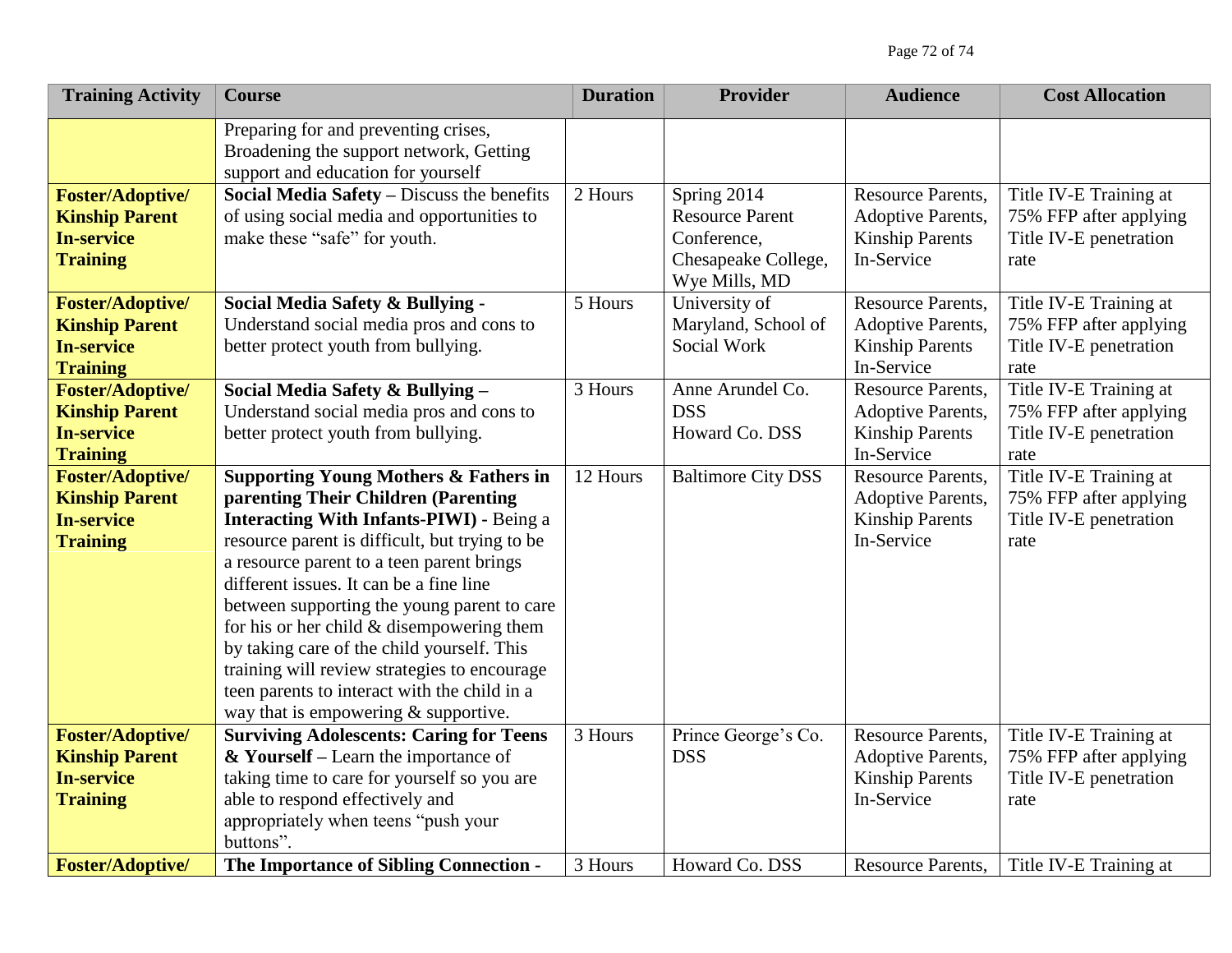| Training Activity | Course | Duration | Provider | Audience | Cost Allocation |
|---|---|---|---|---|---|
| | Preparing for and preventing crises, Broadening the support network, Getting support and education for yourself | | | | |
| **Foster/Adoptive/ Kinship Parent In-service Training** | **Social Media Safety –** Discuss the benefits of using social media and opportunities to make these "safe" for youth. | 2 Hours | Spring 2014 Resource Parent Conference, Chesapeake College, Wye Mills, MD | Resource Parents, Adoptive Parents, Kinship Parents In-Service | Title IV-E Training at 75% FFP after applying Title IV-E penetration rate |
| **Foster/Adoptive/ Kinship Parent In-service Training** | **Social Media Safety & Bullying -** Understand social media pros and cons to better protect youth from bullying. | 5 Hours | University of Maryland, School of Social Work | Resource Parents, Adoptive Parents, Kinship Parents In-Service | Title IV-E Training at 75% FFP after applying Title IV-E penetration rate |
| **Foster/Adoptive/ Kinship Parent In-service Training** | **Social Media Safety & Bullying –** Understand social media pros and cons to better protect youth from bullying. | 3 Hours | Anne Arundel Co. DSS Howard Co. DSS | Resource Parents, Adoptive Parents, Kinship Parents In-Service | Title IV-E Training at 75% FFP after applying Title IV-E penetration rate |
| **Foster/Adoptive/ Kinship Parent In-service Training** | **Supporting Young Mothers & Fathers in parenting Their Children (Parenting Interacting With Infants-PIWI)** - Being a resource parent is difficult, but trying to be a resource parent to a teen parent brings different issues. It can be a fine line between supporting the young parent to care for his or her child & disempowering them by taking care of the child yourself. This training will review strategies to encourage teen parents to interact with the child in a way that is empowering & supportive. | 12 Hours | Baltimore City DSS | Resource Parents, Adoptive Parents, Kinship Parents In-Service | Title IV-E Training at 75% FFP after applying Title IV-E penetration rate |
| **Foster/Adoptive/ Kinship Parent In-service Training** | **Surviving Adolescents: Caring for Teens & Yourself –** Learn the importance of taking time to care for yourself so you are able to respond effectively and appropriately when teens "push your buttons". | 3 Hours | Prince George's Co. DSS | Resource Parents, Adoptive Parents, Kinship Parents In-Service | Title IV-E Training at 75% FFP after applying Title IV-E penetration rate |
| **Foster/Adoptive/** | **The Importance of Sibling Connection -** | 3 Hours | Howard Co. DSS | Resource Parents, | Title IV-E Training at |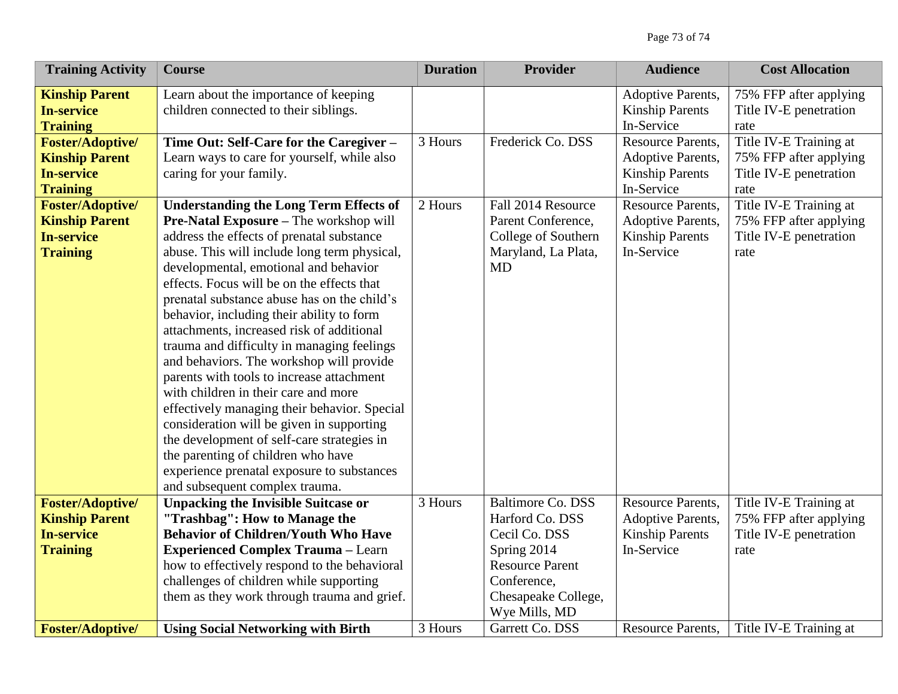| Training Activity | Course | Duration | Provider | Audience | Cost Allocation |
|---|---|---|---|---|---|
| **Kinship Parent In-service Training** | Learn about the importance of keeping children connected to their siblings. | | | Adoptive Parents, Kinship Parents In-Service | 75% FFP after applying Title IV-E penetration rate |
| **Foster/Adoptive/ Kinship Parent In-service Training** | **Time Out: Self-Care for the Caregiver –** Learn ways to care for yourself, while also caring for your family. | 3 Hours | Frederick Co. DSS | Resource Parents, Adoptive Parents, Kinship Parents In-Service | Title IV-E Training at 75% FFP after applying Title IV-E penetration rate |
| **Foster/Adoptive/ Kinship Parent In-service Training** | **Understanding the Long Term Effects of Pre-Natal Exposure –** The workshop will address the effects of prenatal substance abuse. This will include long term physical, developmental, emotional and behavior effects. Focus will be on the effects that prenatal substance abuse has on the child's behavior, including their ability to form attachments, increased risk of additional trauma and difficulty in managing feelings and behaviors. The workshop will provide parents with tools to increase attachment with children in their care and more effectively managing their behavior. Special consideration will be given in supporting the development of self-care strategies in the parenting of children who have experience prenatal exposure to substances and subsequent complex trauma. | 2 Hours | Fall 2014 Resource Parent Conference, College of Southern Maryland, La Plata, MD | Resource Parents, Adoptive Parents, Kinship Parents In-Service | Title IV-E Training at 75% FFP after applying Title IV-E penetration rate |
| **Foster/Adoptive/ Kinship Parent In-service Training** | **Unpacking the Invisible Suitcase or "Trashbag": How to Manage the Behavior of Children/Youth Who Have Experienced Complex Trauma –** Learn how to effectively respond to the behavioral challenges of children while supporting them as they work through trauma and grief. | 3 Hours | Baltimore Co. DSS Harford Co. DSS Cecil Co. DSS Spring 2014 Resource Parent Conference, Chesapeake College, Wye Mills, MD | Resource Parents, Adoptive Parents, Kinship Parents In-Service | Title IV-E Training at 75% FFP after applying Title IV-E penetration rate |
| **Foster/Adoptive/** | **Using Social Networking with Birth** | 3 Hours | Garrett Co. DSS | Resource Parents, | Title IV-E Training at |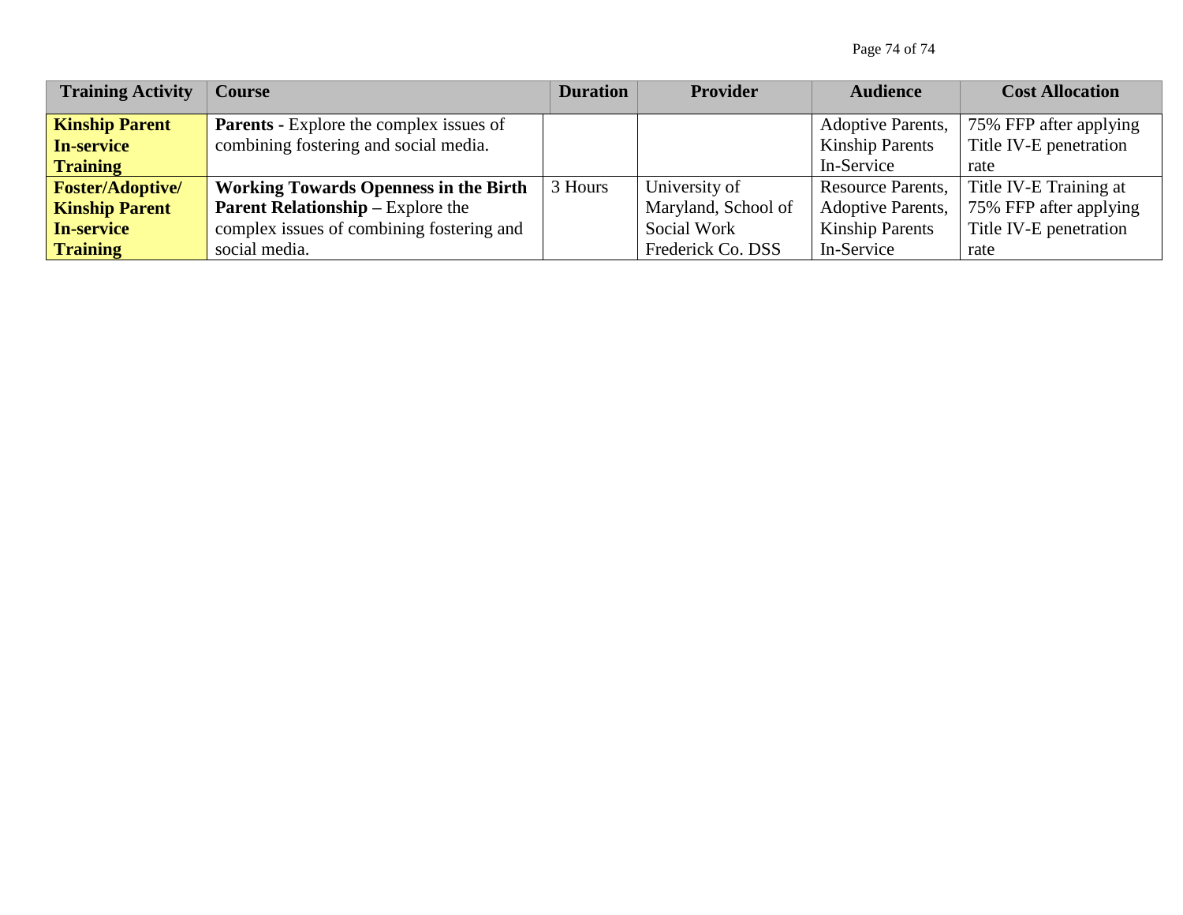| Training Activity | Course | Duration | Provider | Audience | Cost Allocation |
|---|---|---|---|---|---|
| **Kinship Parent In-service Training** | **Parents -** Explore the complex issues of combining fostering and social media. | | | Adoptive Parents, Kinship Parents In-Service | 75% FFP after applying Title IV-E penetration rate |
| **Foster/Adoptive/ Kinship Parent In-service Training** | **Working Towards Openness in the Birth Parent Relationship –** Explore the complex issues of combining fostering and social media. | 3 Hours | University of Maryland, School of Social Work Frederick Co. DSS | Resource Parents, Adoptive Parents, Kinship Parents In-Service | Title IV-E Training at 75% FFP after applying Title IV-E penetration rate |